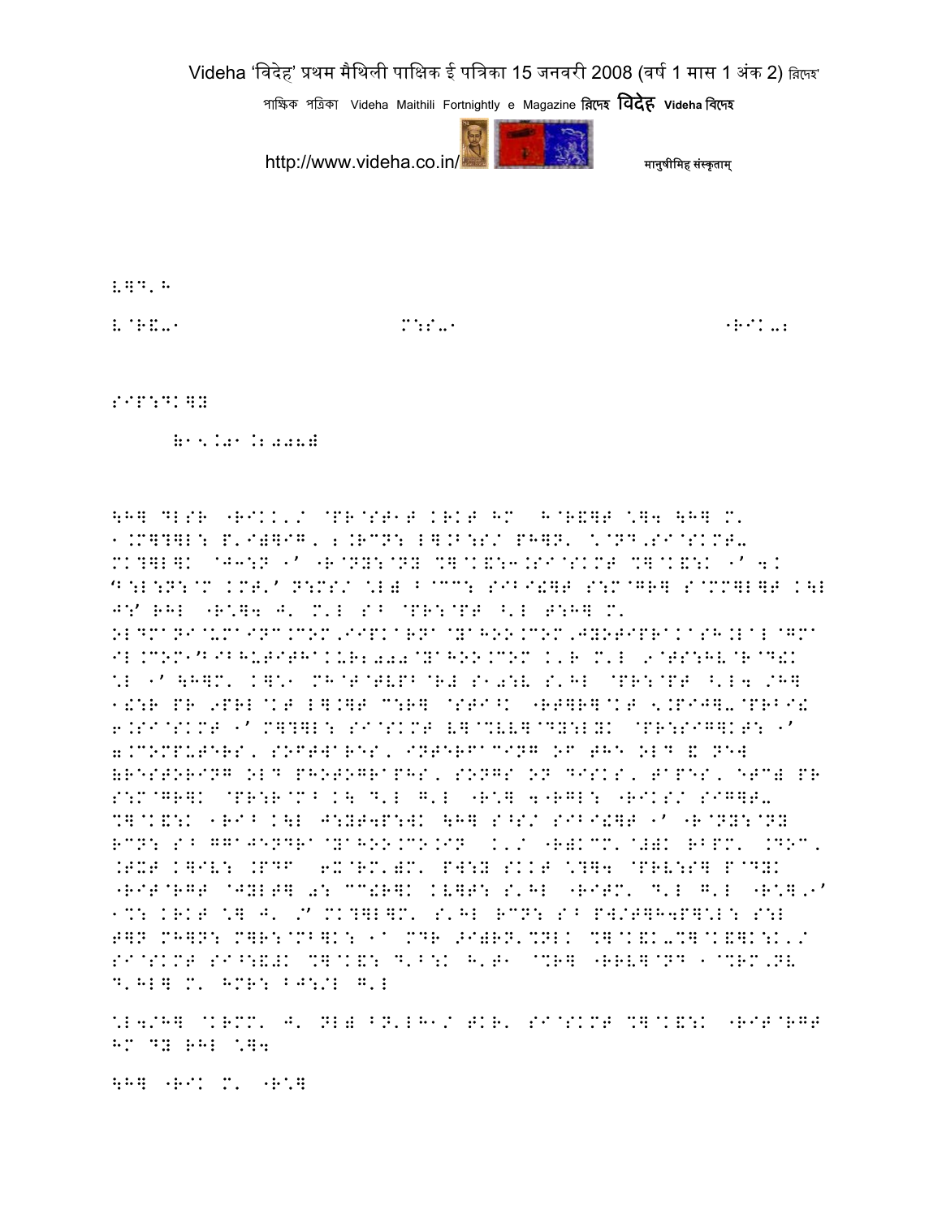V]D'H

V@R&-1 M:S-1 "RIK-2

SIP:DK]Y

(15.01.2008)

\H] DLSR "RIKK'/ @PR@ST1T KRKT HM H@R&]T \]4 \H] M' 1.M]?]L: P'I)]IG, 2.RCN: L].B:S/ PH]N' \@ND,SI@SKMT- MK?]L]K @J3:N 1' "R@NY:@NY %]@K&:3.SI@SKMT %]@K&:K 1' 4. "B:L:N:@M KMT-' N:MS/ \L) B@CC: SIBI!]T S:M@GR] S@MM]L]T K\L J:' RHL "R\]4 J' M'L S^ @PR:@PT ^'L T:H] M' OLDMANINUMAINC.COM,IIPKARNANYAHOO.COM,JYOTIPRAKASH.LALGMAIL.COM1'BIBHUTITHAKUR2000@YAHOO.COM K'R M'L 9@TS:HV@R@D!K \L 1' \H]M' K]\1 MH@T@TVPB@R# S10:V S'HL @PR:@PT ^'L4 /H] 1!:R PR 9PRL@KT L].]T C:R] @STI^K "RT]R]@KT 5.PIJ]-@PRBI! 6.SI@SKMT 1' M]?]L: SI@SKMT V]@%VV]@DY:LYK @PR:SIG]KT: 1' 7.COMPUTERS, SOFTWARES, INTERFACING OF THE OLD & NEW (RESTORING OLD PHOTOGRAPHS, SONGS ON DISKS, TAPES, ETC) PR S:M@GR]K @PR:R@M^ K\ D'L G'L "R\] 4"RGL: "RIKS/ SIG]T- %]@K&:K 1RI^ K\L J:YT4P:WK \H] S^S/ SIBI!]T 1' "R@NY:@NY RCN: S^ GGAJENDRA@YAHOO.CO.IN K'/ "R)KCM'@#)K RBPM' .DOC, .TXT K]IV: .PDF 6X@RM')M' PW:Y SKKT \?]4 @PRV:S] P@DYK "RIT@RGT @JYLT] 0: CC!R]K KV]T: S'HL "RITM' D'L G'L "R\],1' 1%: KRKT \] J' /' MK?]L]M' S'HL RCN: S^ PW/T]H4P]\L: S:L T]N MH]N: M]R:@MB]K: 1^ MDR >I)RN'%NLK %]@K&K-%]@K&]K:K'/ SI@SKMT SI^:&#K %]@K&: D'B:K H'T1 @%R] "RRV]@ND 1@%RM,NV D'HL] M' HMR: BJ:/L G'L

\L4/H] @KRMM' J' NL) BN'LH1/ TKR' SI@SKMT %]@K&:K "RIT@RGT HM DY RHL \]4

\H] "RIK M' "R\]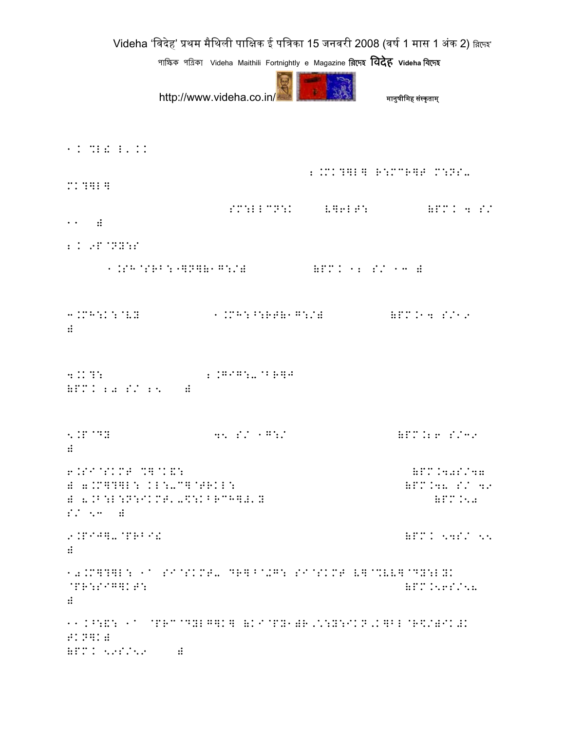1. %L! L'.KK

2.MK?]L] R:M^R]T M:NS-MK?]L]

SM:LLCN:K L]6LT: (PM. 4 S/ 11 )

2. 9P@NY:S

1.SH@SRB:[]N](1G:/) (PM. 12 S/ 13 )

3.MH:K:@VY 1.MH:^:RT(1G:/) (PM.14 S/19 )

4.K?: 2.G9G:-@BR]J (PM. 20 S/ 25 )

5.P@DY 45 S/ 1G:/ (PM.26 S/39 )

6.SI@SKMT %]@K&: (PM.40S/47 ) 7.M]?]L: KL:-C]@TRKL: (PM.48 S/ 49 ) 8.B:L:N:IKMT'-\$:KBRCH]#'Y (PM.50 S/ 53 )

9.PIJ]-@PRBI! (PM. 54S/ 55 )

10.M]?]L: 1^ SI@SKMT- DR]^^+G: SI@SKMT V]@%VV]@DY:LYK @PR:SIG]KT: (PM.56S/58 )

11.^:&: 1^ @PRC@DYLG]K] (KI@PY1)R/\:Y:IKN,K]BL@R\$/)IK#K TKN]K) (PM. 59S/59 )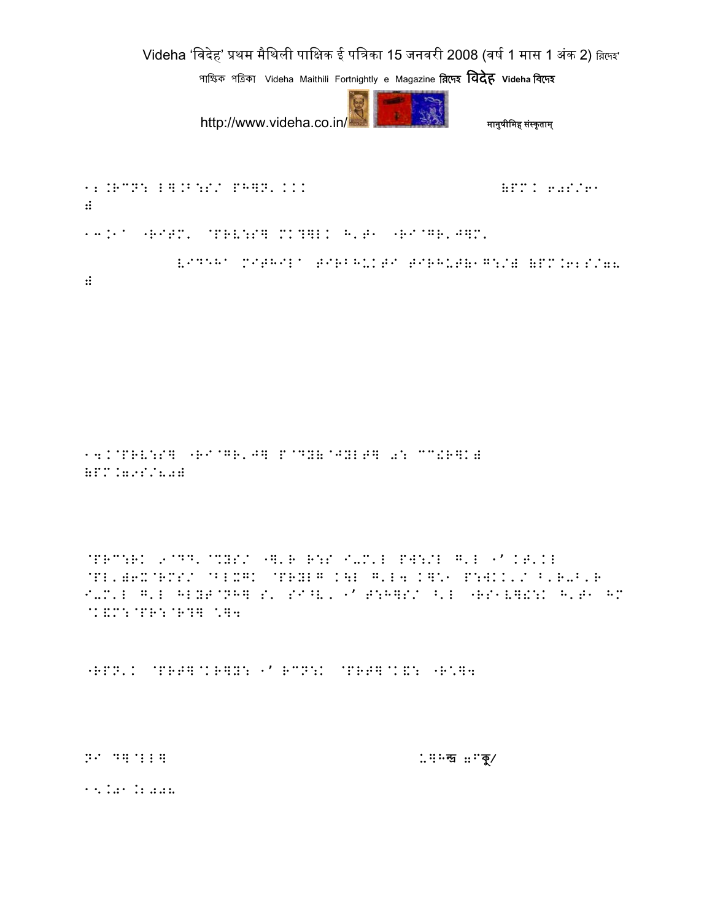12.RCN: L].B:S/ PH]N'.KKK                                    (PM. 60S/61 )

13.1a "RITM' @PRV:S] MK?]LK H'T1 "RI@GR'J]M'

VIDEHA MITHILA TIRBHUKTI TIRHUT(1G:/) (PM.62S/78 )

14.@PRV:S] "RI@GR'J] P@DY(@JYLT] 0: CC!R]K) (PM.79S/80)

@PRC:RK 9@DD'@%YS/ "]'R R:S I-M'L PW:/L G'L 1' KT'KL @PL')6X@RMS/ @BLXGK @PRYLG K\L G'L4 K]\1 P:WKK'/ B'R-B'R I-M'L G'L HLYT@NH] S' SI^V' 1' T:H]S/ ^'L "RS1V]!:K H'T1 HM @K&M:@PR:@R?] \]4

"RPN'K @PRT]@KR]Y: 1' RCN:K @PRT]@K&: "R\]4

NI D]@LL]                                    .]hन्द्र 8"कु/

15.01.2008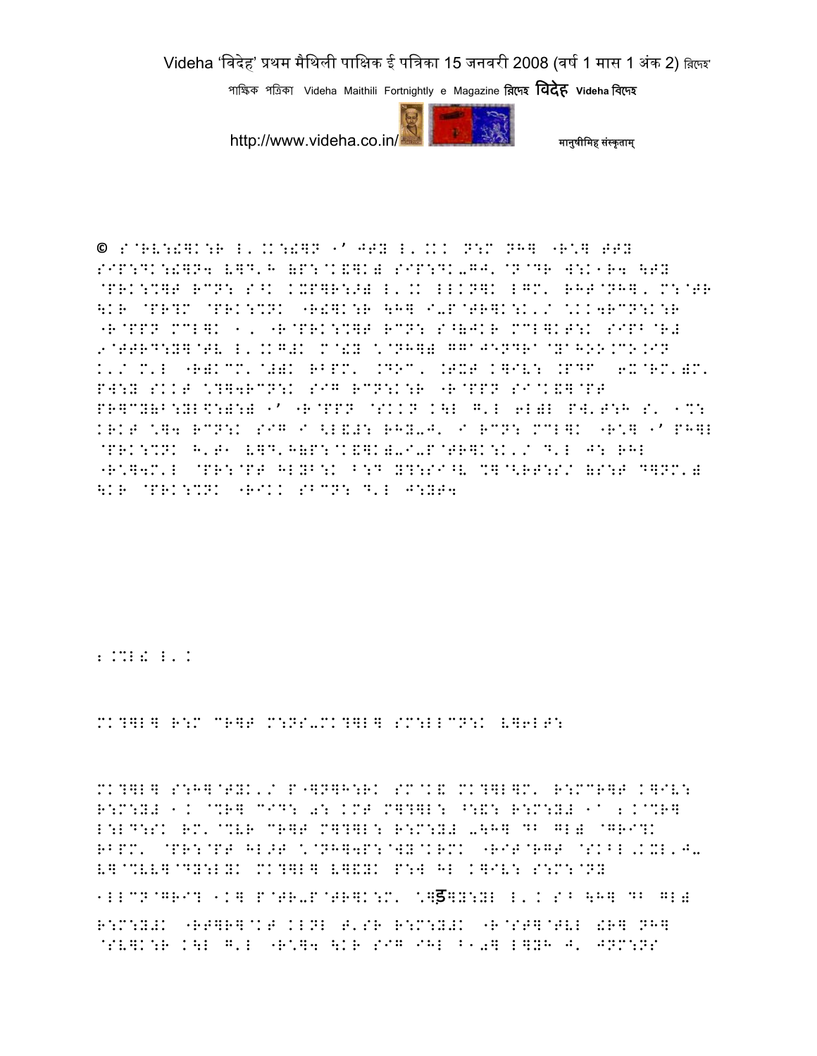© S@RV:!]K:R L'.K:!]N1' JTyL'.KK N:M NH] "R'] TTY SIP:DK:!]N4 V]D'H (P:@K&]K) SIP:DK-GJ'@N@DR W:K1R4 \TY @PRK:%]T RCN: S^K KXP]R:>) L'.K LLKN]K LGM' RHT@NH]' M:@TR \KR @PR?M @PRK:%NK "R!]K:R \H] I-P@TR]K:K'/ \*KK4RCN:K:R "R@PPN MCL]K 1' "R@PRK:%]T RCN: S^]JKR MCL]KT:K SIPB@R# 9@TTRD:Y]@TV L'.KG#K M@!Y \*@NH]) GG@JSNDR@@YAHOO.CO.IN K'/ M'L "R)KCM'@#)K RBPM' .DOC' .TXT K]IV: .PDF 6X@RM')M' PW:Y SKKT \*?]4RCN:K SIG RCN:K:R "R@PPN SI@K&]@PT PR]CY(B:YL\$:)) 1' "R@PPN @SKKN K\L G'L 6L)L PW'T:H S' 1%: KRKT \*]4 RCN:K SIG I <L&#: RHY-J' I RCN: MCL]K "R\*] 1' PH]L @PRK:%NK H'T1 V]D'H(P:@K&]K)-I-P@TR]K:K'/ D'L J: RHL "R\*]4M'L @PR:@PT HLYB:K F:D Y?:SI^V %]@<RT:S/ (S:T D]NM') \KR @PRK:%NK "RIKK SBCN: D'L J:YT4

2.%L! L'.K

MK?]L] R:M CR]T M:NS-MK?]L] SM:LLCN:K V]6LT:

MK?]L] S:H]@TYK'/ P"]N]H:RK SM@K& MK?]L]M' R:MCR]T K]IV: R:M:Y# 1.K @%R] CID: 0: KMT M]?]L: ^:&: R:M:Y# 1@ 2.K@%R] L:LD:SK RM'@%VR CR]T M]?]L: R:M:Y# -\H] DB GL) @GRI?K RBPM' @PR:@PT HL>T \*@NH]4P:@WY@KRMK "RIT@RGT @SKBL.KXL'J-V]@%VV]@DY:LYK MK?]L] V]&YK P:W HL K]IV: S:M:@NY 1LLCN@GRI? 1K] P@TR-P@TR]K:M' \*]ड]Y:YL L'.K SB \H] DB GL) R:M:Y#K "RT]R]@KT KLNL T'SR R:M:Y#K "R@ST]@TVL !R] NH] @SV]K:R K\L G'L "R\*]4 \KR SIG IHL F10] L]YH J' JNM:NS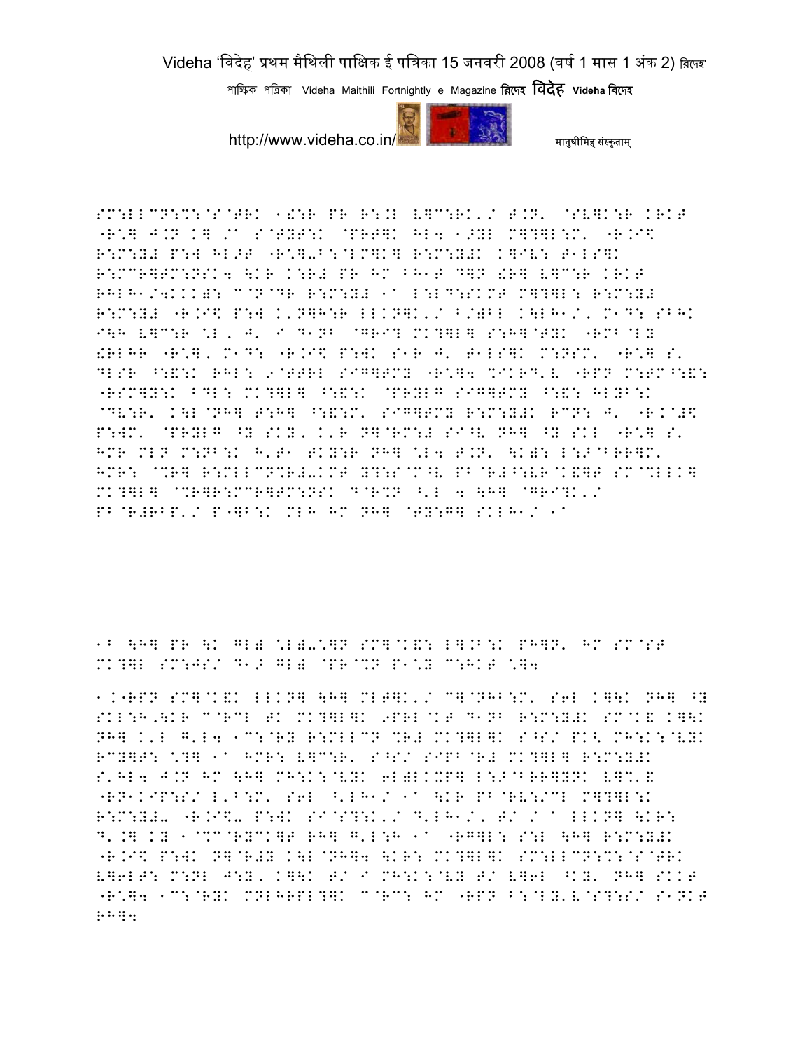SM:LLCN:%:@S@TRK 1!:R PR R:.L L]C:RK'/ T.N' @SV]K:R KRKT "R*] J.N K] /a S@TYT:K @PRT]K HL4 1>YL M]?]L:M' "R.I$ R:M:Y# P:W HL>T "R*]-B:@LM]K] R:M:Y#K K]IV: T1LS]K R:MCR]TM:NSK4 \KR K:R# PR HM BH1T D]N !R] L]C:R KRKT RHLH1/4KKK): C@N@DR R:M:Y# 1a L:LD:SKMT M]?]L: R:M:Y# R:M:Y# "R.I$ P:W K'N]H:R LLKN]K'/ B/)BL K\LH1/' M1D: SBHK I\H L]C:R *L' J' I D1NB @GRI? MK?]L] S:H]@TYK "RMB@LY !RLHR "R*]' M1D: "R.I$ P:WK S1R J' T1LS]K M:NSM' "R*] S' DLSR ^:&:K RHL: 9@TTRL SIG]TMY "R*]4 %IKRD'V "RPN M:TM^:&: "RSM]Y:K BDL: MK?]L] ^:&:K @PRYLG SIG]TMY ^:&: HLYB:K @DV:R' K\L@NH] T:H] ^:&:M' SIG]TMY R:M:Y#K RCN: J' "R.C#$ P:WM' @PRYLG ^Y SKY' K'R N]@RM:# SI^V NH] ^Y SKL "R*] S' HMR MLN M:NB:K H'T1 TKY:R NH] *L4 T.N' \K): L:>@BRR]M' HMR: @%R] R:MLLCN%R#-KMT Y?:S@M^V PB@R#^:VR@K&]T SM@%LLK] MK?]L] @%R]R:MCR]TM:NSK D@R%N ^'L 4 \H] @GRI?K'/ PB@R#RBP'/ P"]B:K MLH HM NH] @TY:G] SKLH1/ 1a

1B \H] PR \K GL) *L)-*]N SM]@K&: L].B:K PH]N' HM SM@ST MK?]L SM:JS/ D1> GL) @PR@%N P1*Y C:HKT *]4

1."RPN SM]@K&K LLKN] \H] MLT]K'/ C]@NHB:M' S6L K]\K NH] ^Y SKL:H,\KR C@RCL TK MK?]L]K 9PRL@KT D1NB R:M:Y#K SM@K& K]\K NH] K'L G'L4 1C:@RY R:MLLCN %R# MK?]L]K S^S/ PK< MH:K:@VYK RCY]T: *?] 1a HMR: L]C:R' S^S/ SIPB@R# MK?]L] R:M:Y#K S'HL4 J.N HM \H] MH:K:@VYK 6L)LKXP] L:>@BRR]YNK L]%'& "RN1KIP:S/ L'B:M' S6L ^'LH1/ 1a \KR PB@RV:/CL M]?]L:K R:M:Y#- "R.I$- P:WK SI@S?:K'/ D'LH1/' T/ / a LLKN] \KR: D'.] KY 1@%C@RYCK]T RH] G'L:H 1a "RG]L: S:L \H] R:M:Y#K "R.I$ P:WK N]@R#Y K\L@NH]4 \KR: MK?]L]K SM:LLCN:%:@S@TRK L]6LT: M:NL J:Y' K]\K T/ I MH:K:@VY T/ L]6L ^KY' NH] SKKT "R*]4 1C:@RYK MNLHRPL?]K C@RC: HM "RPN B:@LY'V@S?:S/ S1NKT RH]4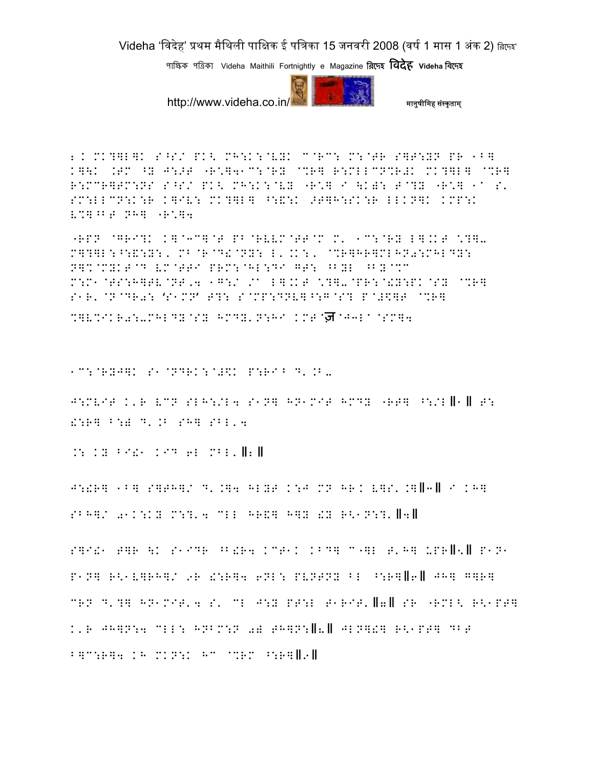2. MK?]L]K S^S/ PK< MH:K:@VYK C@RC: M:@TR S]T:YN PR 1B]
K]\K .TM ^Y J:>T "R\*]41C:@RY @%R] R:MLLCN%R#K MK?]L] @%R]
R:MCR]TM:NS S^S/ PK< MH:K:@VY "R\*] I \K): T@?Y "R\*] 1A S'
SM:LLCN:K:R K]IV: MK?]L] ^:&:K >T]H:SK:R LLKN]K KMP:K
V%]^BT NH] "R\*]4

"RPN @GRI?K K]@3C]@T PB@RVVM@TT@M M' 1C:@RY L].KT \*?]-
M]?]L:^:&:Y:, MB@R@D!@NY: L'.K:, @%R]HR]MLHN0:MHLDY:
N]%@MYKT@D VM@TTI PRM:@HL:DI GT: ^BYL ^BY@%C
M:M1@TS:H]TV@NT,4 1G:/ /A L].KT \*?]-@PR:@!Y:PK@SY @%R]
S1R'@N@DR0: 'S1MN' T?: S@MP:DNV]^:G@S? P@#\$]T @%R]
%]V%IKR0:-MHLDY@SY HMDY'N:HI KMT@ज़@J3LA@SM]4

1C:@RYJ]K S1@NDRK:@#\$K P:RI^ D'.B-

J:MVIT K'R VCN SLH:/L4 S1N] HN1MIT HMDY "RT] ^:/L॥1॥ T:
!:R] B:) D'.B SH] SBL'4

.: KY BI!1 KID 6L MBL'॥2॥

J:!R] 1B] S]TH]/ D'.]4 HLYT K:J MN HR.K V]S'.]॥3॥ I KH]
SBH]/ 01K:KY M:?'4 CLL HR&] H]Y !Y R<1N:?'॥4॥

S]I!1 T]R \K S1IDR ^B!R4 KCT1K KBD] C1]L T'H] UPR॥5॥ P1N1
P1N] R<1V]RH]/ 9R !:R]4 6NL: PVNTNY BL ^:R]॥6॥ JH] G]R]
CRN D'?] HN1MIT'4 S' CL J:Y PT:L T1RIT'॥7॥ SR "RML< R<1PT]
K'R JH]N:4 CLL: HNBM:N 0) TH]N:॥8॥ JLN]!] R<1PT] DBT
B]C:R]4 KH MKN:K HC @%RM ^:R]॥9॥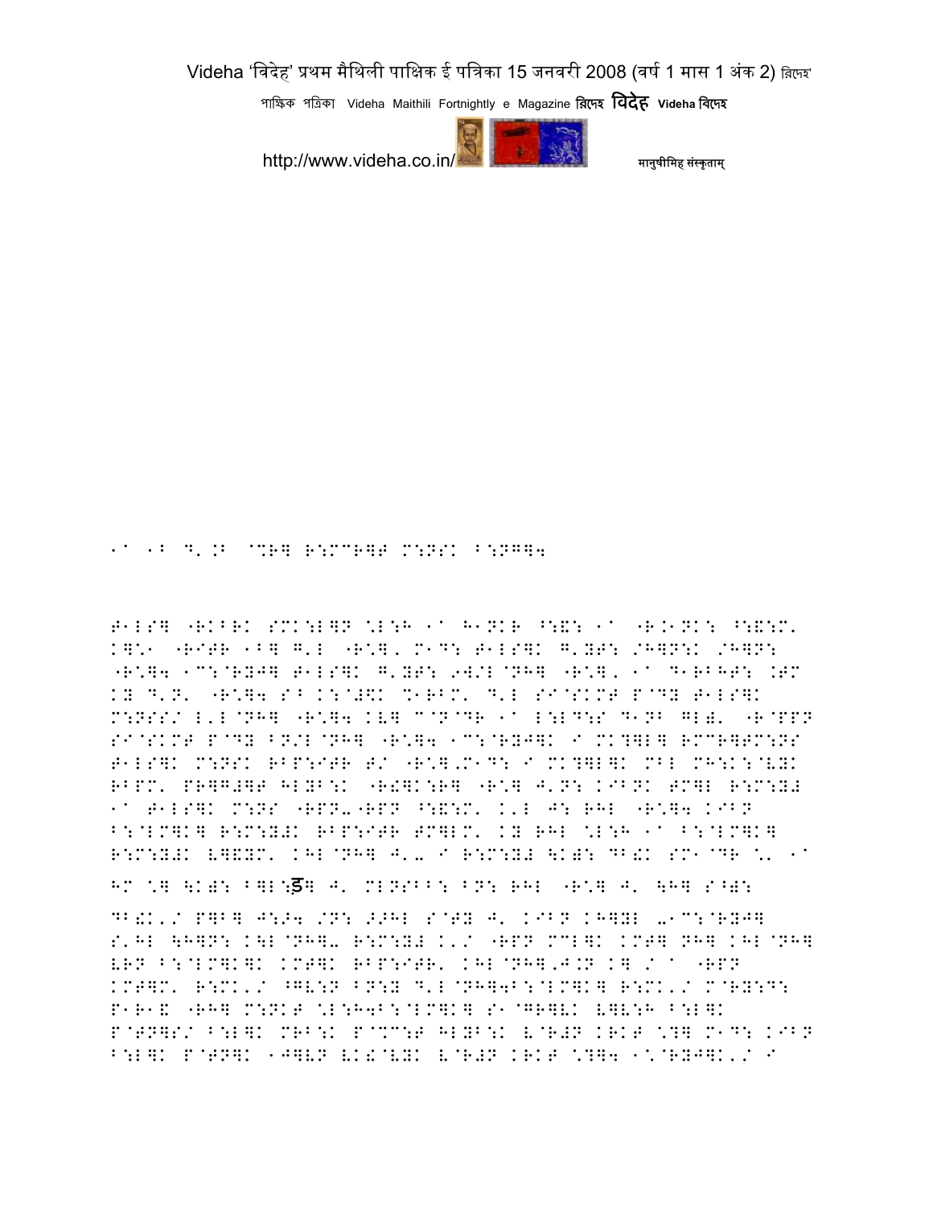1a 1b D'.B @%R] R:MCR]T M:NSK B:NG]4

T1LS] "RKBRK SMK:L]N <L:H 1a H1NKR ^:&: 1a "R.1NK: ^:&:M' K]\*1 "RITR 1B] G'L "R\*], M1D: T1LS]K G'YT: /H]N:K /H]N: "R\*]4 1C:@RYJ] T1LS]K G'YT: 9W/L@NH] "R\*], 1a D1RBHT: .TM KY D'N' "R\*]4 S^ K:@J\$K %1RBM' D'L SI@SKMT P@DY T1LS]K M:NSS/ L'L@NH] "R\*]4 KV] C@N@DR 1a L:LD:S D1NB GL)' "R@PPN SI@SKMT P@DY BN/L@NH] "R\*]4 1C:@RYJ]K I MK?]L] RMCR]TM:NS T1LS]K M:NSK RBP:ITR T/ "R\*],M1D: I MK?]L]K MBL MH:K:@VYK RBPM' PR]G#]T HLYB:K "R!]K:R] "R\*] J'N: KIBNK TM]L R:M:Y# 1a T1LS]K M:NS "RPN-"RPN ^:&:M' K'L J: RHL "R\*]4 KIBN B:@LM]K] R:M:Y#K RBP:ITR TM]LM' KY RHL <L:H 1a B:@LM]K] R:M:Y#K V]&YM' KHL@NH] J'- I R:M:Y# \K): DB!K SM1@DR \*' 1a HM \*] \K): B]L:ङ] J' MLNSBB: BN: RHL "R\*] J' \H] S^): DB!K'/ P]B] J:>4 /N: >>HL S@TY J' KIBN KH]YL -1C:@RYJ] S'HL \H]N: K\L@NH]- R:M:Y# K'/ "RPN MCL]K KMT] NH] KHL@NH] VRN B:@LM]K]K KMT]K RBP:ITR' KHL@NH],J.N K] / a "RPN KMT]M' R:MK'/ ^GV:N BN:Y D'L@NH]4B:@LM]K] R:MK'/ M@RY:D: P1R1& "RH] M:NKT <L:H4B:@LM]K] S1@GR]VK V]V:H B:L]K P@TN]S/ B:L]K MRB:K P@%C:T HLYB:K V@R#N KRKT <?] M1D: KIBN B:L]K P@TN]K 1J]VN VK!@VYK V@R#N KRKT <?]4 1\*@RYJ]K'/ I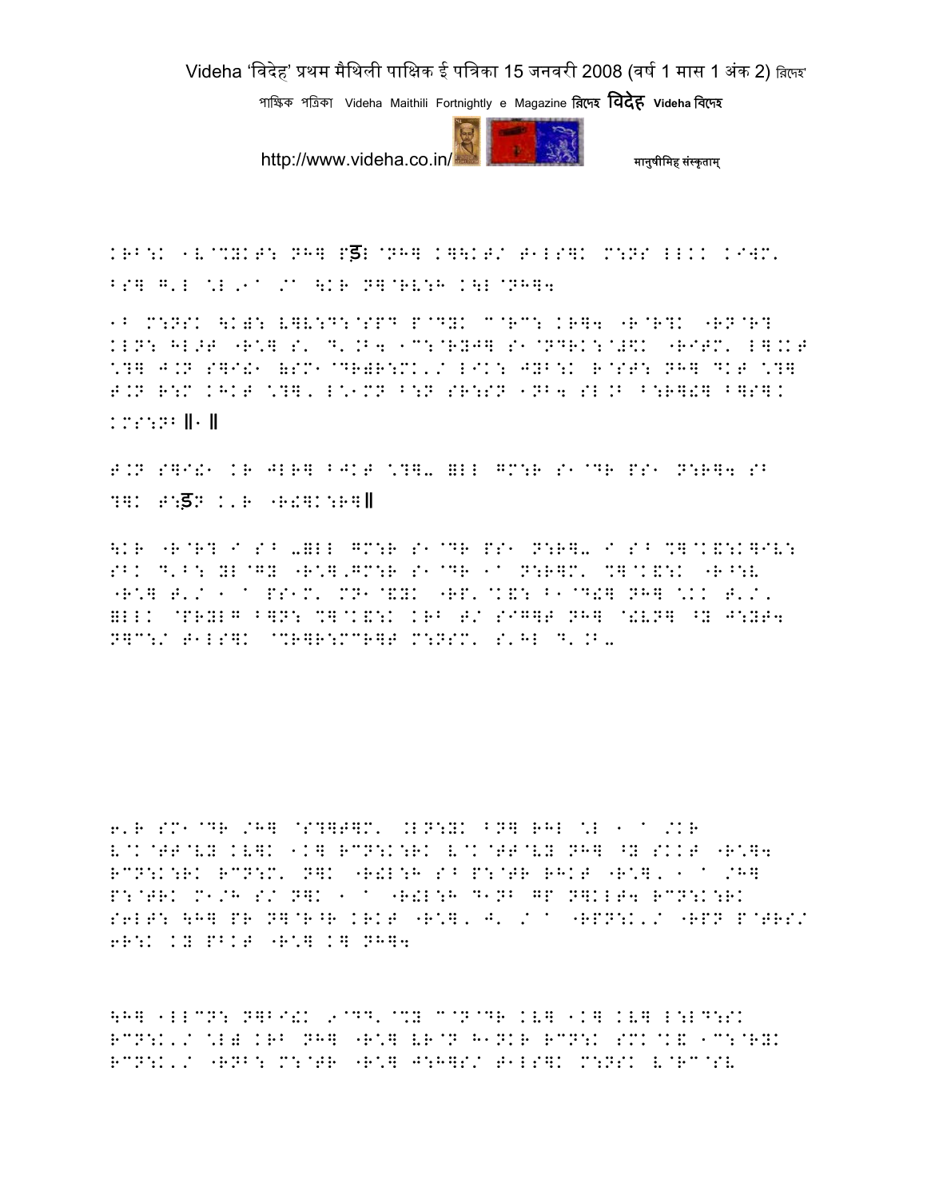KRB:K 1V@%YKT: NH] Pड़I@NH] K]\KT/ T1LS]K M:NS LLKK KI#M. BS] G'L \*L,1A /A \KR N]@RV:H K\L@NH]4

1B M:NSK \K): V]V:D:@SPD P@DYK C@RC: KR]4 "R@R?K "RN@R? KLN: HL>T "R\*] S' D'.B4 1C:@RYJ] S1@NDRK:@#\$K "RITM' L].KT \*?] J.N S]I!1 (SM1@DR)R:MK'/ LIK: JYB:K R@ST: NH] DKT \*?] T.N R:M KHKT \*?]' L\*1MN B:N SR:SN 1NB4 SL.B B:R]!] B]S]K KMS:NB॥१॥

T.N S]I!1 KR JLR] BJKT \*?]- =LL GM:R S1@DR PS1 N:R]4 SB ?]K T:ड़N K'R "R!]K:R]॥

\KR "R@R? I SB -=LL GM:R S1@DR PS1 N:R]- I SB %]@K&:K]IV: SBK D'B: YL@GY "R\*],GM:R S1@DR 1A N:R]M' %]@K&:K "R^:V "R\*] T'/ 1 A PS1M' MN1@&YK "RP'@K&: B1@D!] NH] \*KK T'/' =LLK @PRYLG B]N: %]@K&:K KRB T/ SIG]T NH] @!VN] ^Y J:YT4 N]C:/ T1LS]K @%R]R:MCR]T M:NSM' S'HL D'.B-

6'R SM1@DR /H] @S?]T]M' .LN:YK BN] RHL \*L 1 A /KR V@K@TT@VY KV]K 1K] RCN:K:RK V@K@TT@VY NH] ^Y SKKT "R\*]4 RCN:K:RK RCN:M' N]K "R!L:H SB P:@TR RHKT "R\*]' 1 A /H] P:@TRK M1/H S/ N]K 1 A "R!L:H D1NB GP N]KLT4 RCN:K:RK S6LT: \H] PR N]@R^R KRKT "R\*]' J' / A "RPN:K'/ "RPN P@TRS/ 6R:K KY PBKT "R\*] K] NH]4

\H] 1LLCN: N]BI!K ,@DD'@%Y C@N@DR KV] 1K] KV] L:LD:SK RCN:K'/ \*L) KRB NH] "R\*] VR@N H1NKR RCN:K SMK@K& 1C:@RYK RCN:K'/ "RNB: M:@TR "R\*] J:H]S/ T1LS]K M:NSK V@RC@SV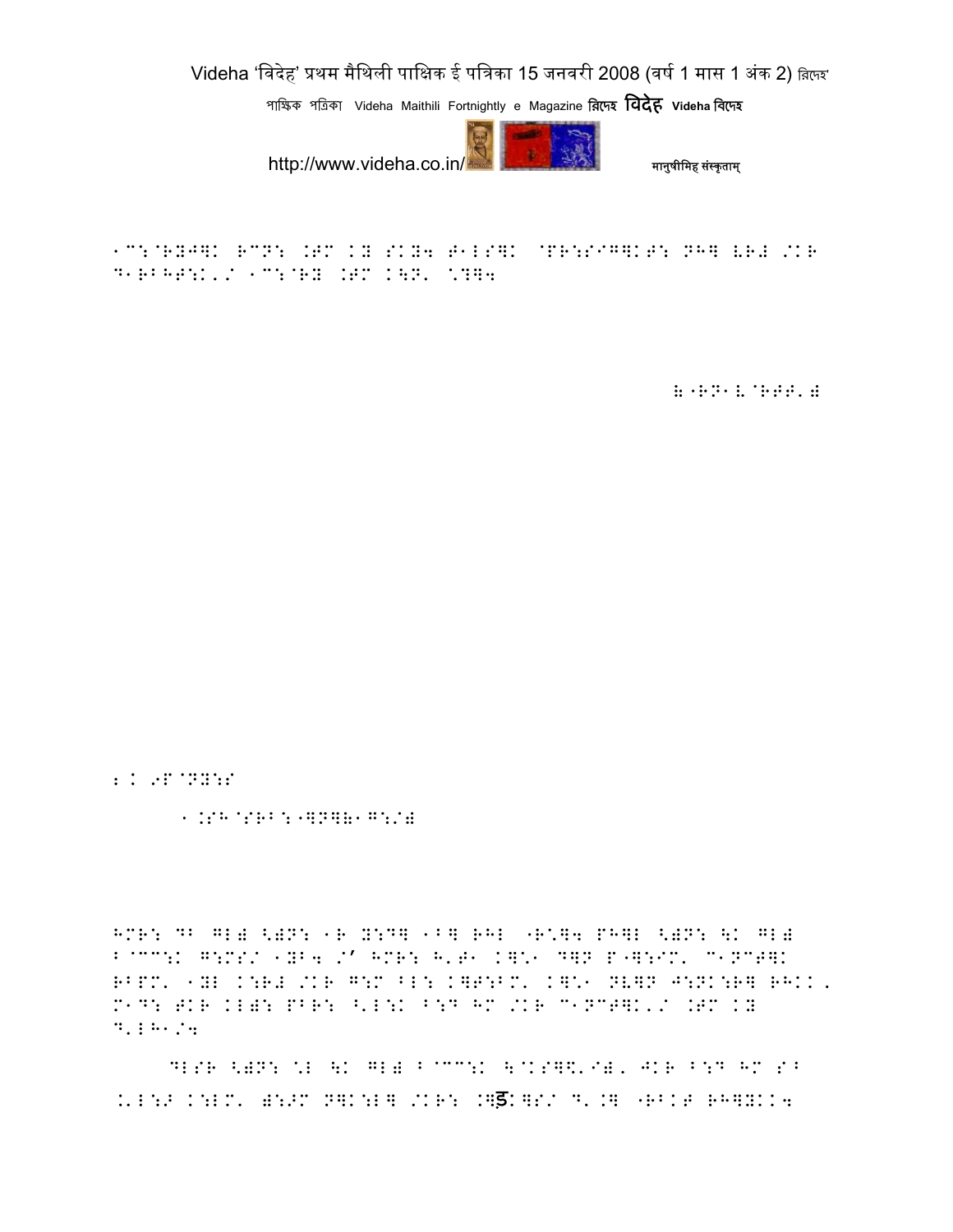1C:@RYJ]K RCN: .TM KY SKY4 T1LS]K @PR:SIG]KT: NH] VR# /KR D1RBHT:K'/ 1C:@RY .TM K\N' \?]4

&"RN1V@RTT')

2K 9P@NY:S

1.SH@SRB:"]N](1G:/)

HMR: DB GL) <)N: 1R Y:D] 1B] RHL "R\]4 PH]L <)N: \K GL) B@CC:K G:MS/ 1YB4 /' HMR: H'T1 K]\1 D]N P"]:IM' C1NCT]K RBPM' 1YL K:R# /KR G:M BL: K]T:BM' K]\1 NV]N J:NK:R] RHKK. M1D: TKR KL): PBR: ^'L:K B:D HM /KR C1NCT]K'/ .TM KY D'LH1/4

DLSR <)N: \L \K GL) B@CC:K \@KS]\'I)' JKR B:D HM SB .'L:\ K:LM' ):>M N]K:L] /KR: .]ड]S/ D'.] "RBKT RH]YKK4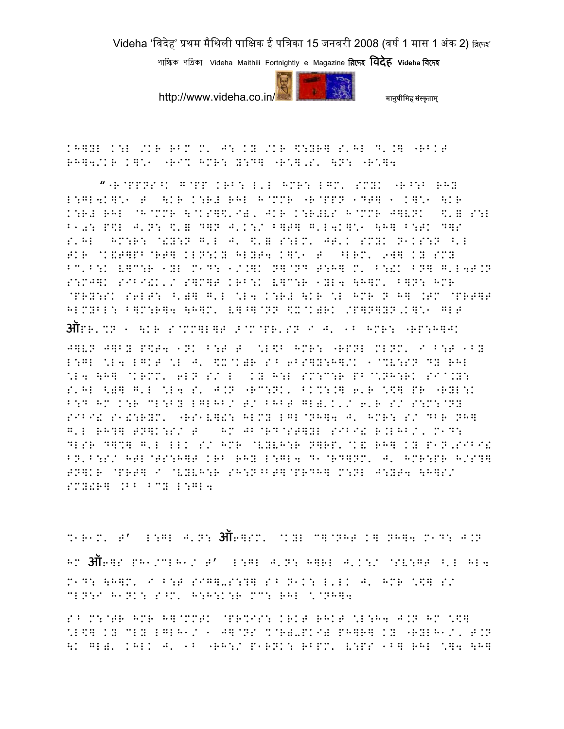KH]YL K:L /KR RBM M' J: KY /KR \$:YR] S'HL D'.] "RBKT RH]4/KR K]%1 "RI% HMR: Y:D] "R\*],S' \P: "R\*]4

"R@PPNS^K G@PP KRB: L'L HMR: LGM' SMYK "R^:B RHY L:GL4K]%1 T \KR K:R# RHL H@MMR "R@PPN 1DT] 1 K]%1 \KR K:R# RHL @H@MMR \@KS]\$'I), JKR K:R#VS H@MMR J]VNK \$'= S:L B10: P\$L J'N: \$'= D]N J'K:/ B]T] G'L4K]%1 \H] B:TK D]S S'HL HM:R: @!Y:N G'L J' \$'= S:LM' JT'K SMYK N1KS:N ^'L TKR @K&T]PB@RT] KLN:KY HLYT4 K]%1 T ^LRM' 9W] KY SMY BC'B:K V]C:R 1YL M1D: 1/.]K N]@ND T:H] M' B:!K BN] G'L4T.N S:MJ]K SIBI!K'/ S]M]T KRB:K V]C:R 1YL4 \H]M' B]N: HMR @PRY:SK S6LT: ^')] G'L \*L4 K:R# \KR \*L HMR N H] .TM @PRT]T HLMYBL: B]M:R]4 \H]M' V]^]@NN \$X@K)RK /P]N]YN.K]%1 GLT

ऑPR'%N 1 \KR S@MM]L]T > @M@PR'SN I J' 1B HMR: "RP:H]JK

J]VN J]BY P\$T4 1NK B:T T \*L\$B HMR: "RPNL MLNM' I B:T 1BY L:GL \*L4 LGKT \*L J' \$X@K)R SB 6BS]Y:H]/K 1@%V:SN DY RHL \*L4 \H] @KRMM' 6LN S/ L KY H:L SM:C:R PB@\*NH:RK SI@.Y: S'HL <)] G'L \*L4 S' J.N "RC:NK' BK%:.] 6'R \*\$] PR "RYL:K B:D HM K:R CL:BY LGLHB/ T/ BHBT GL)'K'/ 6'R S/ S:M:@NY SIBI! S1!:RYM' "RS1V]!: HLMY LGL@NH]4 J' HMR: S/ DBR NH] G'L RH?] TN]K:S/ T HM JB@RD@ST]YL SIBI! R.LHB/' M1D: DLSR D]%] G'L LLK S/ HMR @VYVH:R N]RP'@K& RH] KY P1N,SIBI! BN'B:S/ HTL@TS:H]T KRB RHY L:GL4 D1@RD]NM' J' HMR:PR H/S?] TN]KR @PRT] I @VYVH:R SH:N^BT]@PRDH] M:NL J:YT4 \H]S/ SMY!R] .BB BCY L:GL4

%1R1M' T' L:GL J'N: ऑ6]SM' @KYL C]@NHT K] NH]4 M1D: J.N HM ऑ6]S PH1/CLH1/ T' L:GL J'N: H]RL J'K:/ @SV:GT ^'L HL4 M1D: \H]M' I B:T SIG]-S:?] SB N1K: L'LK J' HMR \*\$] S/ CLN:I H1NK: S^M' H:H:K:R MC: RHL \*@NH]4

SB M:@TR HMR H]@MMTK @PR%IS: KRKT RHKT \*L:H4 J.N HM \*\$] \*L\$] KY CLY LGLH1/ 1 J]@NS %@R)-PKI) PH]R] KY "RYLH1/' T.N \K GL)' KHLK J' 1B "RH:/ P1RNK: RBPM' V:PS 1B] RHL \*]4 \H]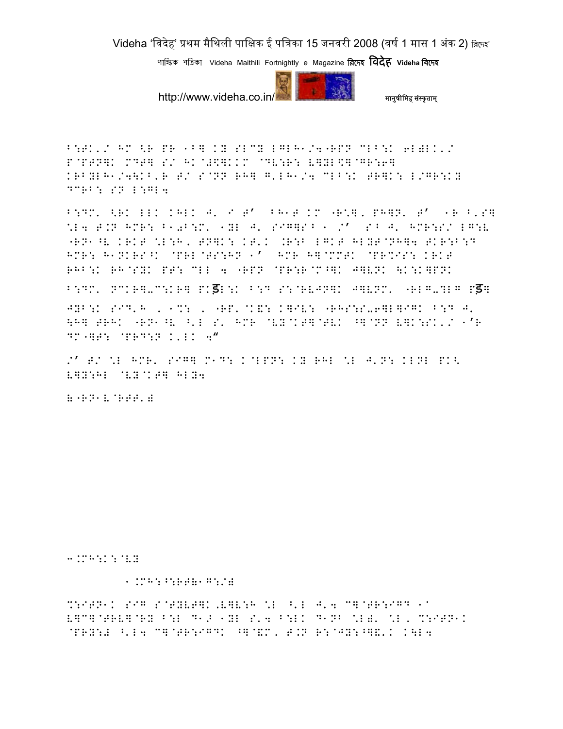B:TK'/ HM <R PR 1B] KY SLCY LGLH1/4"RPN CLB:K 6L)LK'/ P@PTN]K MDT] S/ HK@#\$]KKM @DV:R: V]YL\$]@GR:6] KRBYLH1/4\KB'R T/ S@NN RH] G'LH1/4 CLB:K TR]K: L/GR:KY DCRB: SN L:GL4

B:DM' <RK LLK KHLK J' I T' BH1T KM "R:]' PH]N' T' 1R B'S] \L4 T.N HMR: B10B:M' 1YL J' SIG]SB 1 /' SB J' HMR:S/ LG:V "RN1^V KRKT \L:H' TN]K: KT'K .R:B LGKT HLYT@NH]4 TKR:B:D HMR: H1NKRS^K @PRL@TS:HN 1' HMR H]@MMTK @PR%IS: KRKT RHB:K RH@SYK PT: CLL 4 "RPN @PR:R@M^]K J]VNK \K:K]PNK B:DM' NCKR]-C:KR] PKड़L:K B:D S:@RVJN]K J]VNM' "RLG-?LG Pड़] JYB:K SID'H , 1%: , "RP'@K&: K]IV: "RHS:S-6]L]IGK B:D J' \H] TRHK "RN1^V ^'L S' HMR @VY@KT]@TVK ^]@NN V]K:SK'/ 1'R DM"]T: @PRD:N K'LK 4"

/' T/ \L HMR' SIG] M1D: K@LPN: KY RHL \L J'N: KLNL PK< V]Y:HL @VY@KT] HLY4

)"RN1V@RTT')

3.MH:K:@VY

1.MH:^:RT)1G:/)

%:ITN1K SIG S@TYVT]K,V]V:H \L ^'L J'4 C]@TR:IGD 1I V]C]@TRV]@RY B:L D1> 1YL S'4 B:LK D1NB \L)' \L, %:ITN1K @PRY:# ^'L4 C]@TR:IGDK ^]@&M' T.N R:@JY:^]&'K K\L4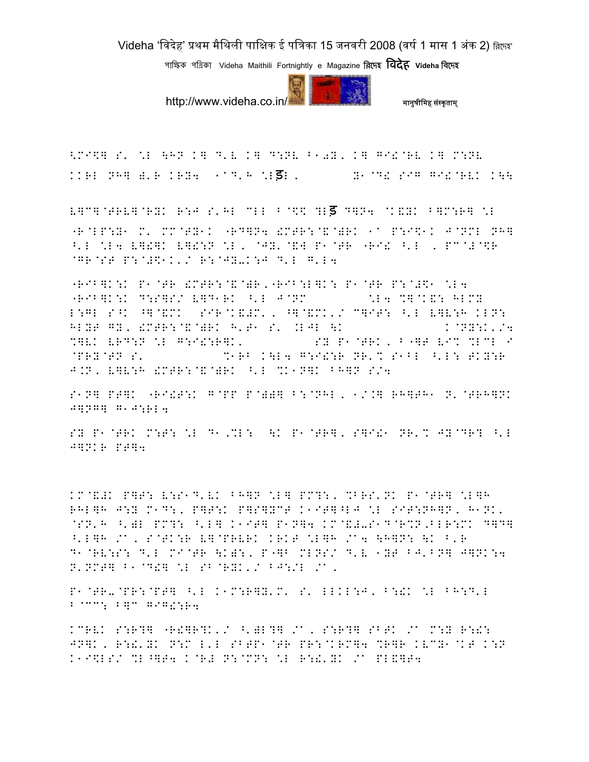<MI$] S' \L \H9 K] D'V K] D:NV B10Y, K] GI!@RV K] M:NV
KKRL NH] a'R KRY4 1ADH \Lड़L, Y1@D! SIG GI!@RVK K\\

V]C]@TRV]@RYK R:J S'HL CLL B@$\$ ?Lड़ D]N4 @K&YK B]M:R] \L

"R@LP:Y1 M' MM@TY1K "RD]N4 !MTR:@&@)RK 1A P:I$1K J@NML NH]
^'L \L4 V]!]K V]!:N \L, @JY'@&W P1@TR "RI! ^'L , PC@#@\$R
@GR@ST P:@#\$1K'/ R:@JY-K:J D'L G'L4

"RIB]K:K P1@TR !MTR:@&@)R,"RIB:L]K: P1@TR P:@#\$1 \L4
"RIB]K:K D:S]S/ V]D1RK ^'L J@NM \L4 %]@K&: HLMY
L:GL S^K ^]@&MK SIR@K&#M', ^]@&MK'/ C]IT: ^'L V]V:H KLN:
HLYT GY, !MTR:@&@)RK H'T1 S' .LJL \K K@NY:K'/4
%]VK VRD:N \L G:I!:R]K, SY P1@TRK, B"]T VI% %LCL I
@PRY@TN S' %1RB K\L4 G:I!:R NR'% S1BL ^'L: TKY:R
J.N, V]V:H !MTR:@&@)RK ^'L %K1N]K BH]N S/4

S1N] PT]K "RI!T:K G@PP P@))] B:@NHL, 1/.] RH]TH1 N'@TRH]NK
J]NG] G1J:RL4

SY P1@TRK M:T: \L D1,%L: \K P1@TR], S]I!1 NR'% JY@DR? ^'L
J]NKR PT]4

KM@&#K P]T: V:S1D'VK BH]N \L] PM?:, %BRS'NK P1@TR] \L]H
RHL]H J:Y M1D:, P]T:K P]S]YCT K1IT]^LJ \L SIT:NH]N, H1NK,
@SN'H ^')L PM?: ^'L] K1IT] P1N]4 KM@&#-S1D@R%N,BLR:MK D]D]
^'L]H /A, S@TK:R V]@PRVRK KRKT \L]H /A4 \H]N: \K B'R
D1@RV:S: D'L MI@TR \K):, P"]B MLNS/ D'V 1YT BJ'BN] J]NK:4
N'NMT] B1@D!] \L SB@RYK'/ BJ:/L /A,

P1@TR-@PR:@PT] ^'L K1M:R]Y'M' S' LLKL:J, B:!K \L BH:D'L
B@CC: B]C GIG!:R4

KCRVK S:R?] "R!]R?K'/ ^')L?] /A, S:R?] SBTK /A M:Y R:!:
JN]K, R:!'YK N:M L'L SBTP1@TR PR:@KRM]4 %R]R KVCY1@KT K:N
K1I\$LS/ %L^]T4 K@R# N:@MN: \L R:!'YK /A PL&]T4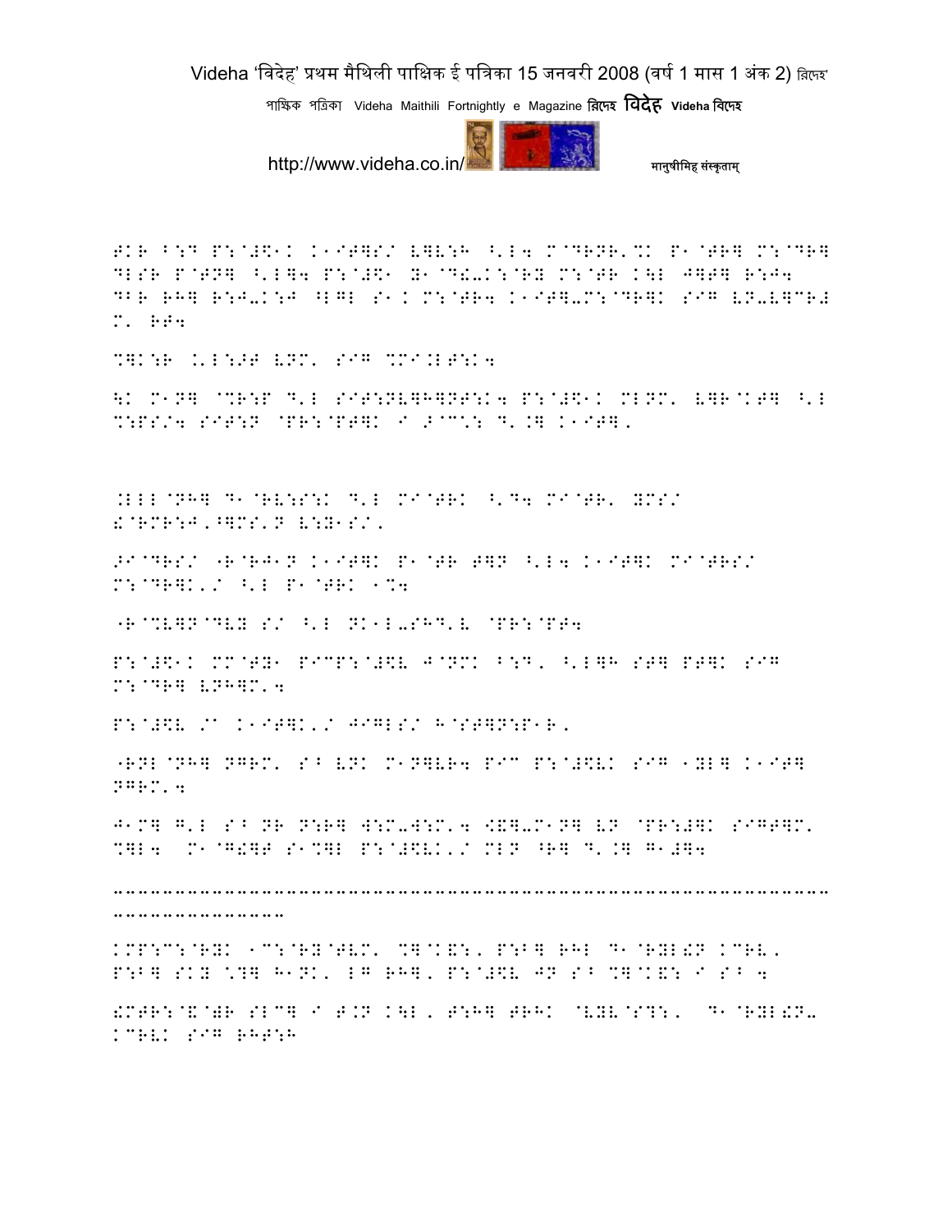FKR B:D P:@#\1K K1IT]S/ V]V:H ^'L4 M@DRNR'%K P1@TR] M:@DR] DLSR P@TN] ^'L]4 P:@#\1 Y1@D!-K:@RY M:@TR K\L J]T] R:J4 DBR RH] R:J-K:J ^LGL S1.K M:@TR4 K1IT]-M:@DR]K SIG VN-V]CR# M' RT4

%]K:R .'L:>T VNM' SIG %MI.LT:K4

\K M1N] @%R:P D'L SIT:NV]H]NT:K4 P:@#\1K MLNM' V]R@KT] ^'L %:PS/4 SIT:N @PR:@PT]K I >@C':D'.] K1IT].

.LLL@NH] D1@RV:S:K D'L MI@TRK ^'D4 MI@TR' YMS/ !@RMR:J'^]MS'N V:Y1S/.

>I@DRS/ "R@RJ1N K1IT]K P1@TR T]N ^'L4 K1IT]K MI@TRS/ M:@DR]K'/ ^'L P1@TRK 1%4

"R@%V]N@DVY S/ ^'L NK1L-SHD'V @PR:@PT4

P:@#\1K MM@TY1 PIC@P:@#\V J@NMK B:D. ^'L]H ST] PT]K SIG M:@DR] VNH]M'4

P:@#\V /A K1IT]K'/ JIGLS/ H@ST]N:P1R.

"RNL@NH] NGRM' S^ VNK M1N]VR4 PIC P:@#\VK SIG 1YL] K1IT] NGRM'4

J1M] G'L S^ NR N:R] W:M-W:M'4 [&]-M1N] VN @PR:#]K SIGT]M' %]L4 M1@G!]T S1%]L P:@#\VK'/ MLN ^R] D'.] G1#]4

---

KMP:C:@RYK 1C:@RY@TVM' %]@K&:. P:B] RHL D1@RYL!N KCRV. P:B] SKY \?] H1NK. LG RH]. P:@#\V JN S^ %]@K&: I S^ 4

!MTR:@&@)R SLC] I T.N K\L. T:H] TRHK @VYV@S?:. D1@RYL!N-KCRVK SIG RHT:H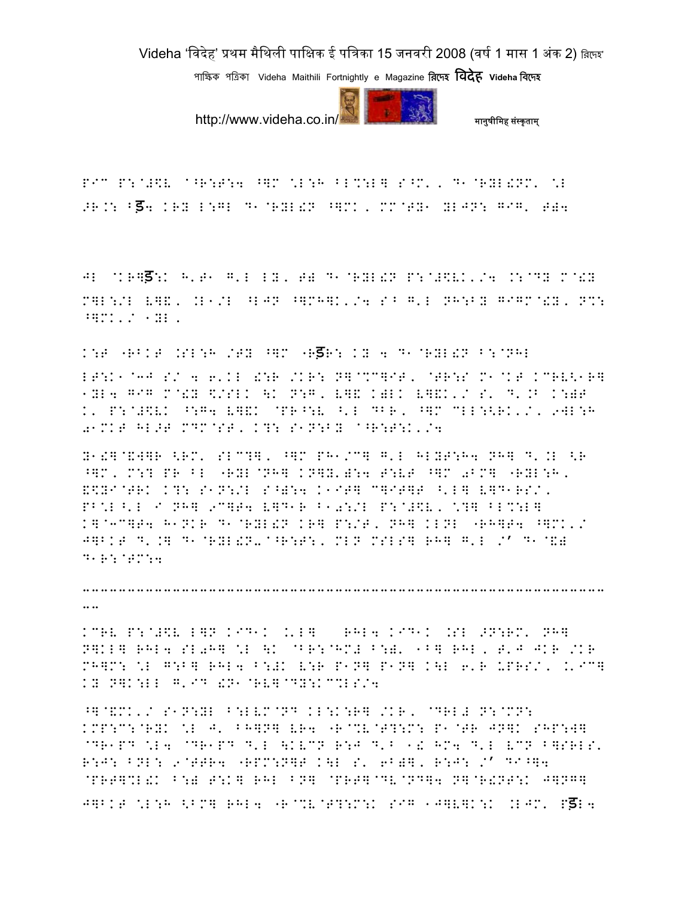P若C P:@#\$V ^^R:T:4 ^]M \*L:H BL%:L] S^M', D1@RYL!NM' \*L
>R.: Bड4 KRY L:GL D1@RYL!N ^]MK, MM@TY1 YLJN: GIG' T)4

JL @KR]ड:K H'T1 G'L LY, T) D1@RYL!N P:@#\$VK'/4 .:@DY M@!Y
M]L:/L V]&, .L1/L ^LJN ^]MH]K'/4 S^ G'L NH:BY GIGM@!Y, N%:
^]MK'/ 1YL,

K:T "RBKT .SL:H /TY ^]M "Rड:R: KY 4 D1@RYL!N B:@NHL

LT:K1@3J S/ 4 6'KL !:R /KR: N]@%C]IT, @TR:S M1@KT KCRV<1R]
1YL4 GIG M@!Y \$/SLK \K N:G, V]& K)LK V]&K'/ S' D'.B K:)T
K' P:@#\$VK ^:G4 V]&K @PR^:V ^'L DBR, ^]M CLL:<RK'/, 9WL:H
01MKT HL>T MDM@ST, K?: S1N:BY ^^R:T:K'/4

Y1!]@&W]R <RM' SLC?], ^]M PH1/C] G'L HLYT:H4 NH] D'.L <R
^]M, M:? PR BL "RYL@NH] KN]Y')4 T:VT ^]M 0BM] "RYL:H,
&\$YI@TRK K?: S1N:/L S^):4 K1IT] C]IT]T ^'L] V]D1RS/,
PB'L^'L I NH] 9C]T4 V]D1R B10:/L P:@#\$V, \*?] BL%:L]
K]@3C]T4 H1NKR D1@RYL!N KR] P:/T, NH] KLNL "RH]T4 ^]MK'/
J]BKT D'.] D1@RYL!N-^^R:T:, MLN MSLS] RH] G'L /ʻ D1@&)
D1R:@TM:4

--------------------------------------------------------------------
--

KCRV P:@#\$V L]N KID1K .'L] RHL4 KID1K .SL >N:RM' NH]
N]KL] RHL4 SL0H] \*L \K @BR:@HM# B:)' 1B] RHL, T'J JKR /KR
MH]M: \*L G:B] RHL4 B:#K V:R P1N] P1N] K\L 6'R UPRS/, .'IC]
KY N]K:LL G'ID !N1@RV]@DY:K%LS/4

^]@&MK'/ S1N:YL B:LVM@ND KL:K:R] /KR, @DRL# N:@MN:
KMP:C:@RYK \*L J' BH]N] VR4 "R@%V@T?:M: P1@TR JN]K SHP:W]
@DR1PD \*L4 @DR1PD D'L \KVCN R:J D'B 1! HM4 D'L VCN B]SRLS'
R:J: BNL: 9@TTR4 "RPM:N]T K\L S' 6B)], R:J: /ʻ DI^]4
@PRT]%L!K B:) T:K] RHL BN] @PRT]@DV@ND]4 N]@R!NT:K J]NG]
J]BKT \*L:H <BM] RHL4 "R@%V@T?:M:K SIG 1J]V]K:K .LJM' Pड4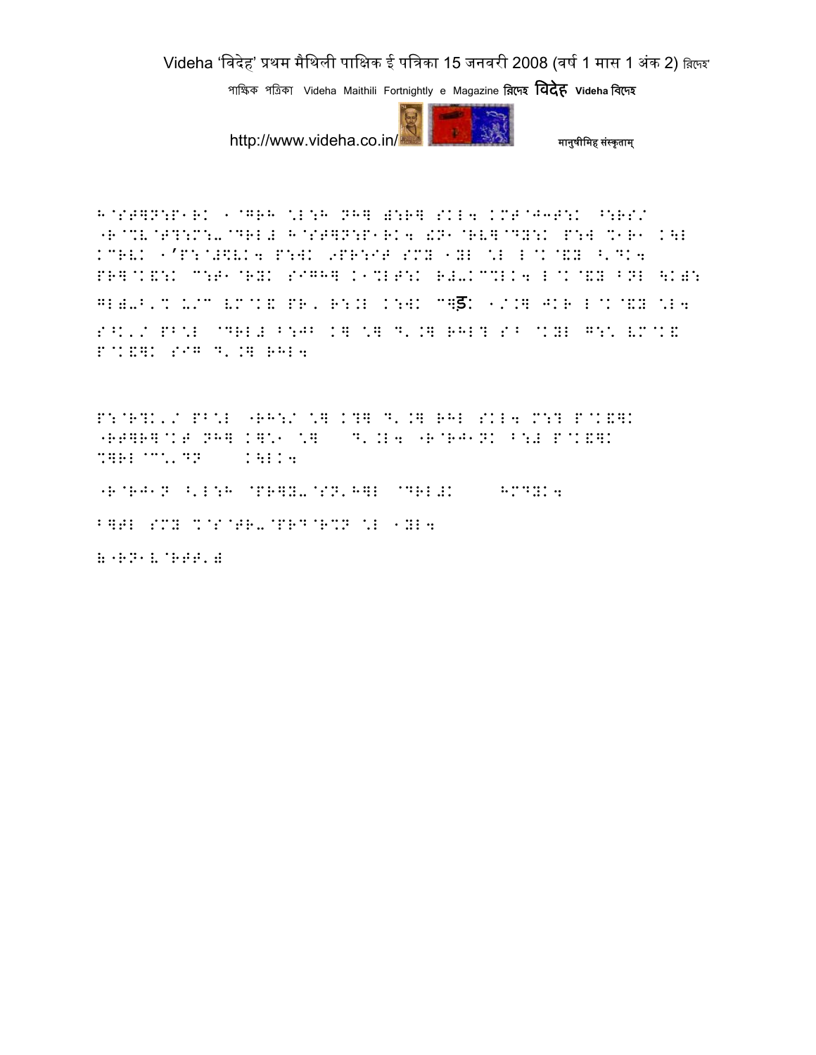H@ST]N:P1RK 1@GRH \L:H NH] ):R] SKL4 KMT@J3T:K ^:RS/ "R@%V@T?:M:-@DRL# H@ST]N:P1RK4 !N1@RV]@DY:K P:W %1R1 K\L KCRVK 1'P:@#\$VK4 P:WK 9PR:IT SMY 1YL \L L@K@&Y ^'DK4 PR]@K&:K C:T1@RYK SIGH] K1%LT:K R#-KC%LK4 L@K@&Y ^NL \K): GL)-^'% U/C VM@K& PR, R:.L K:WK C]ड़K 1/.] JKR L@K@&Y \L4 S^K'/ PB\L @DRL# ^:JB K] \] D'.] RHL? S^ @KYL G:\ VM@K& P@K&]K SIG D'.] RHL4

P:@R?K'/ PB\L "RH:/ \] K?] D'.] RHL SKL4 M:? P@K&]K "RT]R]@KT NH] K]\1 \] D'.L4 "R@RJ1NK ^:# P@K&]K %]RL@C\'DN K\LK4

"R@RJ1N ^'L:H @PR]Y-@SN'H]L @DRL#K HMDYK4

B]TL SMY %@S@TR-@PRD@R%N \L 1YL4

):"RN1V@RTT'#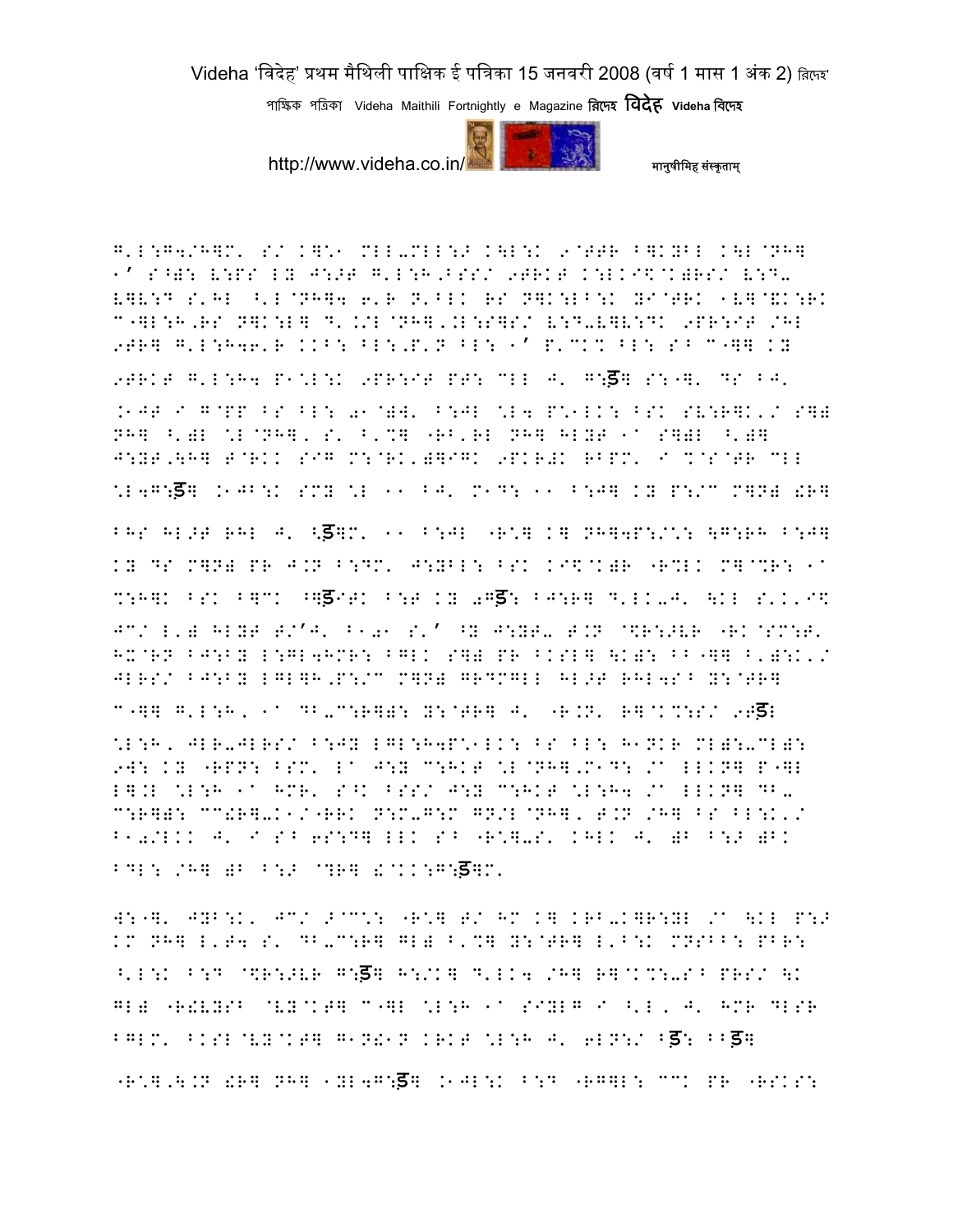G'L:G4/H]M' S/ K]\* MLL-MLL:> K\L:K 9@TTR B]KYBL K\L@NH] 1' S^): V:PS LY J:>T G'L:H,BSS/ 9TRKT K:LKI\$@K)RS/ V:D-V]V:D S'HL ^'L@NH]4 6'R N'BLK RS N]K:LB:K YI@TRK 1V]@&K:RK C"]L:H,RS N]K:L] D'.//L@NH]'.L:S]S/ V:D-V]V:DK 9PR:IT /HL 9TR] G'L:H46'R KKB: BL:,P'N BL: 1' P'CK% BL: S^ C"]] KY

9TRKT G'L:H4 P\*L:K 9PR:IT PT: CLL J' G:ड़] S:"]' DS BJ' .1JT I G@PP BS BL: 01@)]' B:JL \*L4 P\*1LK: BSK SV:R]K'/ S]) NH] ^')L \*L@NH]' S' B'%] "RB'RL NH] HLYT 1A S])L ^')] J:YT,\H] T@RKK SIG M:@RK')]IGK 9PKR#K RBPM' I %@S@TR CLL \*L4G:ड़] .1JB:K SMY \*L 11 BJ' M1D: 11 B:J] KY P:/C M]N) !R]

BHS HL>T RHL J' <ड़]M' 11 B:JL "R\*] K] NH]4P:/\*: \G:RH B:J] KY DS M]N) PR J.N B:DM' J:YBL: BSK KI\$@K)R "R%LK M]@%R: 1A %:H]K BSK B]CK ^]ड़IBK B:T KY 0Gड़: BJ:R] D'LK-J' \KL S'K'I\$ JC/ L') HLYT T/'J' B10\* S'' ^Y J:YT- T.N @\$R:>VR "RK@SM:T' HX@RN BJ:BY L:GL4HMR: BGLK S]) PR BKSL] \K): BB"]] B'):K'/ JLRS/ BJ:BY LGL]H,P:/C M]N) GRDMGLL HL>T RHL4S^ Y:@TR]

C"]] G'L:H, 1A DB-C:R]): Y:@TR] J' "R.N' R]@K%:S/ 9९ड़L \*L:H, JLR-JLRS/ B:JY LGL:H4P\*1LK: BS BL: H1NKR ML):-CL): 9W: KY "RPN: BSM' LA J:Y C:HKT \*L@NH],M1D: /A LLKN] P"]L L].L \*L:H 1A HMR' S^K BSS/ J:Y C:HKT \*L:H4 /A LLKN] DB- C:R]): CC!R]-K1/"RRK N:M-G:M GN/L@NH]' T.N /H] BS BL:K'/ B10/LKK J' I S^ 6S:D] LLK S^ "R\*]-S' KHLK J' )B B:> )BK BDL: /H] )B B:> @?R] !@KK:G:ड़]M'

W:"]' JYB:K' JC/ >@C\*: "R\*] T/ HM K] KRB-K]R:YL /A \KL P:> KM NH] L'T4 S' DB-C:R] GL) B'%] Y:@TR] L'B:K MNSBB: PBR: ^'L:K B:D @\$R:>VR G:ड़] H:/K] D'LK4 /H] R]@K%:-S^ PRS/ \K GL) "R!VYSB @VY@KT] C"]L \*L:H 1A SIYLG I ^'L, J' HMR DLSR BGLM' BKSL@VY@KT] G1N!1N KRKT \*L:H J' 6LN:/ ^ड़: ^^ड़]

"R\*],\.N !R] NH] 1YL4G:ड़] .1JL:K B:D "RG]L: CCK PR "RSKS: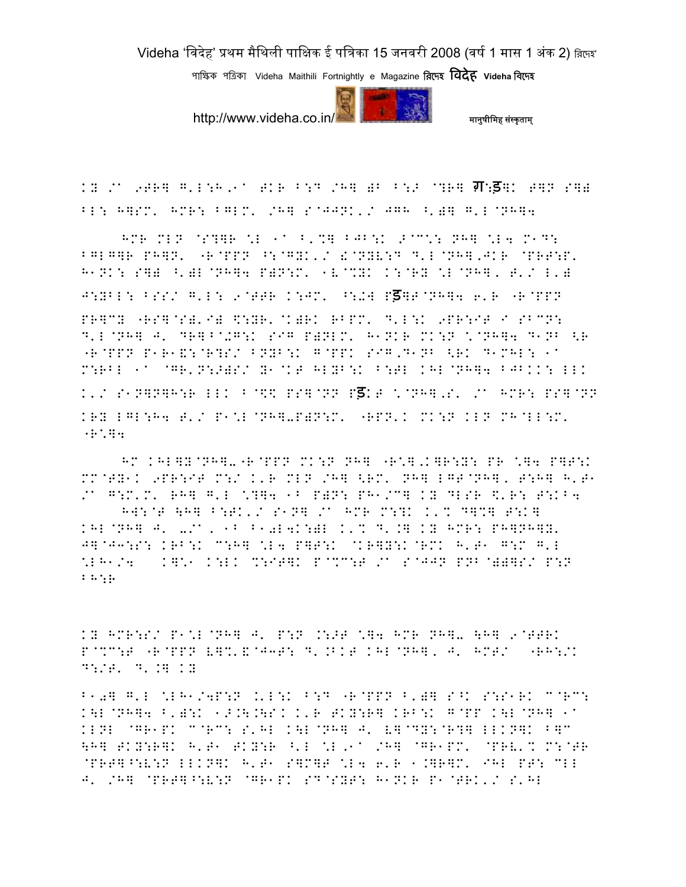KY /A 9TR] G'L:H,1A TKR B:D /H] )B B:表 @?R] **ग:ड**]K T]N S])
BL: H]SM' HMR: BGLM' /H] S@JJNK'/ JGH ^')] G'L@NH]4

HMR MLN @S?]R \L 1A B'%] BJB:K >@C\: NH] \L4 M1D:
BGLG]R PH]N' "R@PPN ^:@GYK'/ £@NYV:D D'L@NH],JKR @PRT:P'
H1NK: S]) ^')L@NH]4 P)N:M' 1V@%YK K:@RY \L@NH]' T'/ L')
J:YBL: BSS/ G'L: 9@TTR K:JM' ^:怀W P**ड**]T@NH]4 6'R "R@PPN
PR]CY "RS]@S)'I) \$:YR' @K)RK RBPM' D'L:K 9PR:IT I SBCN:
D'L@NH] J' DR]B@+G:K SIG P)NLM' H1NKR MK:N \@NH]4 D1NB <R
"R@PPN P1R1&:@R?S/ BNYB:K G@PPK SIG,D1NB <RK D1MHL: 1A
M:RBL 1A @GR'N:>)S/ Y1@KT HLYB:K B:TL KHL@NH]4 BJBKK: LLK
K'/ S1N]N]H:R LLK B@\$\$ PS]@NN P**ड**KT \@NH],S' /A HMR: PS]@NN
KRY LGL:H4 T'/ P1\L@NH]-P)N:M' "RPN'K MK:N KLN MH@LL:M'
"R\]4

HM KHL]Y@NH]-"R@PPN MK:N NH] "R\],K]R:Y: PR \]4 P]T:K
MM@TY1K 9PR:IT M:/ K'R MLN /H] <RM' NH] LGT@NH]' T:H] H'T1
/A G:M'M' RH] G'L \?]4 1B P)N: PH1/C] KY DLSR \$'R: T:KB4
HW:@T \H] B:TK'/ S1N] /A HMR M:?K K'% D]%] T:K]
KHL@NH] J' -/A' 1B B1-L4K:)L K'% D'.] KY HMR: PH]NH]Y'
J]@J3:S: KRB:K C:H] \L4 P]T:K @KR]Y:K@RMK H'T1 G:M G'L
\LH1/4 K]\1 K:LK %:IT]K P@%C:T /A S@JJN PNB@))]S/ P:N
BH:R

KY HMR:S/ P1\L@NH] J' P:N .:>T \]4 HMR NH]- \H] 9@TTRK
P@%C:T "R@PPN V]%'&@J3T: D'.BKT KHL@NH]' J' HMT/ "RH:/K
D:/T' D'.] KY

B1-] G'L \LH1/4P:N .'L:K B:D "R@PPN B')] S^K S:S1RK C@RC:
K\L@NH]4 B')K 1>.\.\SK K'R TKY:R] KRB:K G@PP K\L@NH] 1A
KLNL @GR1PK C@RC: S'HL K\L@NH] J' V]@DY:@R?] LLKN]K B]C
\H] TKY:R]K H'T1 TKY:R ^'L \L,1A /H] @GR1PM' @PRV'% M:@TR
@PRT]^:V:N LLKN]K H'T1 S]M]T \L4 6'R 1.]R]M' IHL PT: CLL
J' /H] @PRT]^:V:N @GR1PK SD@SYT: H1NKR P1@TRK'/ S'HL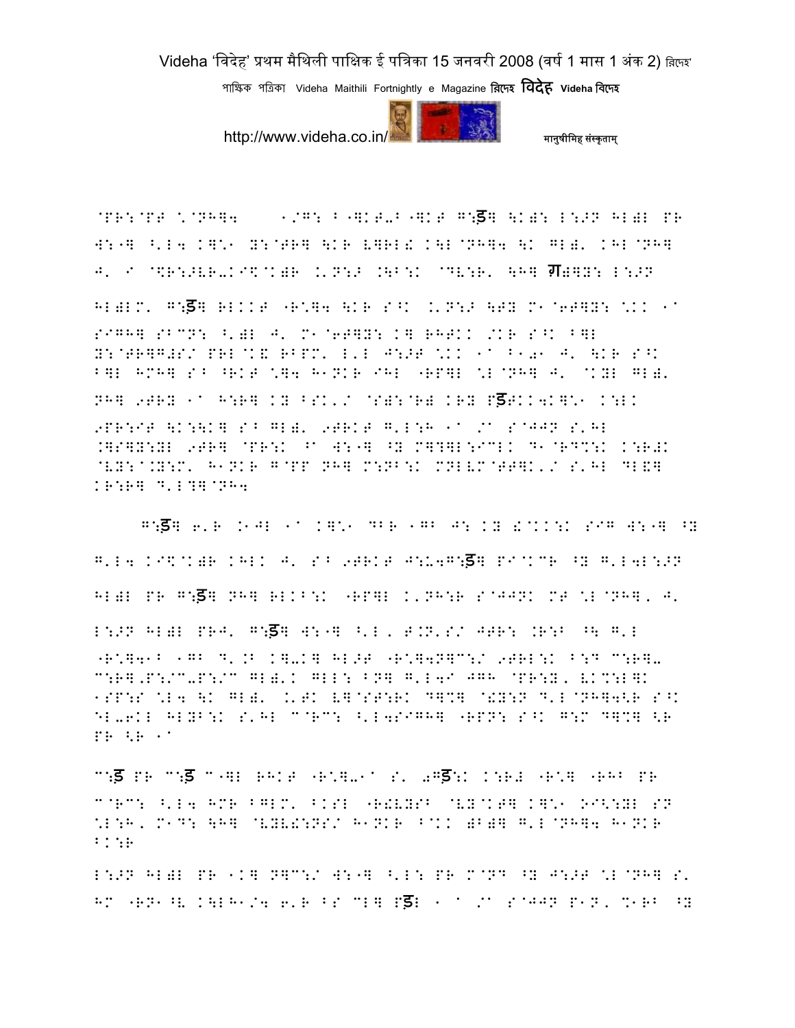@PR:@PT \@NH]4 1/G: B-]KT-B-]KT G:ड] \K): L:>N HL)L PR W:-] ^'L4 K]\1 Y:@TR] \KR V]RL! K\L@NH]4 \K GL)' KHL@NH] J' I @\$R:>VR-KI\$@K)R .'N:> .\B:K @DV:R' \H] ग)]Y: L:>N

HL)LM' G:ड] RLKKT "R\*]4 \KR S^K .'N:> \TY M1@6T]Y: \*KK 1a SIGH] SBCN: ^')L J' M1@6T]Y: K] RHTKK /KR S^K B]L Y:@TR]G#S/ PRL@K& RBPM' L'L J:>T \*KK 1a B1◌01 J' \KR S^K B]L HMH] S^ ^RKT \*]4 H1NKR IHL "RP]L \*L@NH] J' @KYL GL)' NH] 9TRY 1a H:R] KY BSK'/ @S):@R) KRY Pड़TKK4K]\1 K:LK 9PR:IT \K:\K] S^ GL)' 9TRKT G'L:H 1a /a S@JJN S'HL .]S]Y:YL 9TR] @PR:K ^a W:-] ^Y M]?]L:ICLK D1@RD%:K K:R#K @VY:a.Y:M' H1NKR G@PP NH] M:NB:K MNLVM@TT]K'/ S'HL DL&] KR:R] D'L?]@NH4

G:ड] 6'R .1JL 1a K]\1 DBR 1GB J: KY !@KKK:K SIG W:-] ^Y G'L4 KI\$@K)R KHLK J' S^ 9TRKT J:U4G:ड] PI@KCR ^Y G'L4L:>N HL)L PR G:ड] NH] RLKB:K "RP]L K'NH:R S@JJNK MT \*L@NH], J' L:>N HL)L PRJ' G:ड] W:-] ^'L, T.N'S/ JTR: .R:B ^\ G'L "R\*]4^B 1GB D'.B K]-K] HL>T "R\*]4N]C:/ 9TRL:K B:D C:R]- C:R],P:/C-P:/C GL)'K GLL: BN] G'L4I JGH @PR:Y, VK%:L]K 1SP:S \*L4 \K GL)' .'TK V]@ST:RK D]%] @!Y:N D'L@NH]4<R S^K EL-6KL HLYB:K S'HL C@RC: ^'L4SIGH] "RPN: S^K G:M D]%] <R PR <R 1a

C:ड़ PR C:ड़ C-]L RHKT "R\*]-1a S' 0Gड़:K K:R# "R\*] "RHB PR C@RC: ^'L4 HMR BGLM' BKSL "R!VYSB @VY@KT] K]\1 OI<:YL SN \*L:H, M1D: \H] @VYV!:NS/ H1NKR B@KK )B)] G'L@NH]4 H1NKR BK:R

L:>N HL)L PR 1K] N]C:/ W:-] ^'L: PR M@ND ^Y J:>T \*L@NH] S' HM "RN1^V K\LH1/4 6'R BS CL] Pड़L 1 a /a S@JJN P1N, %1RB ^Y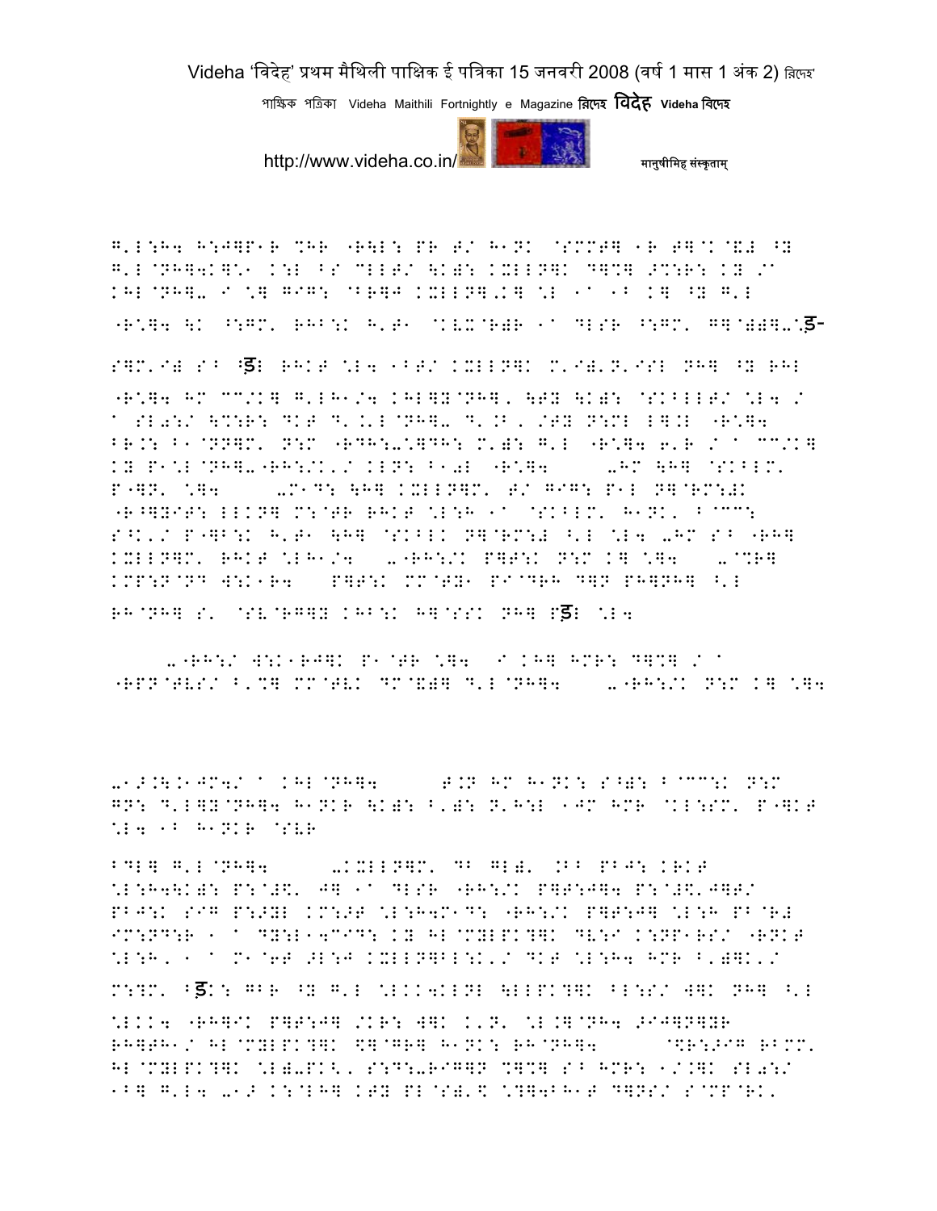G'L:H4 H:J]P1R %HR "R\L: PR T/ H1NK @SMMT] 1R T]@K@&J ^Y G'L@NH]4K]\*1 K:L ^S CLLT/ \K): KXLLN]K D]%] >%:R: KY /A KHL@NH]- I \*] GIG: @BR]J KXLLN].K] \*L 1A 1B K] ^Y G'L "R\*]4 \K ^:GM' RHB:K H'T1 @KVX@R)R 1A DLSR ^:GM' G]@)(]-@ड-

S]M'I) SB ^डL RHKT \*L4 1BT/ KXLLN]K M'I)'N'ISL NH] ^Y RHL

"R\*]4 HM CC/K] G'LH1/4 KHL]Y@NH]' \TY \K): @SKBLLT/ \*L4 / A SL0:/ \%:R: DKT D'.'L@NH]- D'.B, /TY N:ML L].L "R\*]4 BR.: B1@NN]M' N:M "RDH:-\*]DH: M'): G'L "R\*]4 6'R / A CC/K] KY P1\*L@NH]-"RH:/K'/ KLN: B10L "R\*]4 -HM \H] @SKBLM' P"]N' \*]4 -M1D: \H] KXLLN]M' T/ GIG: P1L N]@RM:!K "R^]YIT: LLKN] M:@TR RHKT \*L:H 1A @SKBLM' H1NK' B@CC: S^K'/ P"]B:K H'T1 \H] @SKBLK N]@RM:J ^'L \*L4 -HM SB "RH] KXLLN]M' RHKT \*LH1/4 -"RH:/K P]T:K N:M K] \*]4 -@%R] KMP:N@ND W:K1R4 P]T:K MM@TY1 PI@DRH D]N PH]NH] ^'L

RH@NH] S' @SV@RG]Y KHB:K H]@SSK NH] Pडl \*L4

-"RH:/ W:K1RJ]K P1@TR \*]4 I KH] HMR: D]%] / A "RPN@TVS/ B'%] MM@TVK DM@&)] D'L@NH]4 -"RH:/K N:M K] \*]4

-1>.\.1JM4/ A KHL@NH]4 T.N HM H1NK: S^): B@CC:K N:M GN: D'L]Y@NH]4 H1NKR \K): B'): N'H:L 1JM HMR @KL:SM' P"]KT \*L4 1B H1NKR @SVR

BDL] G'L@NH]4 -KXLLN]M' DB GL)' .BB PBJ: KRKT \*L:H4\K): P:@#\$' J] 1A DLSR "RH:/K P]T:J]4 P:@#\$'J]T/ PBJ:K SIG P:>YL KM:>T \*L:H4M1D: "RH:/K P]T:J] \*L:H PB@R# IM:ND:R 1 A DY:L14CID: KY HL@MYLPK?]K DV:I K:NP1RS/ "RNKT \*L:H' 1 A M1@6T >L:J KXLLN]BL:K'/ DKT \*L:H4 HMR B')]K'/

M:?M' ^डK: GBR ^Y G'L \*LKK4KLNL \LLPK?]K BL:S/ W]K NH] ^'L

\*LKK4 "RH]IK P]T:J] /KR: W]K K'N' \*L.]@NH4 >IJ]N]YR RH]TH1/ HL@MYLPK?]K \$]@GR] H1NK: RH@NH]4 @%R:>IG RBMM' HL@MYLPK?]K \*L)-PK<, S:D:-RIG]N %]%] SB HMR: 1/.]K SL0:/ 1B] G'L4 -1> K:@LH] KTY PL@S)'\$ \*?]4BH1T D]NS/ S@MP@RK'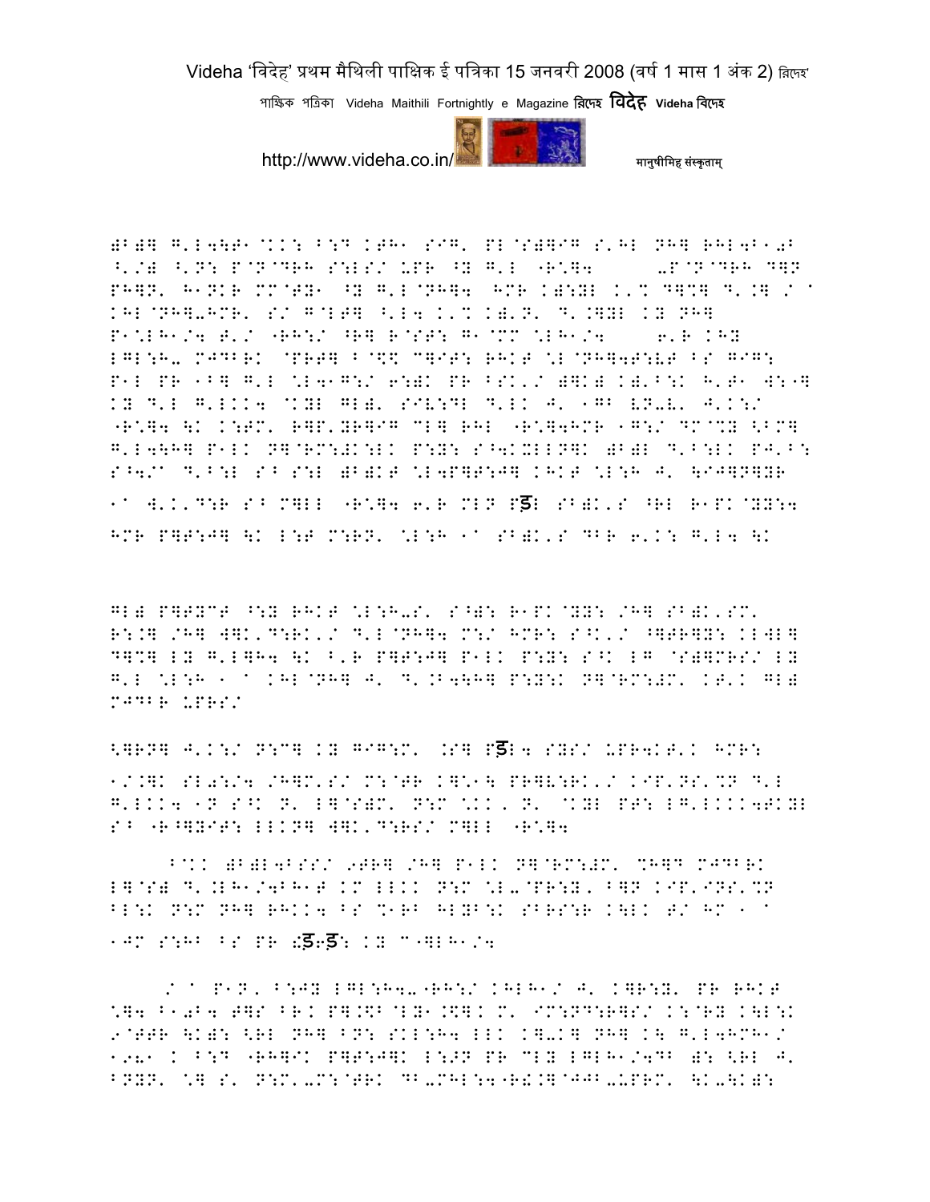)B)] G'L4\T1@KK: B:D KTH1 SIG' PL@S)]IG S'HL NH] RHL4B10B ^'/) ^'N: P@N@DRH S:LS/ UPR ^Y G'L "R\*]4 -P@N@DRH D]N PH]N' H1NKR MM@TY1 ^Y G'L@NH]4 HMR K):YL K'% D]%] D'.] / ^ KHL@NH]-HMR' S/ G@LT] ^'L4 K'% K)'N' D'.]YL KY NH] P1\*LH1/4 T'/ "RH:/ ^R] R@ST: G1@MM \*LH1/4 6'R KHY LGL:H- MJDBRK @PRT] B@\$\$ C]IT: RHKT \*L@NH]4T:VT BS GIG: P1L PR 1B] G'L \*L41G:/ 6:)K PR BSK'/ )]K) K)'B:K H'T1 W:"] KY D'L G'LKK4 @KYL GL)' SIV:DL D'LK J' 1GB VN-V' J'K:/ "R\*]4 \K K:TM' R]P'YR]IG CL] RHL "R\*]4HMR 1G:/ DM@%Y <BM] G'L4\H] P1LK N]@RM:#K:LK P:Y: S^4KXLLN]K )B)L D'B:LK PJ'B: S^4/^ D'B:L S^ S:L )B)KT \*L4P]T:J] KHKT \*L:H J' \IJ]N]YR 1^ W'K'D:R S^ M]LL "R\*]4 6'R MLN Pड़L SB)K'S ^RL R1PK@YY:4 HMR P]T:J] \K L:T M:RN' \*L:H 1^ SB)K'S DBR 6'K: G'L4 \K

GL) P]TYCT ^:Y RHKT \*L:H-S' S^): R1PK@YY: /H] SB)K'SM' R:.] /H] W]K'D:RK'/ D'L@NH]4 M:/ HMR: S^K'/ ^]TR]Y: KLWL] D]%] LY G'L]H4 \K B'R P]T:J] P1LK P:Y: S^K LG @S)]MRS/ LY G'L \*L:H 1 ^ KHL@NH] J' D'.B4\H] P:Y:K N]@RM:#M' KT'K GL) MJDBR UPRS/

<]RN] J'K:/ N:C] KY GIG:M' .S] Pड़L4 SYS/ UPR4KT'K HMR: 1/.]K SL0:/4 /H]M'S/ M:@TR K]\*1\ PR]V:RK'/ KIP'NS'%N D'L G'LKK4 1N S^K N' L]@S)M' N:M \*KK, N' @KYL PT: LG'LKKK4TKYL S^ "R^]YIT: LLKN] W]K'D:RS/ M]LL "R\*]4

B@KK )B)L4BSS/ 9TR] /H] P1LK N]@RM:#M' %H]D MJDBRK L]@S) D'.LH1/4BH1T KM LLKK N:M \*L-@PR:Y, B]N KIP'INS'%N BL:K N:M NH] RHKK4 BS %1RB HLYB:K SBRS:R K\LK T/ HM 1 ^ 1JM S:HB BS PR :ड़6ड़: KY C"]LH1/4

/ ^ P1N, B:JY LGL:H4-"RH:/ KHLH1/ J' K]R:Y' PR RHKT \*]4 B10B4 T]S BR. P].\$B@LY1.\$]K M' IM:ND:R]S/ K:@RY K\L:K 9@TTR \K): <RL NH] BN: SKL:H4 LLK K]-K] NH] K\ G'L4HMH1/ 1981 K B:D "RH]IK P]T:J]K L:>N PR CLY LGLH1/4DB ): <RL J' BNYN' \*] S' N:M'-M:@TRK DB-MHL:4"R!.]@JJB-UPRM' \K-\K):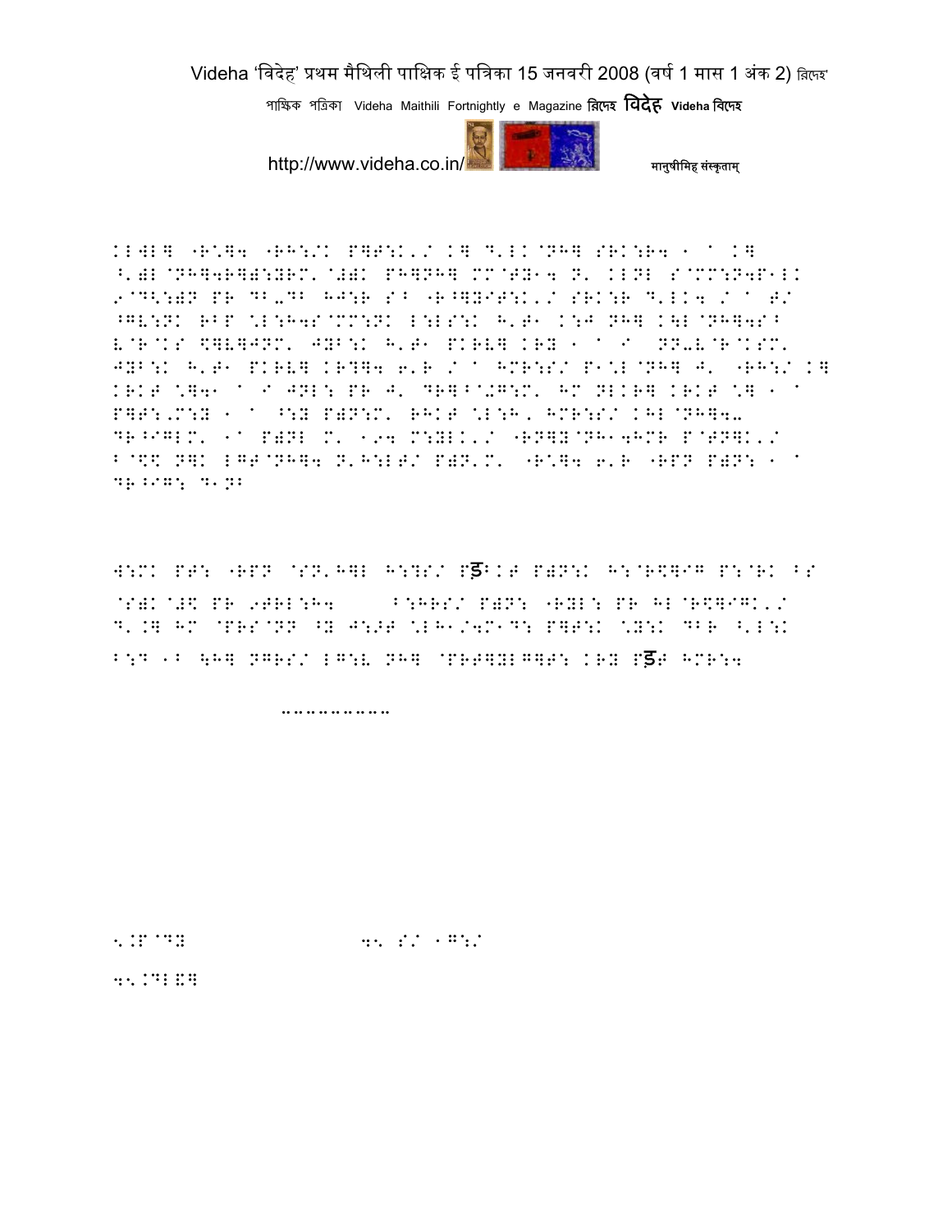KLWL] "R\]4 "RH:/K P]T:K'/ K] D'LK@NH] SRK:R4 1 A K]
^')L@NH]4R])::RM'@#)K PH]NH] MM@TY14 N' KLNL S@MM:N4P1LK
9@D<:)N PR DB-DB HJ:R S^ "R^]YIT:K'/ SRK:R D'LK4 / A T/
^GV:NK RBP \L:H4S@MM:NK L:LS:K H'T1 K:J NH] K\L@NH]4S^
V@R@KS \$]V]JNM' JYB:K H'T1 PKRV] KRY 1 A I NN-V@R@KSM'
JYB:K H'T1 PKRV] KR?]4 6'R / A HMR:S/ P1\L@NH] J' "RH:/ K]
KRKT \]41 A I JNL: PR J' DR]^@#G:M' HM NLKR] KRKT \] 1 A
P]T:,M:Y 1 A ^:Y P)N:M' RHKT \L:H, HMR:S/ KHL@NH]4-
DR^IGLM' 1A P)NL M' 194 M:YLK'/ "RN]Y@NH14HMR P@TN]K'/
^@\$\$ N]K LGT@NH]4 N'H:LT/ P)N'M' "R\]4 6'R "RPN P)N: 1 A
DR^IG: D1NB

W:MK PT: "RPN @SN'H]L H:?S/ Pड़^KT P)N:K H:@R\$]IG P:@RK ^S
@S)K@#\$ PR 9TRL:H4 ^:HRS/ P)N: "RYL: PR HL@R\$]IGK'/
D'.] HM @PRS@NN ^Y J:>T \LH1/4M1D: P]T:K \Y:K DBR ^'L:K
^:D 1^ \H] NGRS/ LG:V NH] @PRT]YLG]T: KRY Pड़T HMR:4

...........

5.P@DY 45 S/ 1G:/

45.CDLE]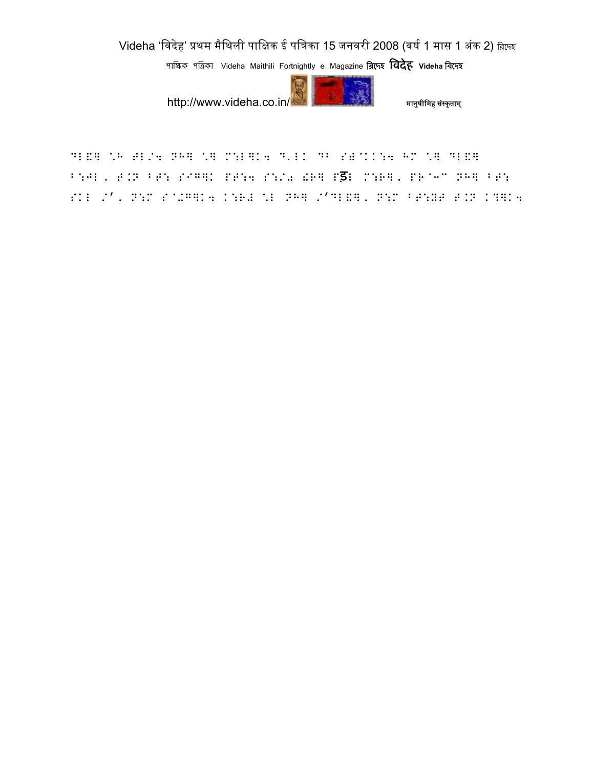⠙⠇⠫⠻ ⠡⠓ ⠞⠇⠌⠪ ⠝⠓⠻ ⠡⠻ ⠍⠱⠇⠻⠅⠪ ⠙⠄⠇⠅ ⠙⠃ ⠎⠯⠈⠅⠅⠱⠪ ⠓⠍ ⠡⠻ ⠙⠇⠫⠻
⠃⠱⠚⠇⠂ ⠞⠌⠝ ⠃⠞⠱ ⠎⠈⠛⠻⠅ ⠏⠞⠱⠪ ⠎⠱⠌⠴ ⠫⠗⠻ ⠏ड़ ⠍⠱⠗⠻⠂ ⠏⠗⠈⠩⠉ ⠝⠓⠻ ⠃⠞⠱
⠎⠅⠇ ⠌’⠂ ⠝⠱⠍ ⠎⠈⠴⠛⠻⠅⠪ ⠅⠱⠗⠴ ⠡⠇ ⠝⠓⠻ ⠌’⠙⠇⠫⠻⠂ ⠝⠱⠍ ⠃⠞⠱⠯⠞ ⠞⠌⠝ ⠅⠹⠻⠅⠪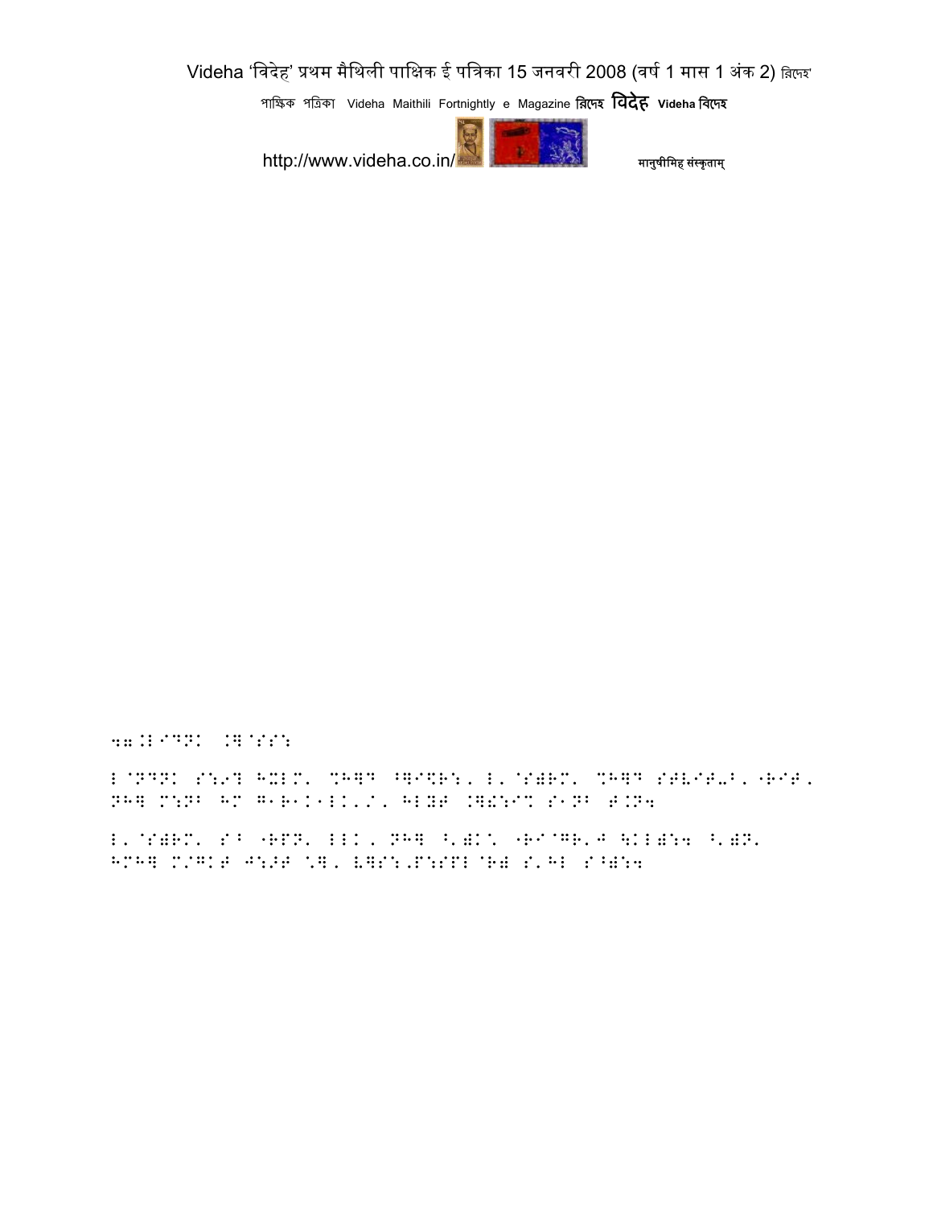47.:L^DN: .]^SS:

L@NDN: S:,9? HXLM' %H]D ^]^%R:, L'@S)RM' %H]D S4V^T-B'"R^T,
NH] M:NB HM G1R1K1LK','/, HLYT .]!:^% S1NB T.N4

L'@S)RM' S^ "RPN' LLK, NH] ^')K\ "R^@GR'J \KL):4 ^')N'
HMH] M/GKT J:>T \], V]S:,P:SPL@R) S'HL S^):4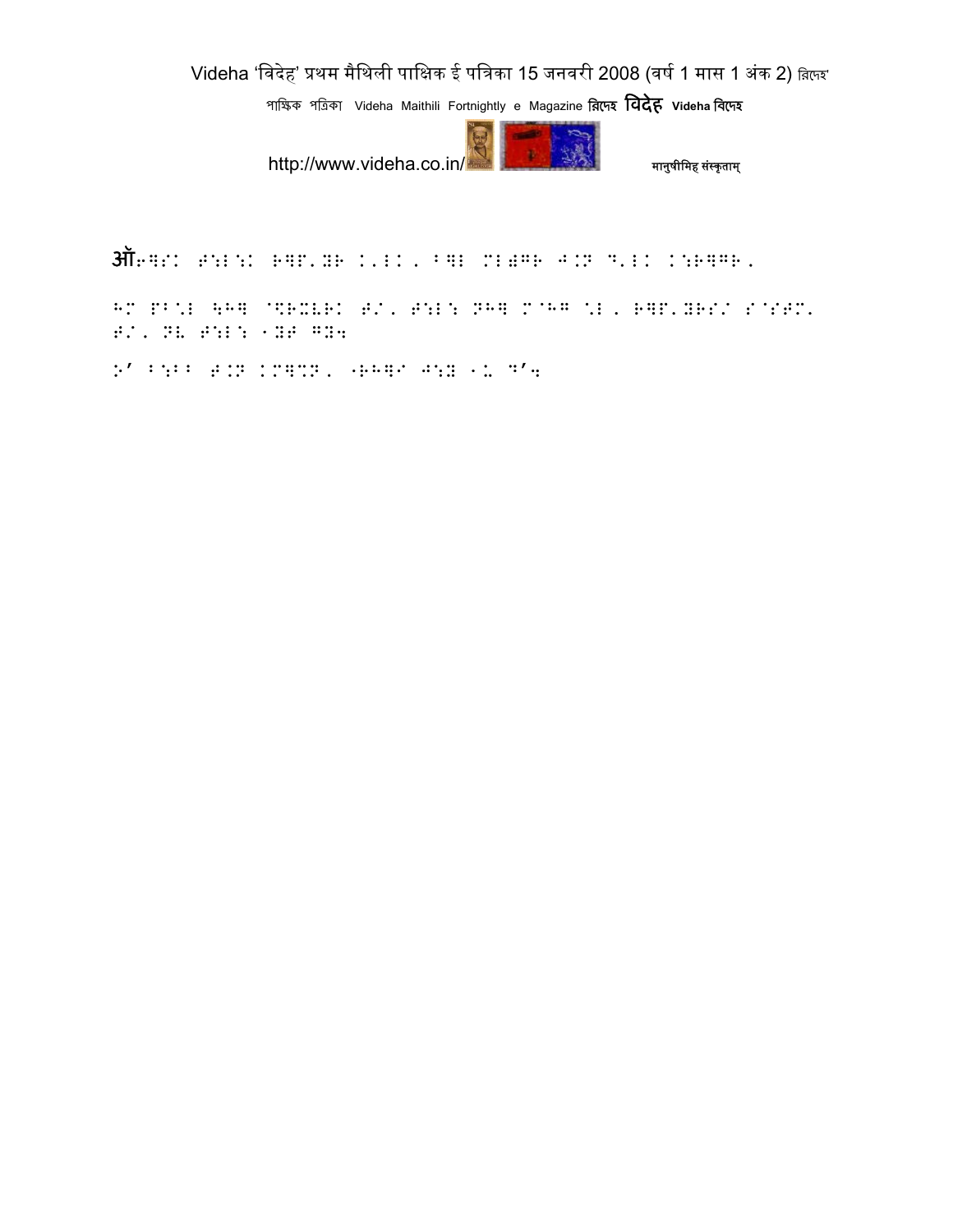ऑ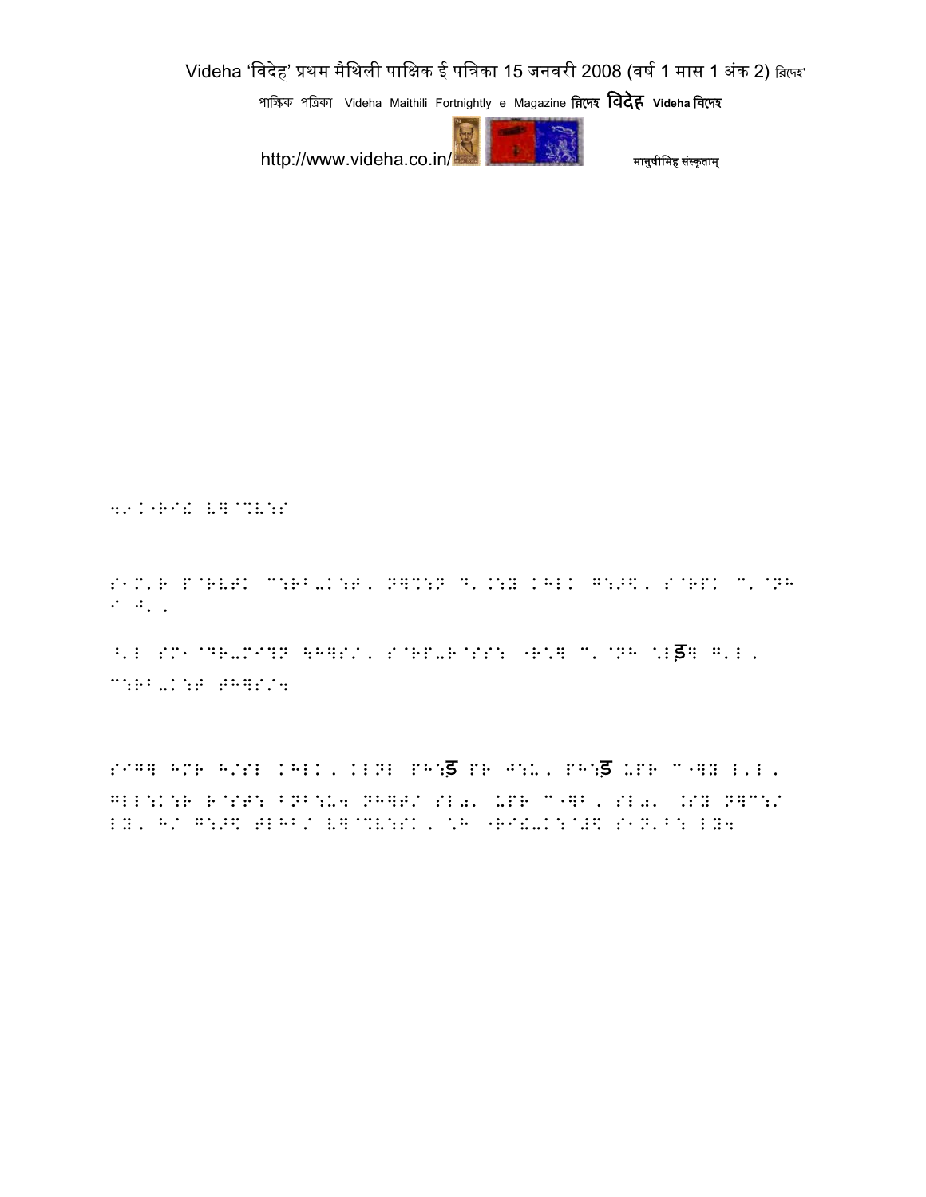४९.1·HI\ L]^%L:S

S1M'R P^RVTK C:RB-K:T' N]%:N D'.:Y KHLK G:>\$' S^RPK C'^NH S J'.

^'L SM1^DR-MI?N \H]S/' S^RP-R^SS: ·R'] C'^NH 'Lड] G'L' C:RB-K:T TH]S/4

SIG] HMR H/SL KHLK' KLNL PH:ड PR J:U' PH:ड UPR C·]Y L'L' GLL:K:R R^ST: BNB:U4 NH]T/ SL0' UPR C·]B' SL0' .SY N]C:/ LY' H/ G:>\$ TLHB/ L]^%L:SK' 'H ·RI\-K:^T\$ S1N'B: LY4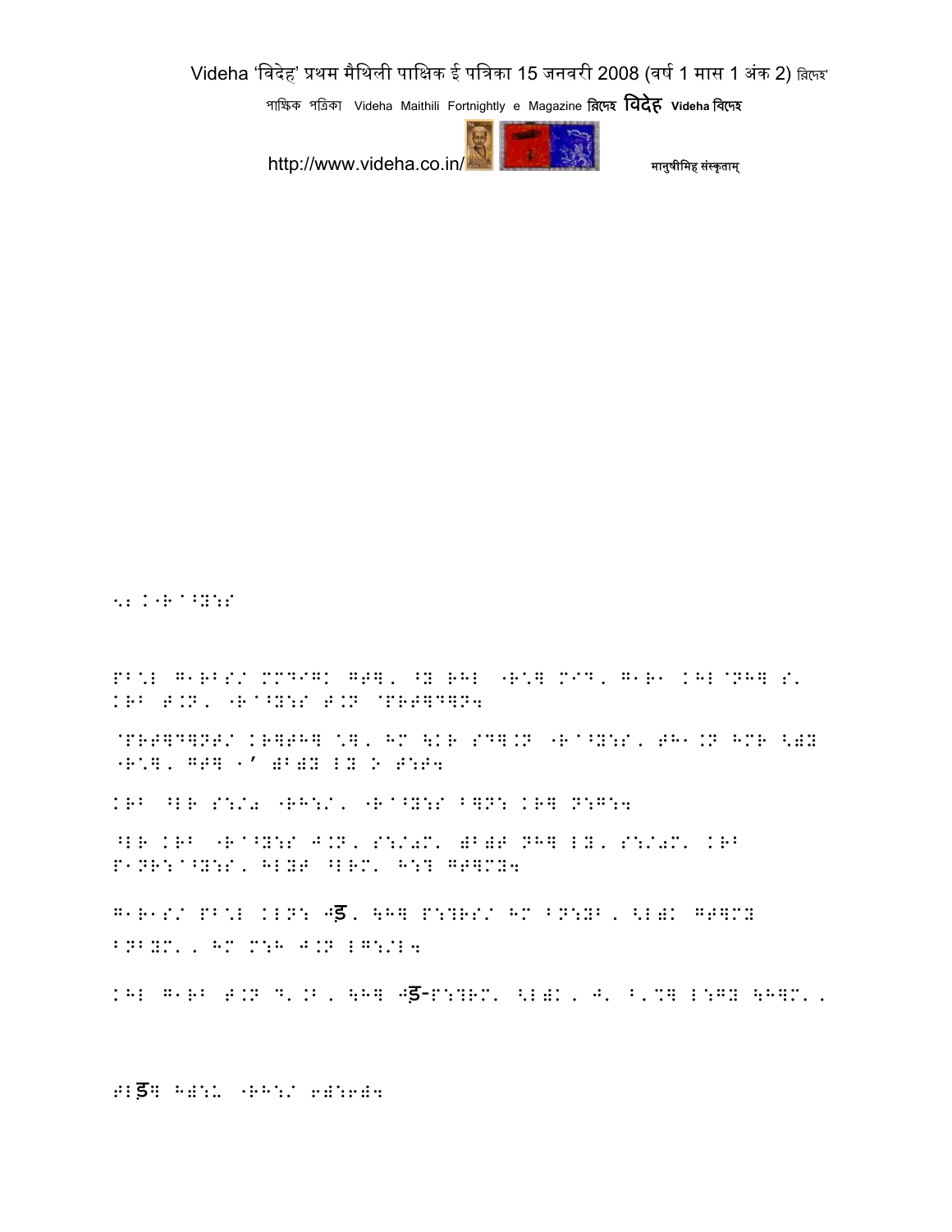५२ (बिल्डिंग

PB%L G1RBS/ MMDIGK GT], ^Y RHL "R\*] MID, G1R1 KHL@NH] S' KRB T.N, "R@^Y:S T.N @PRT]D]N4

@PRT]D]NT/ KR]TH] \*], HM \KR SD].N "R@^Y:S, TH1.N HMR <)Y "R\*], GT] 1' ))B)Y LY O T:T4

KRB ^LR S:/0 "RH:/, "R@^Y:S B]N: KR] N:G:4

^LR KRB "R@^Y:S J.N, S:/0M' )B)T NH] LY, S:/0M' KRB P1NR:@^Y:S, HLYT ^LRM' H:? GT]MY4

G1R1S/ PB%L KLN: Jड़, \H] P:?RS/ HM BN:YB, <L)K GT]MY BNBYM', HM M:H J.N LG:/L4

KHL G1RB T.N D'.B, \H] Jड़-P:?RM' <L)K, J' B'%] L:GY \H]M',

TLड़] H):U "RH:/ 6):6)4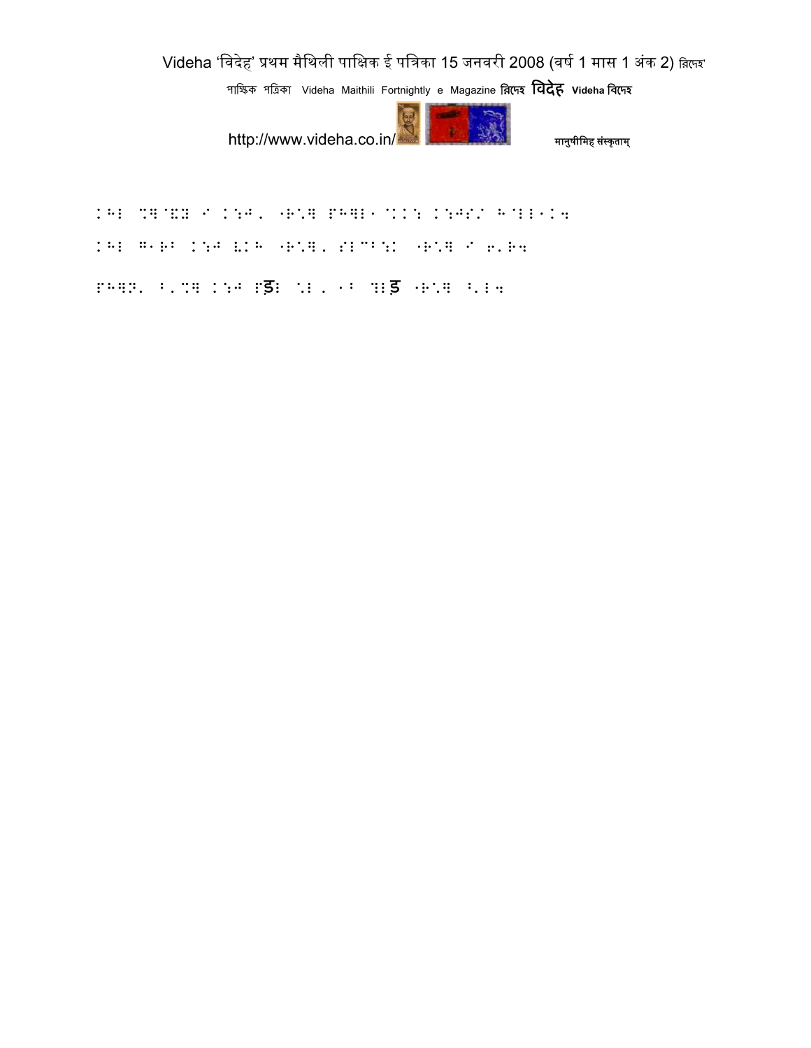⠅⠓⠇ ⠻⠻⠻⠻ ⠊ ⠅⠒⠚⠂ ⠐⠗⠂⠻ ⠏⠓⠻⠇⠐⠨⠅⠅⠒ ⠅⠒⠚⠎⠌ ⠓⠨⠇⠇⠐⠅⠲

⠅⠓⠇ ⠛⠐⠗⠃ ⠅⠒⠚ ⠣⠅⠓ ⠐⠗⠂⠻⠂ ⠎⠇⠉⠃⠒⠅ ⠐⠗⠂⠻ ⠊ ⠖⠂⠗⠲

⠏⠓⠻⠝⠂ ⠃⠂⠻⠻ ⠅⠒⠚ ⠏ड़⠇ ⠡⠇⠂ ⠐⠃ ⠻⠇ड़ ⠐⠗⠂⠻ ⠃⠂⠇⠲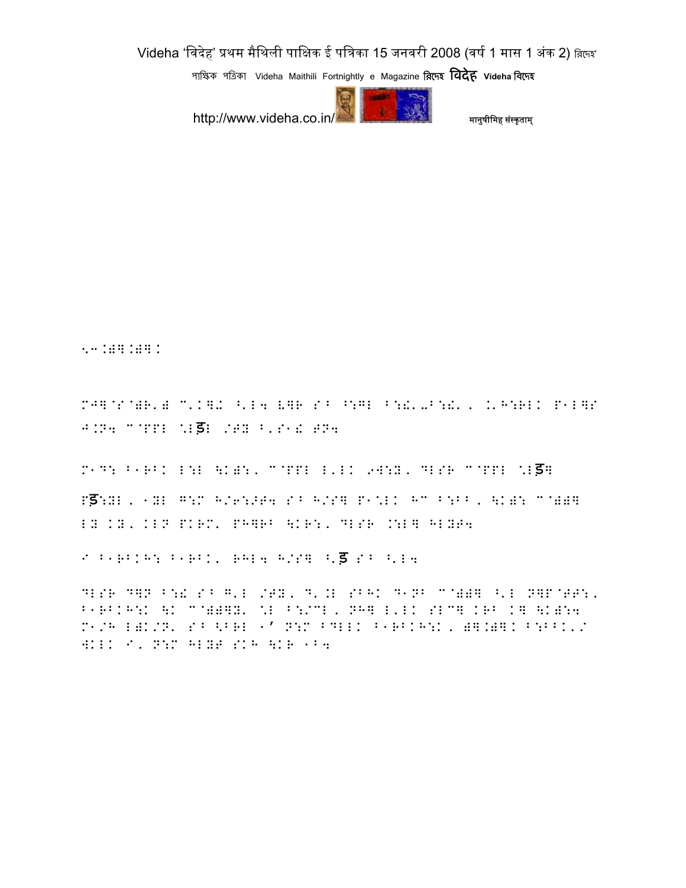!.3.)].)]K

MJ]@S@)R') C'K]Z ^'L4 V]R S^ ^:GL ^:!'–^:!', K'H:RLK P1L]S J.N4 C@PPL \Lड़L /TY ^'S1! TN4

M1D: ^1R^K L:L \K):, C@PPL L'LK 9W:Y, DLSR C@PPL \Lड़]

Pड़:YL, 1YL G:M H/6:>T4 S^ H/S] P1\LK HC ^:B^, \K): C@)]] LY KY, KLN PKRM' PH]R^ \KR:, DLSR .:L] HLYT4

I ^1R^KH: ^1R^K' RHL4 H/S] ^'ड़ S^ ^'L4

DLSR D]N ^:! S^ G'L /TY, D'.L SBHK D1N^ C@)]] ^'L N]P@TT:, ^1R^KH:K \K C@)]]Y' \L ^:/CL, NH] L'LK SLC] KR^ K] \K):4 M1/H L)K/N' S^ <BRL 1' N:M ^DLLK ^1R^KH:K, )].)]K ^:B^K'/ WKLK I', N:M HLYT SKH \KR 1^4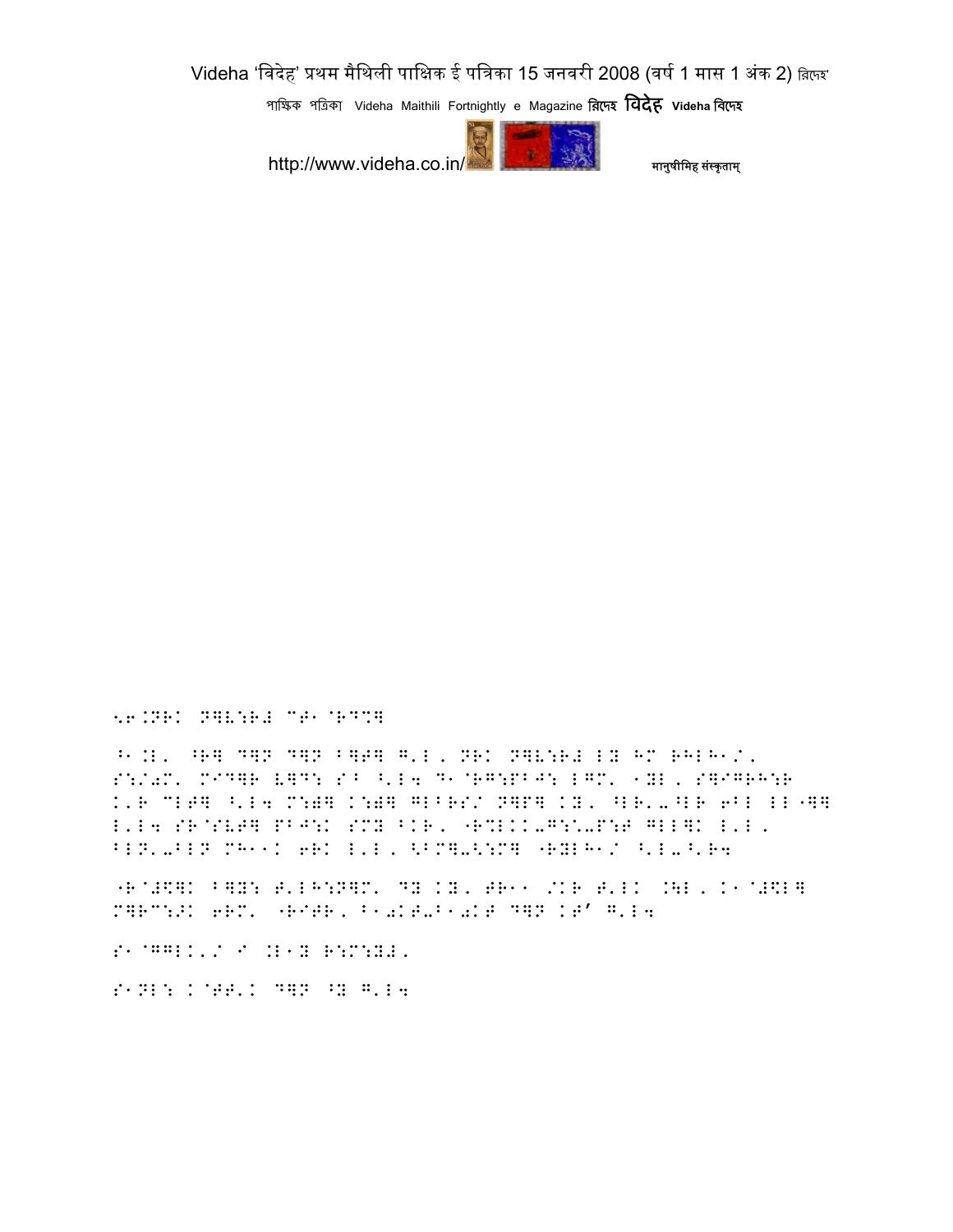56.NRK N]V:R# CT1@RD%]

^1.L, ^R] D]N D]N B]T] G'L, NRK N]V:R# LY HM RHLH1/, S:/0M' MID]R V]D: SB ^'L4 D1@RG:PBJ: LGM' 1YL, S]IGRH:R K'R CLT] ^'L4 M:))] K:))] GLBRS/ N]P] KY, ^LR'-^LR 6BL LL"]] L'L4 SR@SVT] PBJ:K SMY BKR, "R%LKK-G:<-P:T GLL]K L'L, BLN'-BLN MH11K 6RK L'L, <BM]-<:M] "RYLH1/ ^'L-^'R4

"R@#\$]K B]Y: T'LH:N]M' DY KY, TR11 /KR T'LK .\L, K1@#\$L] M]RC:>K 6RM' "RITR, B10KT-B10KT D]N KT' G'L4

S1@GGLK'/ I .L1Y R:M:YL,

S1NL: K@TT'K D]N ^Y G'L4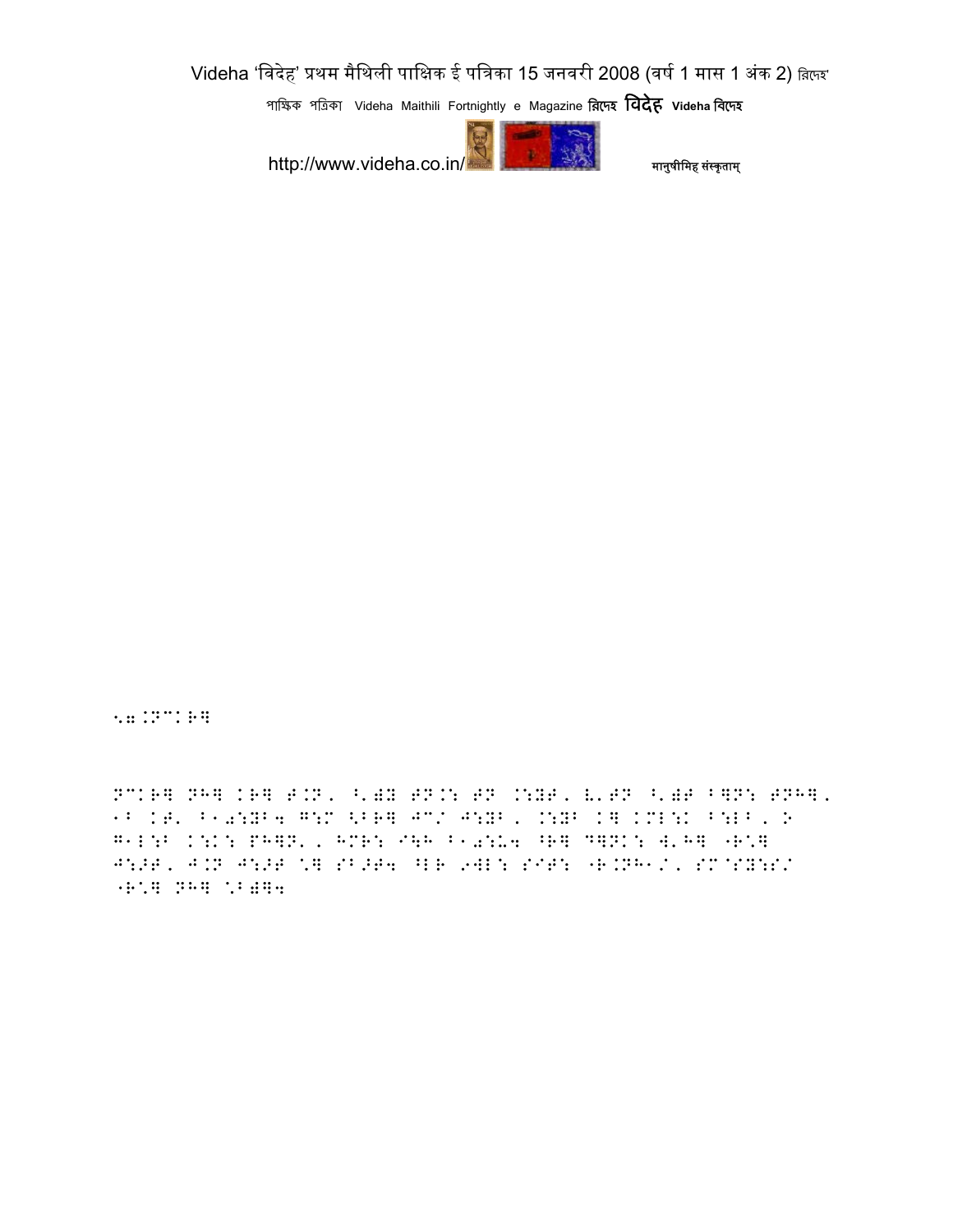^.7.:N^:R]

N^:R] NH] :R] T.N, ^'E) TN.: TN .:Y#, Y'TN ^'E# B]N: TNH], 1B :T' B10:YB4 G:M <BR] JC/ J:YB, .:YB :] :ML:: B:LB, > G1L:B .:.: PH]N', HMR: I\H B10:U4 ^R] D]N.: W'H] "R^] J:>T, J.N J:>T ^] SB>T4 ^LR 9WL: SIT: "R.NH1/, SM@SY:S/ "R^] NH] ^B)]4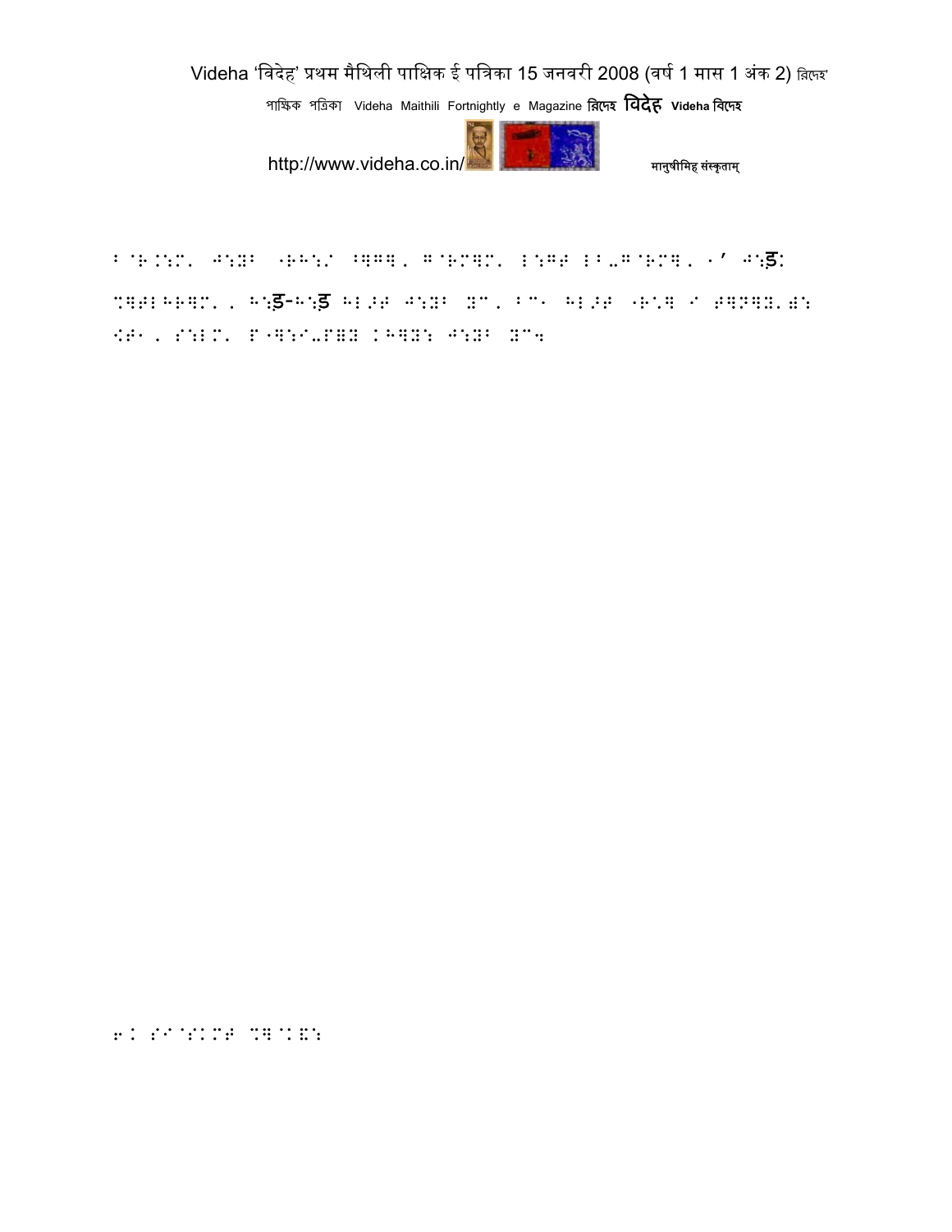B^R.N:M\ cl:Y lRH:/ Hlll\ G^RMlM\ I:GT IB.G^RMl\ ‹' c:ड़:

%lTIHRlM\ , H:ड़-H:ड़ HI>T c:Y Y", B"1 HI>T lR\l I TlDlY.W:

[T1 , S:IM\ P lNlI.PlY KHlY: c:Y Y"4

6. S^:KMT %l^KE: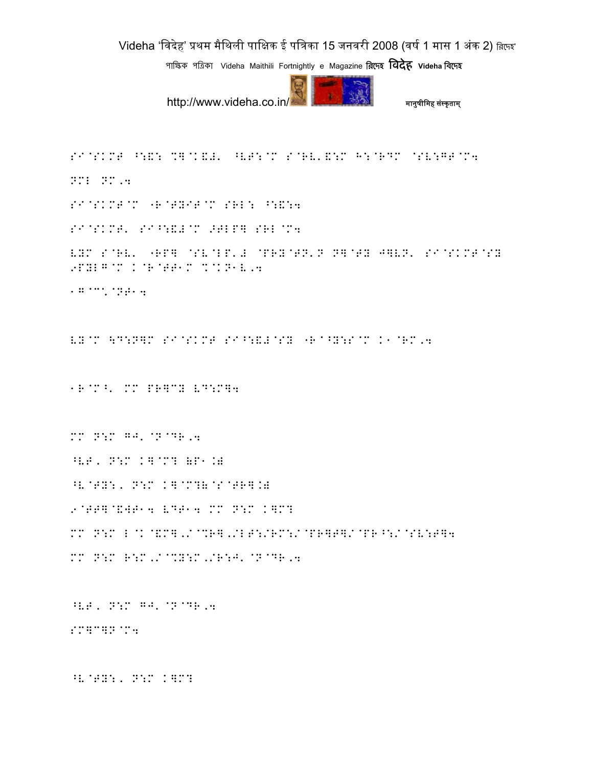SI@SKMT ^:&: %]@K&#' ^VT:@M S@RV'&:M H:@R⁄M @SV:GT@M4

NML NM,4

SI@SKMT@M "R@TYIT@M SRL: ^:&:4

SI@SKMT' SI^:&#@M >TLP] SRL@M4

VYM S@RV' "RP] @SV@LP'# @PRY@TN'N N]@TY J]VN' SI@SKMT@SY 9PYLG@M K@R@TT1M %@KN1V,4

1G^C'@NT14

VY@M \D:N]M SI@SKMT SI^:&#@SY "R@^Y:S@M K1@RM,4

1R@M^' MM PR]CY VD:M]4

MM N:M GJ'@N@DR,4

^VT, N:M K]@M? ;P1.)

^V@TY:, N:M K]@M?;@S@TR].)

9@TT]@&WT14 VDT14 MM N:M K]M?

MM N:M L@K@&M],/@%R],/LT:/RM:/@PR]T]/@PR^:/@SV:T]4

MM N:M R:M,/@%Y:M,/R:J'@N@DR,4

^VT, N:M GJ'@N@DR,4

SM]C]N@M4

^V@TY:, N:M K]M?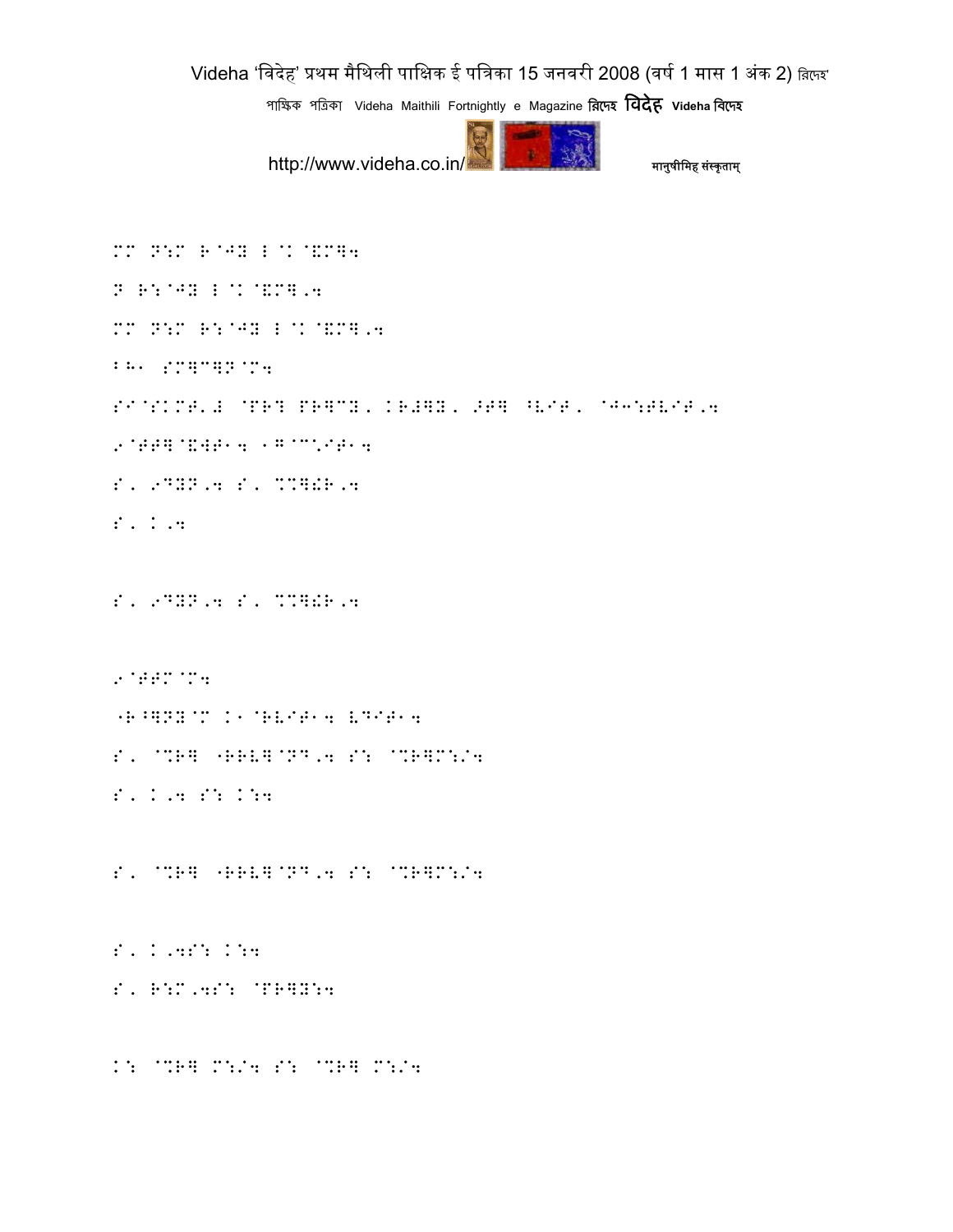MM N:M R@JY L@K@&M]4

N R:@JY L@K@&M],4

MM N:M R:@JY L@K@&M],4

LH- SM]C]N@M4

SI@SKMT'# @PR? PR]CY, KR#]Y, >T] ^VIT, @J3:TVIT,4

9@TT]@&WT-4 -G@C\*IT-4

S, 9DYN,4 S, %%]!R,4

S, K,4

S, 9DYN,4 S, %%]!R,4

9@TTM@M4

"R^]NY@M K-@RVIT-4 VDIT-4

S, @%R] "RRV]@ND,4 S: @%R]M:/4

S, K,4 S: K:4

S, @%R] "RRV]@ND,4 S: @%R]M:/4

S, K,4S: K:4

S, R:M,4S: @PR]Y:4

K: @%R] M:/4 S: @%R] M:/4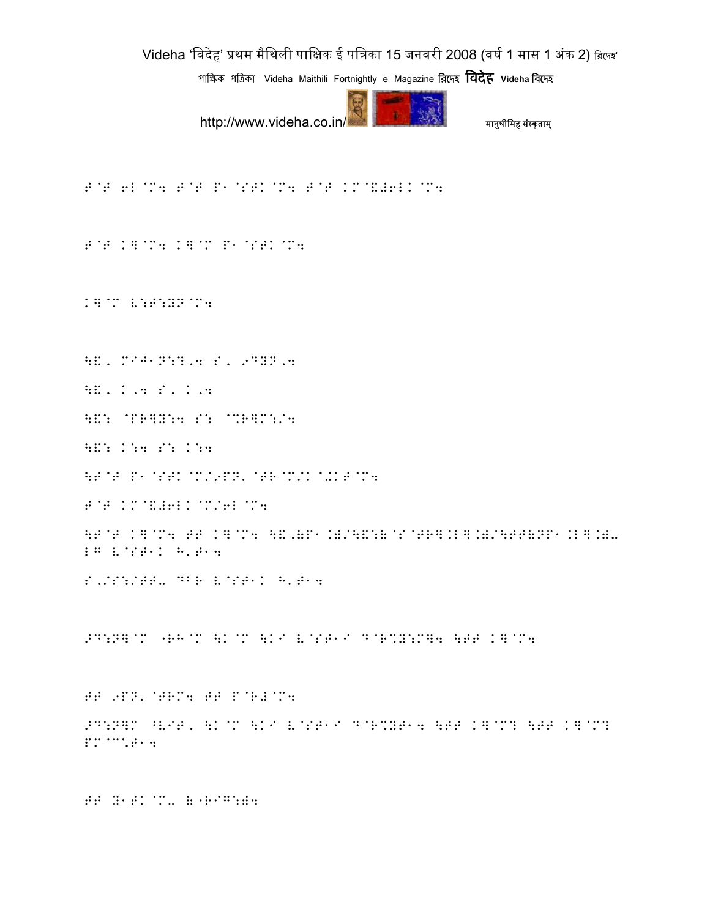T@T 6L@M4 T@T P1@STK@M4 T@T KM@&#6LK@M4

T@T K]@M4 K]@M P1@STK@M4

K]@M L:T:YN@M4

\&, MIJ1N:?,4 S, 9DYN,4

\&, K,4 S, K,4

\&: @PR]Y:4 S: @%R]M:/4

\&: K:4 S: K:4

\T@T P1@STK@M/9PN'@TR@M/K@+KT@M4

T@T KM@&#6LK@M/6L@M4

\T@T K]@M4 TT K]@M4 \&,)P1.)/\&:)@S@TR].L].)/\TT)NP1.L].)- LG L@ST1K H'T14

S,/S:/TT- DBR L@ST1K H'T14

>D:N]@M "RH@M \K@M \KI L@ST1I D@R%Y:M]4 \TT K]@M4

TT 9PN'@TRM4 TT P@R#@M4

>D:N]@M ^LIT, \K@M \KI L@ST1I D@R%YT14 \TT K]@M? \TT K]@M? PM@C'T14

TT Y1TK@M- )"RIG:)4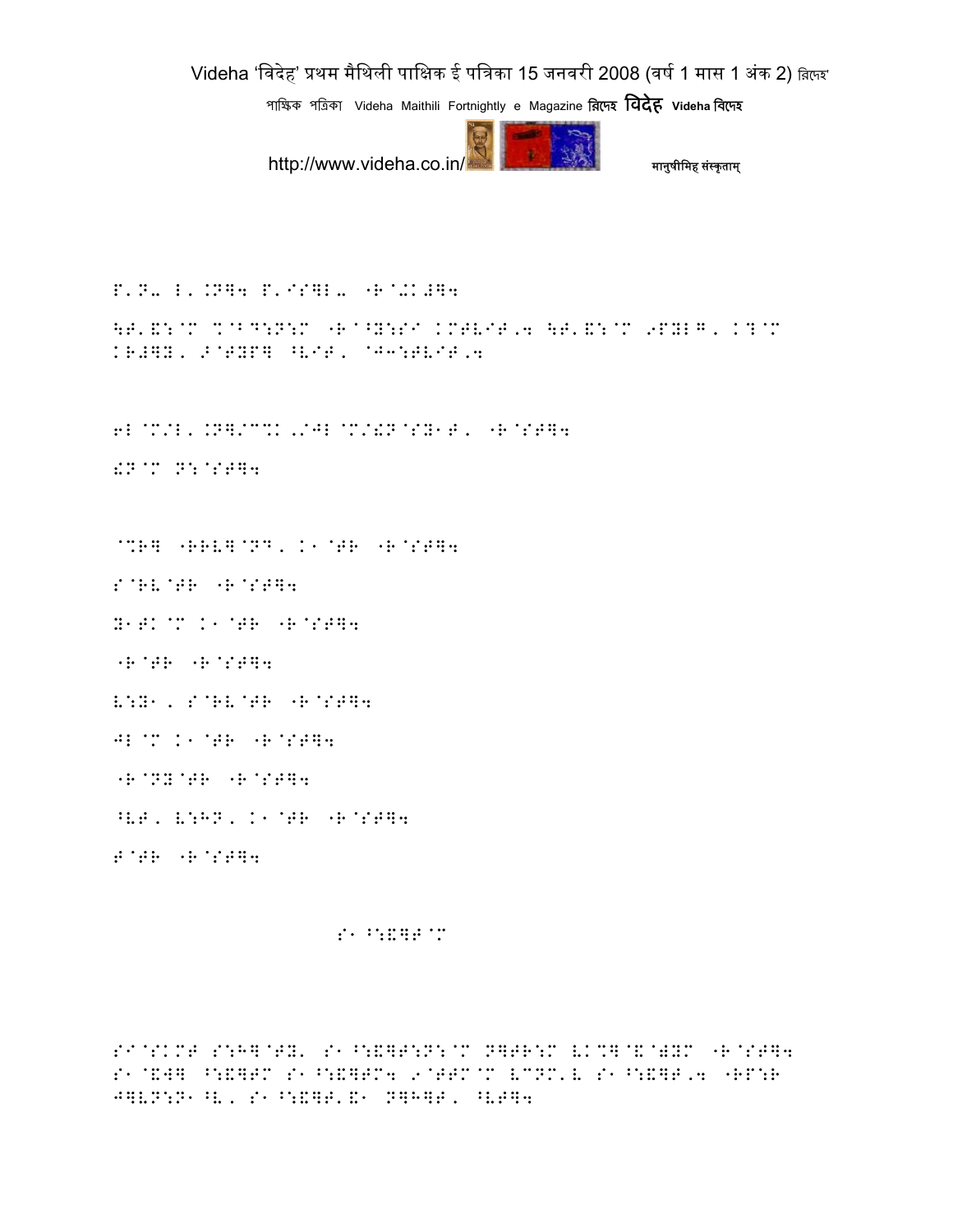P'N- L'.N]4 P'IS]L- "R@+K#]4

\T'&:@M %@B^:N:M "R@^Y:SI KMTVIT,4 \T'&:@M 9PYLG, K?@M KR#]Y, >@TYP] ^VIT, @J3:TVIT,4

6L@M/L'.N]/C%K,/JL@M/!N@SY1T, "R@ST]4

!N@M N:@ST]4

@%R] "RRV]@ND, K1@TR "R@ST]4

S@RV@TR "R@ST]4

Y1TK@M K1@TR "R@ST]4

"R@TR "R@ST]4

V:Y1, S@RV@TR "R@ST]4

JL@M K1@TR "R@ST]4

"R@NY@TR "R@ST]4

^VT, V:HN, K1@TR "R@ST]4

T@TR "R@ST]4

S1^:&]T@M

SI@SKMT S:H]@TY' S1^:&]T:N:@M N]TR:M VK%]@&@WYM "R@ST]4 S1@&W] ^:&]TM S1^:&]TC4 9@TTM@M VCNM'V S1^:&]T,4 "RP:R J]VN:N1^V, S1^:&]T'&1 N]H]T, ^VT]4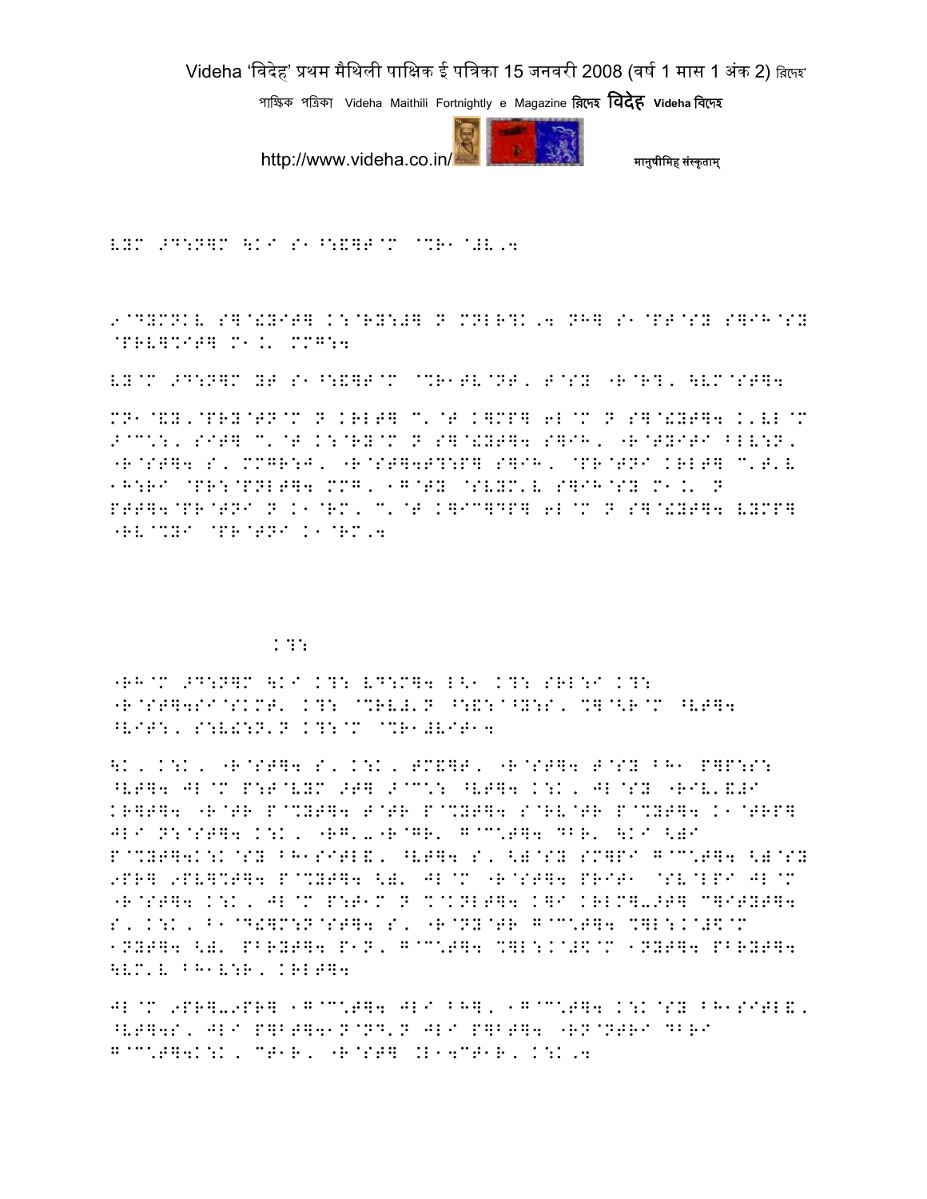LYM >D:N]M \KI S1^:&]T@M @%R1@#L,4

9@DYMNKL S]@!YIT] K:@RY:#] N MNLR?K,4 NH] S1@PT@SY S]IH@SY @PRL]%IT] M1.' MMG:4

LY@M >D:N]M YT S1^:&]T@M @%R1TL@NT, T@SY "R@R?, \LM@ST]4

MN1@&Y,@PRY@TN@M N KRLT] C'@T K]MP] 6L@M N S]@!YT]4 K'LL@M >@C\:, SIT] C'@T K:@RY@M N S]@!YT]4 S]IH, "R@TYITI BLL:N, "R@ST]4 S, MMGR:J, "R@ST]4T?:P] S]IH, @PR@TNI KRLT] C'T'L 1H:RI @PR:@PNLT]4 MMG, 1G@TY @SLYM'L S]IH@SY M1.' N PTT]4@PR@TNI N K1@RM, C'@T K]IC]DP] 6L@M N S]@!YT]4 LYMP] "RL@%YI @PR@TNI K1@RM,4

K?:

"RH@M >D:N]M \KI K?: LD:M]4 L<1 K?: SRL:I K?: "R@ST]4SI@SKMT' K?: @%RL#'N ^:&:@^Y:S, %]@<R@M ^LT]4 ^LIT:, S:L!:N'N K?:@M @%R1#LIT14

\K, K:K, "R@ST]4 S, K:K, TM&]T, "R@ST]4 T@SY BH1 P]P:S: ^LT]4 JL@M P:T@LYM >T] >@C\: ^LT]4 K:K, JL@SY "RIL'&#I KR]T]4 "R@TR P@%YT]4 T@TR P@%YT]4 S@RL@TR P@%YT]4 K1@TRP] JLI N:@ST]4 K:K, "RG'-"R@GR' G@C\T]4 DBR' \KI <)I P@%YT]4K:K@SY BH1SITL&, ^LT]4 S, <)@SY SM]PI G@C\T]4 <)@SY 9PR] 9PL]%T]4 P@%YT]4 <)' JL@M "R@ST]4 PRIT1 @SL@LPI JL@M "R@ST]4 K:K, JL@M P:T1M N %@KNLT]4 K]I KRLM]->T] C]ITYT]4 S, K:K, B1@D!]M:N@ST]4 S, "R@NY@TR G@C\T]4 %]L:K@#$@M 1NYT]4 <)' PBRYT]4 P1N, G@C\T]4 %]L:K@#$@M 1NYT]4 PBRYT]4 \LM'L BH1L:R, KRLT]4

JL@M 9PR]-9PR] 1G@C\T]4 JLI BH], 1G@C\T]4 K:K@SY BH1SITL&, ^LT]4S, JLI P]BT]41N@ND'N JLI P]BT]4 "RN@NTRI DBRI G@C\T]4K:K, CT1R, "R@ST] .L14CT1R, K:K,4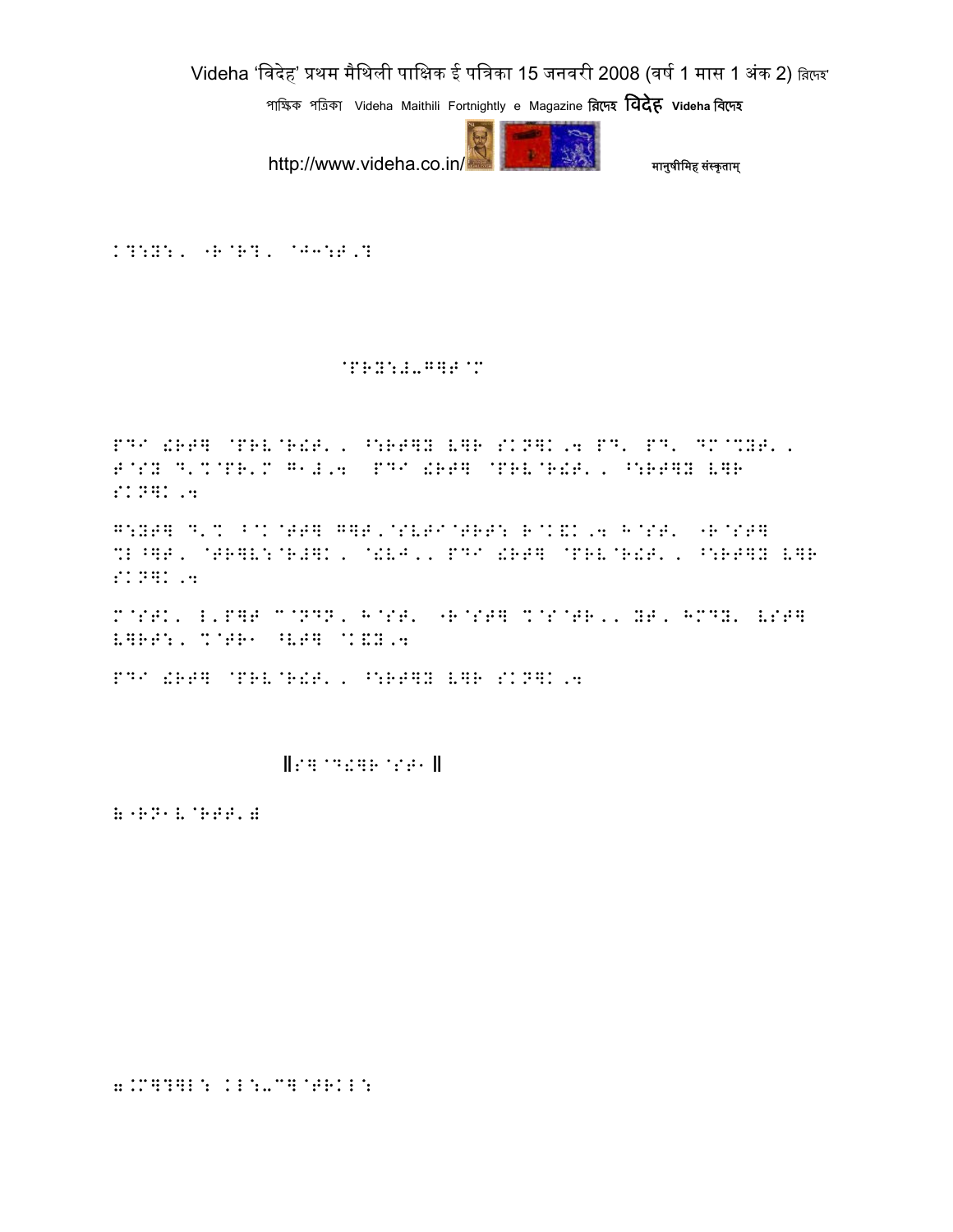K?:Y:, "R@R?, @J-:T,?

@PRY:#-G]T@M

PD| !RT] @PRV@R!T', ^:RT]Y V]R SKN]K,b PD' PD' DM@%YT',
T@SY D'%@PR'M G-#,4 PD| !RT] @PRV@R!T', ^:RT]Y V]R
SKN]K,4

G:YT] D'% ^@K@TT] G]T,@SVT|@TRT: R@K&K,4 H@ST' "R@ST]
%L^]T, @TR]V:@R#]K, @!VJ,, PD| !RT] @PRV@R!T', ^:RT]Y V]R
SKN]K,4

M@STK' L'P]T C@NDN, H@ST' "R@ST] %@S@TR,, YT, HMDY' VST]
V]RT:, %@TR1 ^VT] @K&Y,4

PD| !RT] @PRV@R!T', ^:RT]Y V]R SKN]K,4

॥S]@D!]R@ST1॥

&"RN1V@RTT'#

7.M]?]L: KL:-C]@TRKL: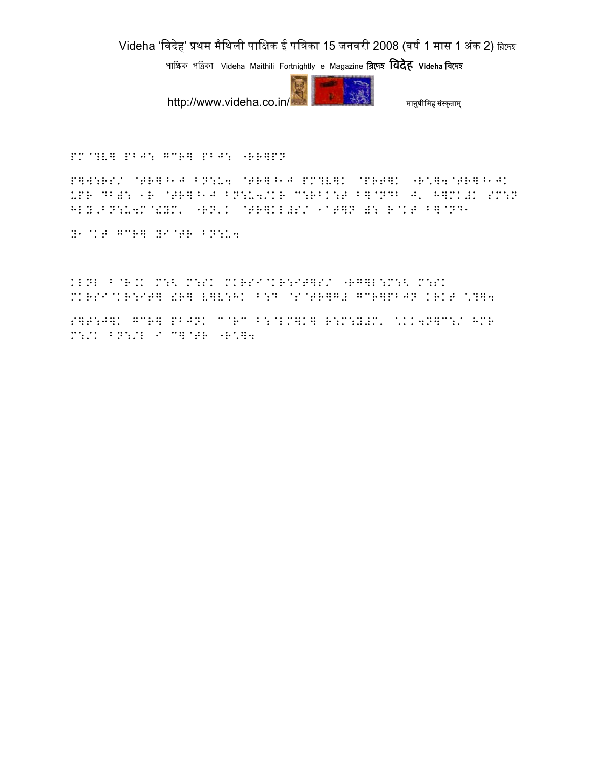PM@?V] PBJ: G^R] PBJ: -RR]PN

P]W:RS/ @TR]^1J BN:U4 @TR]^1J PM?V]K @PRT]K -R\_]4@TR]^1JK UPR DB): 1R @TR]^1J BN:U4/KR C:RBK:T B]@ND' J' H]MK#K SM:N HL÷,BN:U4M@!YM' -RN'K @TR]KL#S/ 1@T]N ): R@KT B]@ND1

Y1@KT G^R] YI@TR BN:U4

KLNL B@R.K M:< M:SK MKRSI@KR:IT]S/ -RG]L:M:< M:SK MKRSI@KR:IT] !R] V]V:HK B:D @S@TR]G# G^R]PBJN KRKT \?]4

S]T:J]K G^R] PBJNK C@RC B:@LM]K] R:M:Y#M' \KK4N]C:/ HMR M:/K BN:/L I C]@TR -R\_]4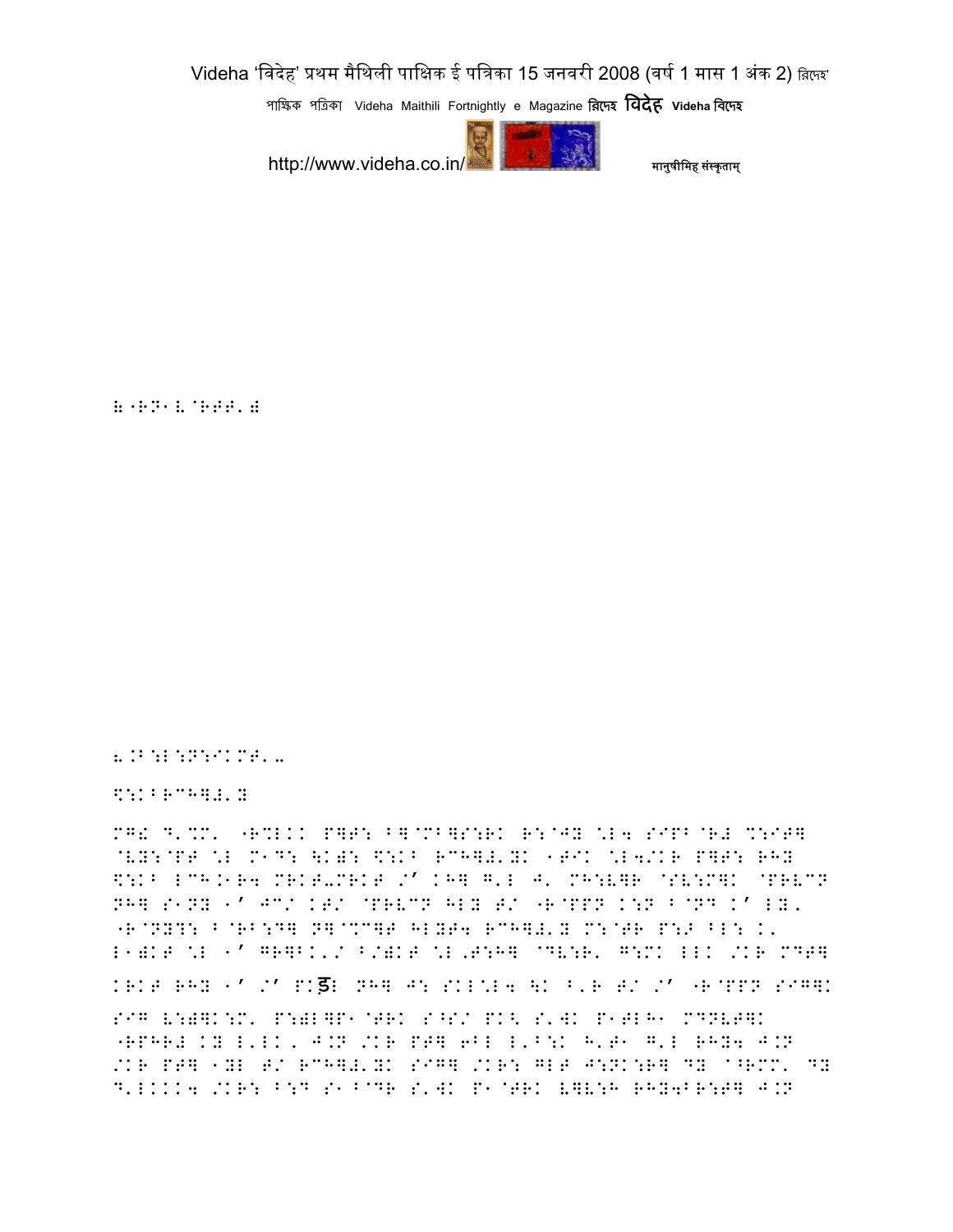ॐ "RN1V@RTT'॥

ॡ.B:L:N:IKMT'–

$:KBRCH]ز'Y

MG! D'%M' "R%LKK P]T: B]@MB]S:RK R:@JY \L4 SIPB@R# %:IT] @VY:@PT \L M1D: \K)I: $:KB RCH]ز'YK 1TIK \L4/KR P]T: RHY $:KB LCH.1R4 MRKT-MRKT /' KH] G'L J' MH:V]R @SV:M]K @PRVCN NH] S1NY 1' JC/ KT/ @PRVCN HLY T/ "R@PPN K:N B@ND K' LY' "R@NY?: B@RB:D] N]@%C]T HLYT4 RCH]ز'Y M:@TR P:+ BL: K' L1)KT \L 1' GR]BK'/ B/)KT \L,T:H] @DV:R' G:MK LLK /KR MDT] KRKT RHY 1' /' PKड़L NH] J: SKL\L4 \K B'R T/ /' "R@PPN SIG]K SIG V:)]K:M' P:)L]P1@TRK S^S/ PK< S'WK P1TLH1 MDNVT]K "RPHR# KY L'LK, J.N /KR PT] 6BL L'B:K H'T1 G'L RHY4 J.N /KR PT] 1YL T/ RCH]ز'YK SIG] /KR: GLT J:NK:R] DY ^RMM' DY D'LKKK4 /KR: B:D S1B@DR S'WK P1@TRK V]V:H RHY4BR:T] J.N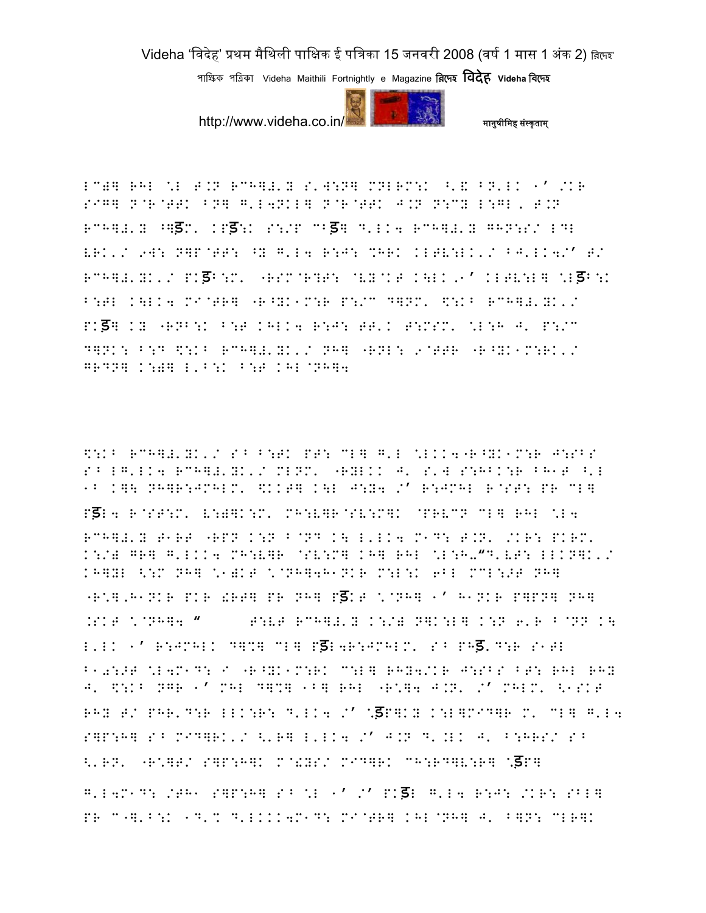LC)] RHL \L T.N RCH]#'Y S'W:N] MNLRM:K ^'& BN'LK 1' /KR SIG] N@R@TTK BN] G'L4NKL] N@R@TTK J.N N:CY L:GL, T.N RCH]#'Y ^]ड़M' KPड़:K S:/P C^ड़] D'LK4 RCH]#'Y GHN:S/ LDL LRK'/ 9W: N]P@TT: ^Y G'L4 R:J: %HRK KLTV:LK'/ BJ'LK4/' T/ RCH]#'YK'/ PKड़B:M' "RSM@R?T: @VY@KT K\LK,1' KLTV:L] \Lड़B:K B:TL K\LK4 MI@TR] "R^YK1M:R P:/C D]NM' <:KB RCH]#'YK'/ PKड़] KY "RNB:K B:T KHLK4 R:J: TT'K T:MSM' \L:H J' P:/C D]NK: B:D <:KB RCH]#'YK'/ NH] "RNL: 9@TTR "R^YK1M:RK'/ GRDN] K:)] L'B:K B:T KHL@NH]4

<:KB RCH]#'YK'/ S^ B:TK PT: CL] G'L \LKK4"R^YK1M:R J:SBS S^ LG'LK4 RCH]#'YK'/ MLNM' "RYLKK J' S'W S:HBK:R BH1T ^'L 1B K]\ NH]R:JMHLM' <KKT] K\L J:Y4 /' R:JMHL R@ST: PR CL] Pड़L4 R@ST:M' V:)]K:M' MH:V]R@SV:M]K @PRVCN CL] RHL \L4 RCH]#'Y T1RT "RPN K:N B@ND K\ L'LK4 M1D: T.N' /KR: PKRM' K:/) GR] G'LKK4 MH:V]R @SV:M] KH] RHL \L:H-"D'VT: LLKN]K'/ KH]YL <:M NH] \1)KT \@NH]4H1NKR M:L:K 6BL MCL:>T NH] "R\],H1NKR PKR !RT] PR NH] Pड़KT \@NH] 1' H1NKR P]PN] NH] .SKT \@NH]4 "     T:VT RCH]#'Y K:/) N]K:L] K:N 6'R B@ND K\ L'LK 1' R:JMHLK D]%] CL] Pड़L4R:JMHLM' S^ PHड़'D:R S1TL B10:>T \L4M1D: I "R^YK1M:RK C:L] RHY4/KR J:SBS BT: RHL RHY J' <:KB NGR 1' MHL D]%] 1B] RHL "R\]4 J.N' /' MHLM' <1SKT RHY T/ PHR'D:R LLK:R: D'LK4 /' \ड़P]KY K:L]MID]R M' CL] G'L4 S]P:H] S^ MID]RK'/ <'R] L'LK4 /' J.N D'.LK J' B:HRS/ S^ <'RN' "R\]T/ S]P:H]K M@!YS/ MID]RK CH:RD]V:R] \ड़P] G'L4M1D: /TH1 S]P:H] S^ \L 1' /' PKड़L G'L4 R:J: /KR: SBL] PR C"]'B:K 1D'% D'LKKK4M1D: MI@TR] KHL@NH] J' B]N: CLR]K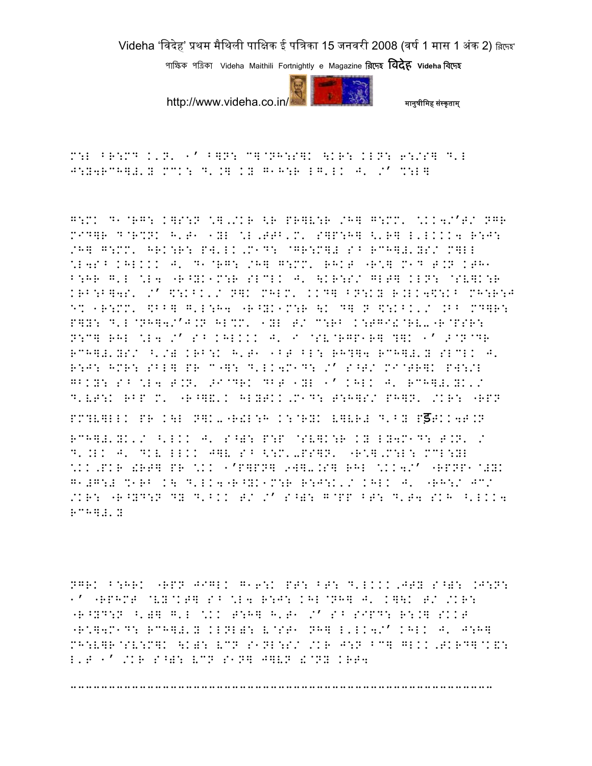M:L BR:MD K'N' 1' B]N: C]@NH:S]K \KR: KLN: 6:/S] D'L J:Y4RCH]#'Y MCK: D'.] KY G1H:R LG'LK J' /' %:L]

G:MK D1@RG: K]S:N \]'/KR <R PR]V:R /H] G:MM' \KK4/'T/ NGR MID]R D@R%NK H'T1 1YL \L'TTB'M' S]P:H] <'R] L'LKKK4 R:J: /H] G:MM' HRK:R: PW'LK'M1D: @GR:M]# S^ RCH]#'YS/ M]LL \L4S^ KHLKKK J' D1@RG: /H] G:MM' RHKT "R\] M1D T.N KTH1 B:HR G'L \L4 "R^YK1M:R SLCLK J' \KR:S/ GLT] KLN: @SV]K:R KRB:B]4S' /' \$:KBK'/ N]K MHLM' KKD] BN:KY R.LK4\$:KB MH:R:J E% 1R:MM' \$BB] G'L:H4 "R^YK1M:R \K D] N \$:KBK'/ .BB MD]R: P]Y: D'L@NH]4/'J.N HL%M' 1YL T/ C:RB K:TGI!@RV-"R@PSR: N:C] RHL \L4 /' S^ KHLKKK J' I @SV@RGP1R] ?]K 1' >@N@DR RCH]#'YS/ ^'/, KRB:K H'T1 1BT BL: RH?]4 RCH]#'Y SLCLK J' R:J: HMR: SBL] PR C"]: D'LK4M1D: /' S^T/ MI@TR]K PW:/L GBKY: S^ \L4 T.N' >I@DRK DBT 1YL 1' KHLK J' RCH]#'YK'/ D'VT:K RBP M' "R^]&'K HLYTKK,M1D: T:H]S/ PH]N' /KR: "RPN PM?V]LLK PR K\L N]K-"R!L:H K:@RYK V]VR# D'BY Pड़TKK4T.N RCH]#'YK'/ ^'LKK J' S^): P:P @SV]K:R KY LY4M1D: T.N' / D'.LK J' DKV LLKK J]V S^ <:M'-PS]N' "R\],M:L: MCL:YL \KK,PKR !RT] PR \KK 1'P]PN] 9W]-.S] RHL \KK4/' "RPNP1@#YK G1#G:# %1RB K\ D'LK4"R^YK1M:R R:J:K'/ KHLK J' "RH:/ JC/ /KR: "R^YD:N DY D'BKK T/ /' S^): G@PP BT: D'T4 SKH ^'LKK4 RCH]#'Y

NGRK B:HRK "RPN JIGLK G16:K PT: BT: D'LKKK,JTY S^): .J:N: 1' "RPHMT @VY@KT] S^ \L4 R:J: KHL@NH] J' K]\K T/ /KR: "R^YD:N ^')] G'L \KK T:H] H'T1 /' S^ SIPD: R:.] SKKT "R\]4M1D: RCH]#'Y KLNL): V@ST1 NH] L'LK4/' KHLK J' J:H] MH:V]R@SV:M]K \K): VCN S1NL:S/ /KR J:N BC] GLKK,TKRD]@K&: L'T 1' /KR S^): VCN S1N] J]VN !@NY KRT4

-----------------------------------------------------------------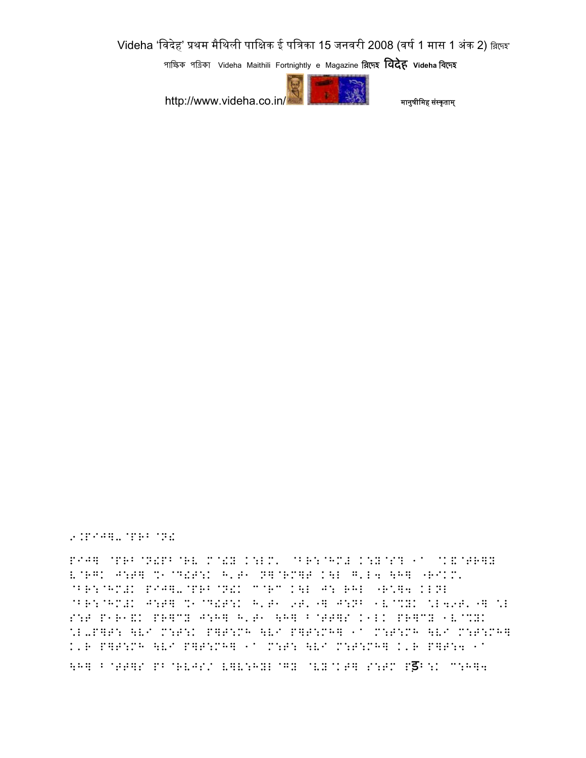९.PIJ॥-@PR^@N£

PIJ॥ @PR^@N£P^@RV M@£Y K:LM' @^R:@HM# K:Y@S? 1^ @K&@TR॥Y V@RGK J:T॥ %1@D£T:K H'T1 N॥@RM॥T K\L G'L4 \H॥ "RIKM'
@^R:@HM#K PIJ॥-@PR^@N£K M@RC K\L J: RHL "R.॥4 KLNL
@^R:@HM#K J:T॥ %1@D£T:K H'T1 9T'"॥ J:N^ 1V@%YK %L49T'"॥ %L
S:T P1R1&K PR॥CY J:H॥ H'T1 \H॥ ^@TT॥S K1LK PR॥CY 1V@%YK
%L-P॥T: \VI M:T:K P॥T:MH \VI P॥T:MH॥ 1^ M:T:MH \VI M:T:MH॥
K'R P॥T:MH \VI P॥T:MH॥ 1^ M:T: \VI M:T:MH॥ K'R P॥T:4 1^

\H॥ ^@TT॥S PB@RVJS/ V॥V:HYL@GY @VY@KT॥ S:TM Pड़^:K C:H॥4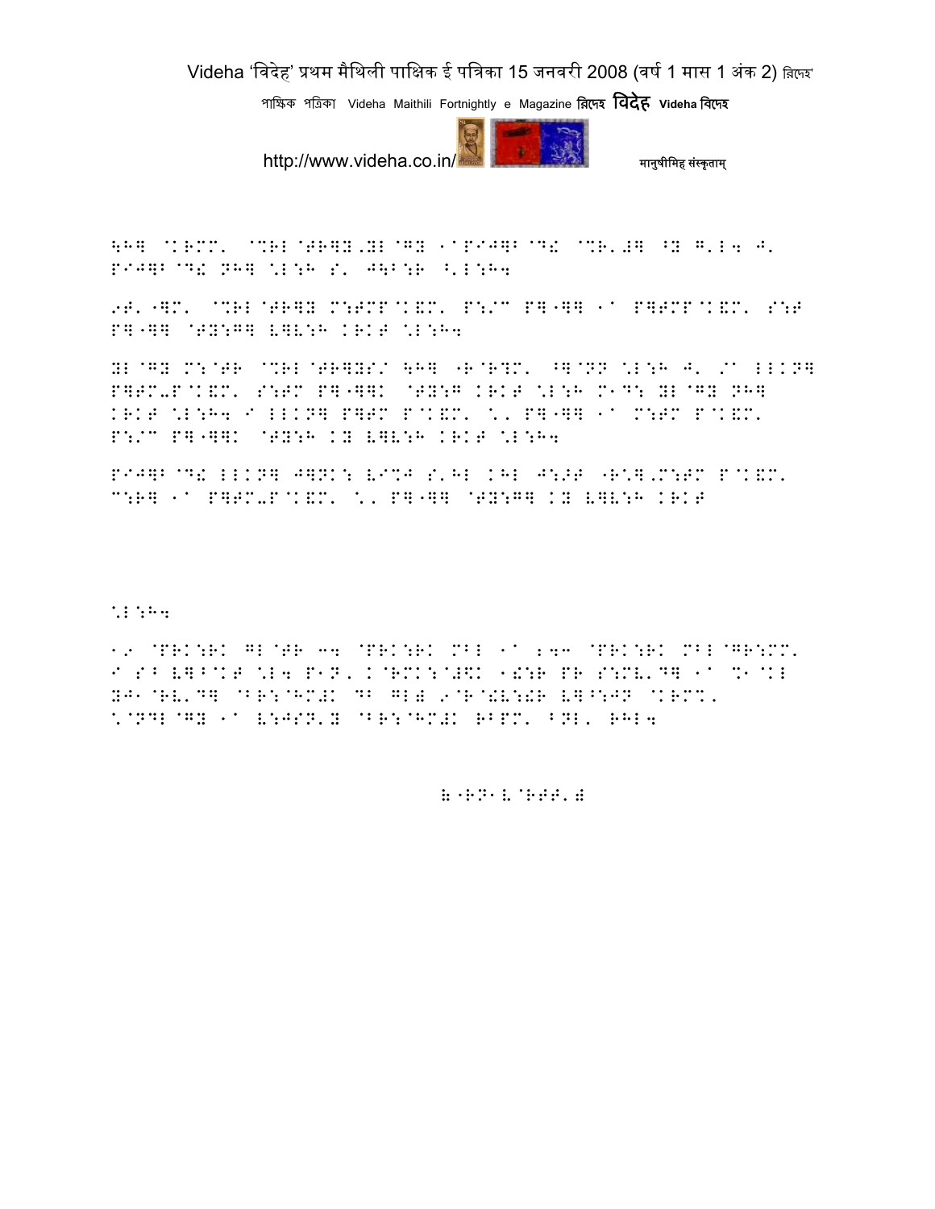\H] @KRMM' @%RL@TR]Y,YL@GY 1@PIJ]B@D& @%R'#] ^Y G'L4 J'
PIJ]B@D& NH] \*L:H S' J\B:R ^'L:H4

9T'-]M' @%RL@TR]Y M:TMP@K&M' P:/C P]-]] 1@ P]TMP@K&M' S:T
P]-]] @TY:G] V]V:H KRKT \*L:H4

YL@GY M:@TR @%RL@TR]YS/ \H] -R@R?M' ^]@NN \*L:H J' /@ LLKN]
P]TM-P@K&M' S:TM P]-]]K @TY:G KRKT \*L:H M1D: YL@GY NH]
KRKT \*L:H4 I LLKN] P]TM P@K&M' \*' P]-]] 1@ M:TM P@K&M'
P:/C P]-]]K @TY:H KY V]V:H KRKT \*L:H4

PIJ]B@D& LLKN] J]NK: VI%J S'HL KHL J:>T -R\*],M:TM P@K&M'
C:R] 1@ P]TM-P@K&M' \*' P]-]] @TY:G] KY V]V:H KRKT

\*L:H4

19 @PRK:RK GL@TR 34 @PRK:RK MBL 1@ ;43 @PRK:RK MBL@GR:MM'
I SB V]B@KT \*L4 P1N' K@RMK:@#\$K 1&:R PR S:MV'D] 1@ %1@KL
YJ1@RV'D] @BR:@HM#K DB GL# 9@R@&V:&R V]^:JN @KRM%'
\*@NDL@GY 1@ V:JSN'Y @BR:@HM#K RBPM' BNL' RHL4

#-RN1V@RTT'#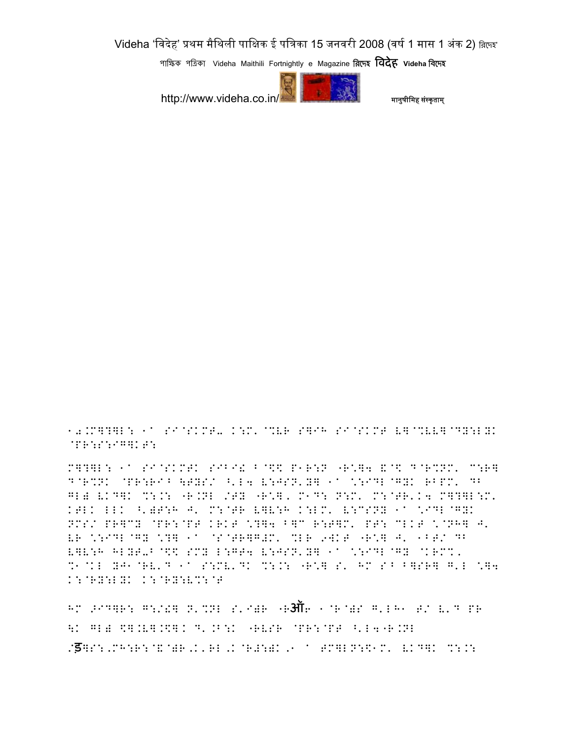10.M]?]L: 1a SI@SKMT- K:M'@%VR S]IH SI@SKMT V]@%VV]@DY:LYK @PR:S:IG]KT:

M]?]L: 1a SI@SKMTK SIBI! B@$$ P1R:N "R\]4 &@$ D@R%NM' M:R] D@R%NK @PR:RIB \TYS/ ^'L4 V:JSN'Y] 1a \:IDL@GYK RBPM' DB GL) VKD]K %:.: "R.NL /TY "R\]' M1D: N:M' M:@TR'K4 M]?]L:M' KTLK LLK ^')T:H J' M:@TR V]V:H K:LM' V:MSNY 1a \IDL@GYK NMS/ PR]MY @PR:@PT KRKT \?]4 B]M R:T]M' PT: MLKT \@NH] J' VR \:IDL@GY \?] 1a @S@TR]G#M' %LR 9WKT "R\] J' 1BT/ DB V]V:H HLYT-B@$$ SMY L:GT4 V:JSN'Y] 1a \:IDL@GY @KRM%' %1@KL YJ1@RV'D 1a S:MV'DK %:.: "R\] S' HM SB B]SR] G'L \]4 K:@RY:LYK K:@RY:V%:@T

HM >ID]R: G:/!] N'%NL S'I)R "Rऑ6 1@R@)S G'LH1 T/ V'D PR \K GL) $].V].$]K D'.B:K "RVSR @PR:@PT ^'L4"R.NL /ड]S:,MH:R:@&@)R,K'RL,K@R#:)K,1 a TM]LN:\$1M' VKD]K %:.: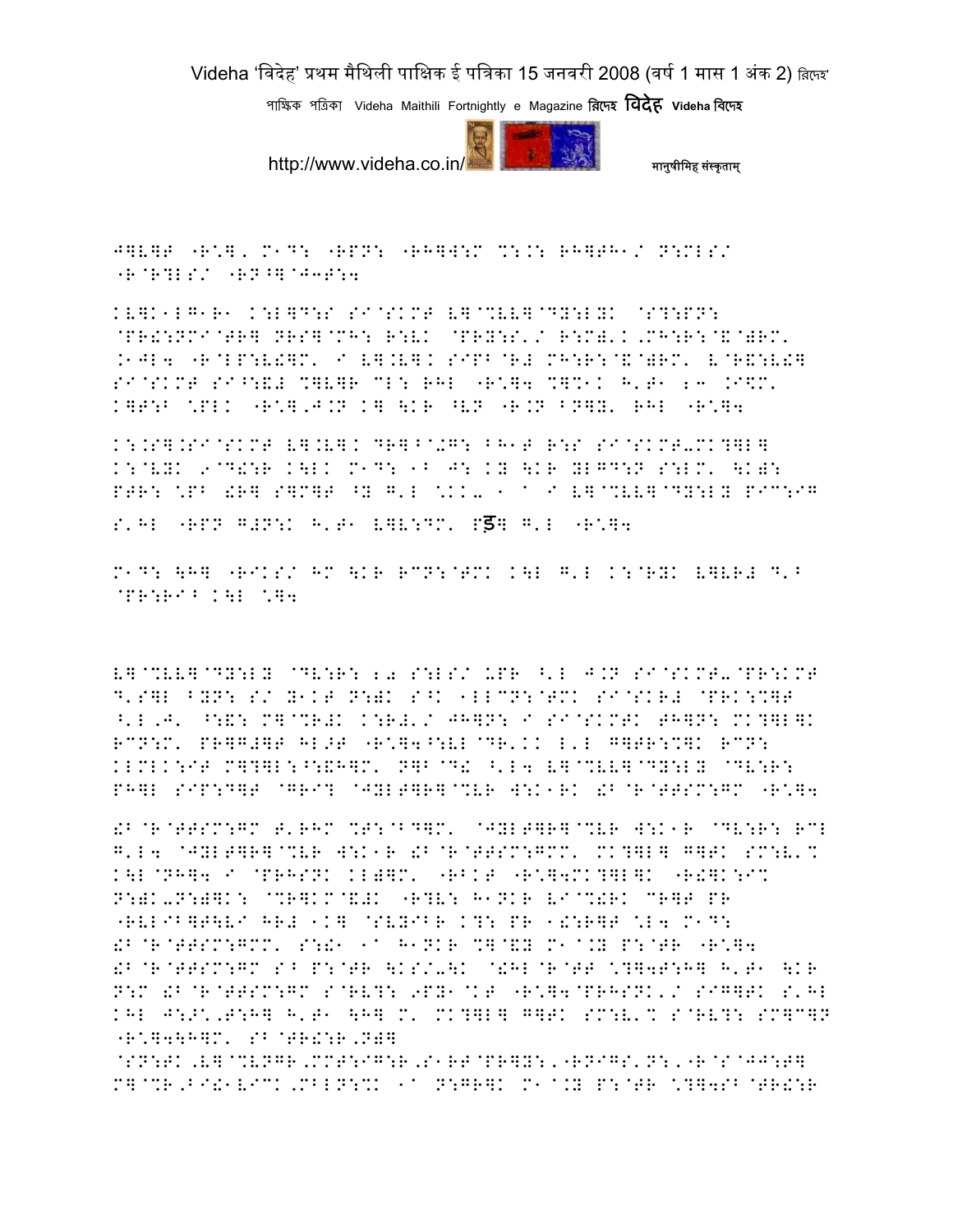J]V]T "R\*], M1D: "RPN: "RH]W:M %:.: RH]TH1/ N:MLS/
"R@R?LS/ "RN^]@J3T:4

KV]K1LG1R1 K:L]D:S SI@SKMT V]@%VV]@DY:LY. @S?:PN:
@PR!:NMI@TR] NRS]@MH: R:VK @PRY:S'/ R:M)'K,MH:R:@&@)RM'
.1JL4 "R@LP:V!]M' I V].V]K SIPB@R# MH:R:@&@)RM' V@R&:V!]
SI@SKMT SI^:&# %]V]R CL: RHL "R\*]4 %]%1K H'T1 23 .I\$M'
K]T:B \*PLK "R\*],J.N K] \KR ^VN "R.N BN]Y' RHL "R\*]4

K:.S].SI@SKMT V].V]K DR]B@0G: BH1T R:S SI@SKMT-MK?]L]
K:@VYK 9@D!:R K\LK M1D: 1B J: KY \KR YLGD:N S:LM' \K):
PTR: \*PB !R] S]M]T ^Y G'L \*KK- 1 A I V]@%VV]@DY:LY PIC:IG

S'HL "RPN G#N:K H'T1 V]V:DM' Pड़] G'L "R\*]4

M1D: \H] "RIKS/ HM \KR RCN:@TMK K\L G'L K:@RYK V]VR# D'B
@PR:RI^ K\L \*]4

V]@%VV]@DY:LY @DV:R: 20 S:LS/ UPR ^'L J.N SI@SKMT-@PR:KMT
D'S]L BYN: S/ Y1KT N:)K S^K 1LLCN:@TMK SI@SKR# @PRK:%]T
^'L,J' ^:&: M]@%R#K K:R#'/ JH]N: I SI@SKMTK TH]N: MK?]L]K
RCN:M' PR]G#]T HL0T "R\*]4^:VL@DR'KK L'L G]TR:%]K RCN:
KLMLK:IT M]?]L:^:&H]M' N]B@D! ^'L4 V]@%VV]@DY:LY @DV:R:
PH]L SIP:D]T @GRI? @JYLT]R]@%VR W:K1RK !B@R@TTSM:GM "R\*]4

!B@R@TTSM:GM T'RHM %T:@BD]M' @JYLT]R]@%VR W:K1R @DV:R: RCL
G'L4 @JYLT]R]@%VR W:K1R !B@R@TTSM:GMM' MK?]L] G]TK SM:V'%
K\L@NH]4 I @PRHSNK KL)]M' "RBKT "R\*]4MK?]L]K "R!]K:I%
N:)K-N:)]K: @%R]KM@&#K "R?V: H1NKR VI@%!RK CR]T PR
"RVLIB]T\VI HR# 1K] @SVYIBR K?: PR 1!:R]T \*L4 M1D:
!B@R@TTSM:GMM' S:!1 1A H1NKR %]@&Y M1@.Y P:@TR "R\*]4
!B@R@TTSM:GM S^ P:@TR \KS/-\K @!HL@R@TT \*?]4T:H] H'T1 \KR
N:M !B@R@TTSM:GM S@RV?: 9PY1@KT "R\*]4@PRHSNK'/ SIG]TK S'HL
KHL J:J\*,T:H] H'T1 \H] M' MK?]L] G]TK SM:V'% S@RV?: SM]C]N
"R\*]4\H]M' SB@TR!:R,N)]
@SN:TK,V]@%VNGR,MMT:IG:R,S1RT@PR]Y:,"RNIGS'N:,"R@S@JJ:T]
M]@%R,BI!1VICK,MBLN:%K 1A N:GR]K M1@.Y P:@TR \*?]4SB@TR!:R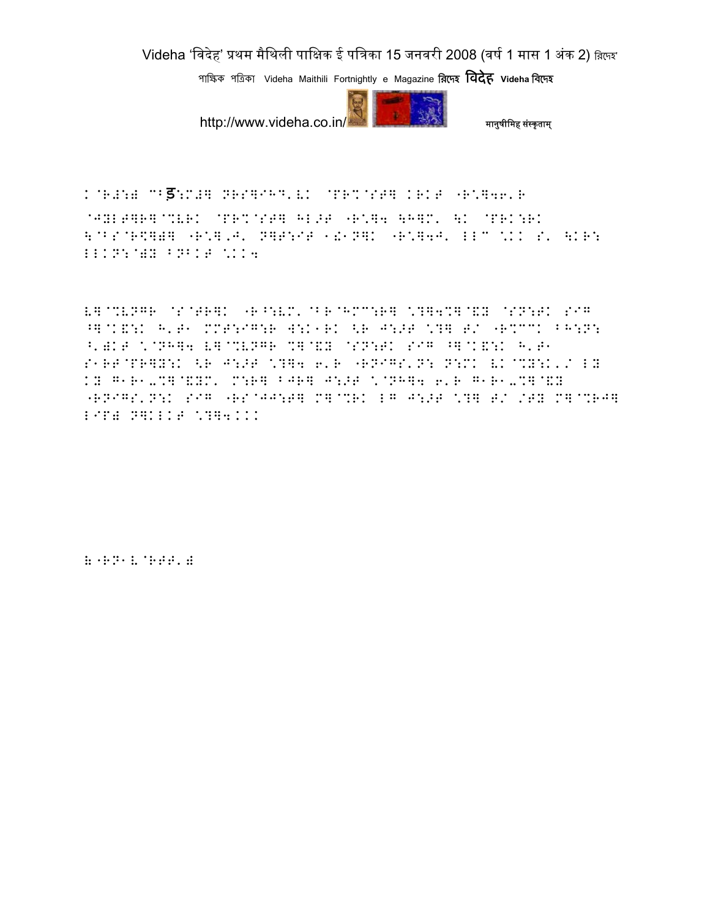K@R#:) ^^ड:M#] NRS]IH?'VK @PR%@ST] KRKT -R*]46'R

@JYLT]R]@%VRK @PR%@ST] HL>T -R*]4 \H]M' \K @PRK:RK
\^BS@R$]))] -R*],J' N]T:IT 1!1N]K -R*]4J' LL^ *KK S' \KR:
LLKN:@)Y BNBKT *KK4

V]@%VNGR @S@TR]K -R^:VM'@BR@HM^:R] *?]4%]@&Y @SN:TK SIG
^]@K&:K H'T1 MMT:IG:R W:K1RK <R J:>T *?] T/ -R%^^K BH:N:
^')KT *@NH]4 V]@%VNGR %]@&Y @SN:TK SIG ^]@K&:K H'T1
S1RT@PR]Y:K <R J:>T *?]4 6'R -RNIGS'N: N:MK VK@%Y:K'/ LY
KY G1R1-%]@&YM' M:R] BJR] J:>T *@NH]4 6'R G1R1-%]@&Y
-RNIGS'N:K SIG -RS@JJ:T] M]@%RK LG J:>T *?] T/ /TY M]@%RJ]
LIP) N]KLKT *?]4KKK

):-RN1V@RTT')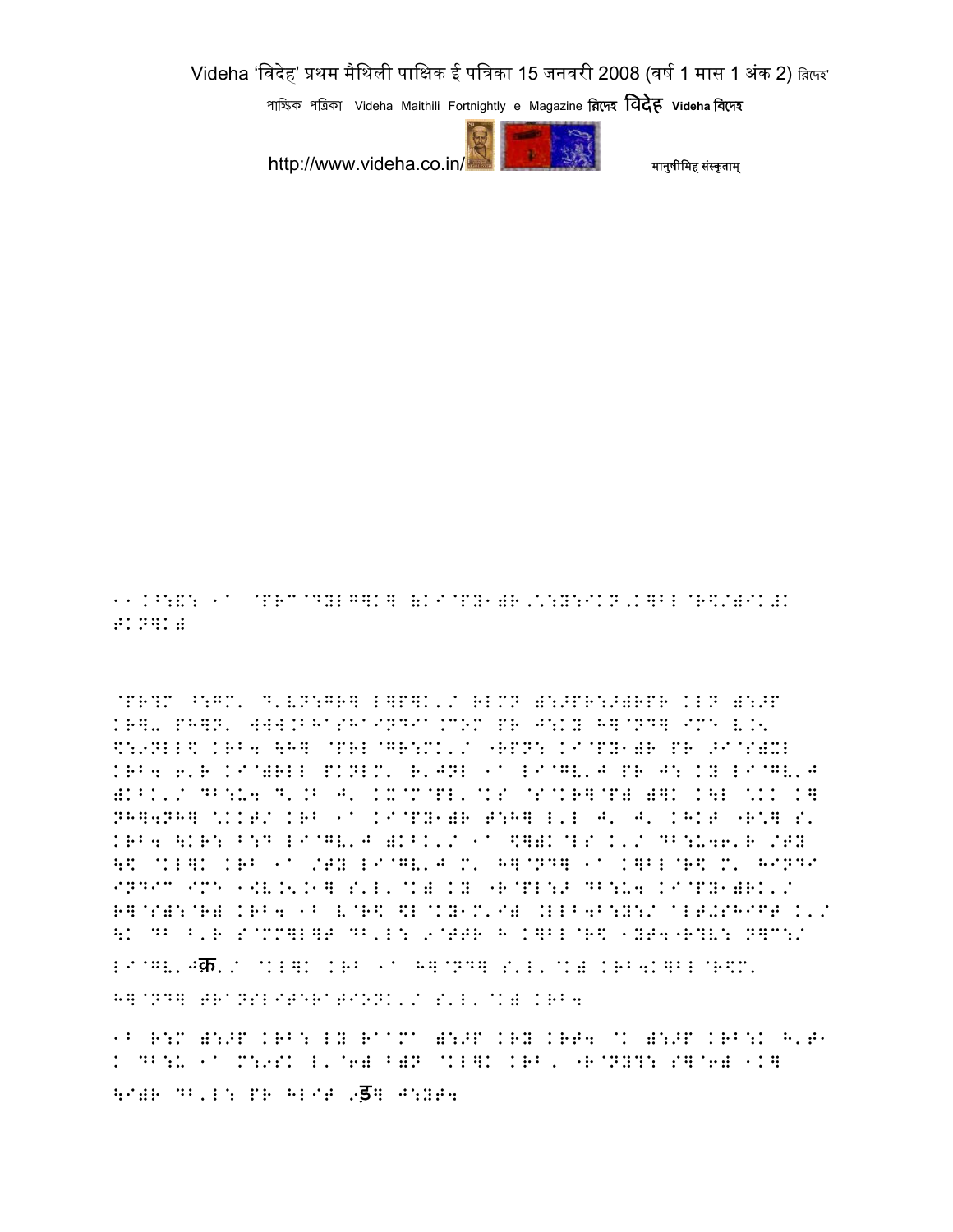११.पाहुन १म (प्रेम नारायण झा)।बालानां कृते।विदेह मैथिली पञ्चतन्त्र।

11.K^:&: 1a @PRC@DYLG]K] (KI@PY1)R,/:Y:IK N,K]BL@R\$/)IK#K #KN]K)

@PR?M ^:GM' D'VN:GR] L]P]K'/ RLMN ):>PR:>)RPR KLN ):>P KR]- PH]N' WWW.BHASHAINDIA.COM PR J:KY H]@ND] IME V.5 \$:9NLL\$ KRB4 \H] @PRL@GR:MK'/ "RPN: KI@PY1)R PR >I@S)XL KRB4 6'R KI@)RLL PKNLM' R'JNL 1a LI@GV'J PR J: KY LI@GV'J )KBK'/ DB:U4 D'.B J' KX@M@PL'@KS @S@KR]@P) )]K K\L \*KK K] NH]4NH] \*KKT/ KRB 1a KI@PY1)R T:H] L'L J' J' KHKT "R\*] S' KRB4 \KR: B:D LI@GV'J )KBK'/ 1a \$])K@LS K'/ DB:U46'R /TY \\$ @KL]K KRB 1a /TY LI@GV'J M' H]@ND] 1a K]BL@R\$ M' HINDI INDIC IME 1<V.5.1] S'L'@K) KY "R@PL:> DB:U4 KI@PY1)RK'/ R]@S):@R) KRB4 1B V@R\$ \$L@KY1M'I) .LLB4B:Y:/ @LT+SHIFT K'/ \K DB B'R S@MM]L]T DB'L: 9@TTR H K]BL@R\$ 1YT4"R?V: N]C:/ LI@GV'Jक.'/ @KL]K KRB 1a H]@ND] S'L'@K) KRB4K]BL@R\$M' H]@ND] TRANSLITERATIONK'/ S'L'@K) KRB4

1B R:M ):>P KRB: LY RaaMa ):>P KRY KRT4 @K ):>P KRB:K H'T1 K DB:U 1a M:9SK L'@6) B)N @KL]K KRB, "R@NY?: S]@6) 1K] \I)R DB'L: PR HLIT ड़ ]J:YT4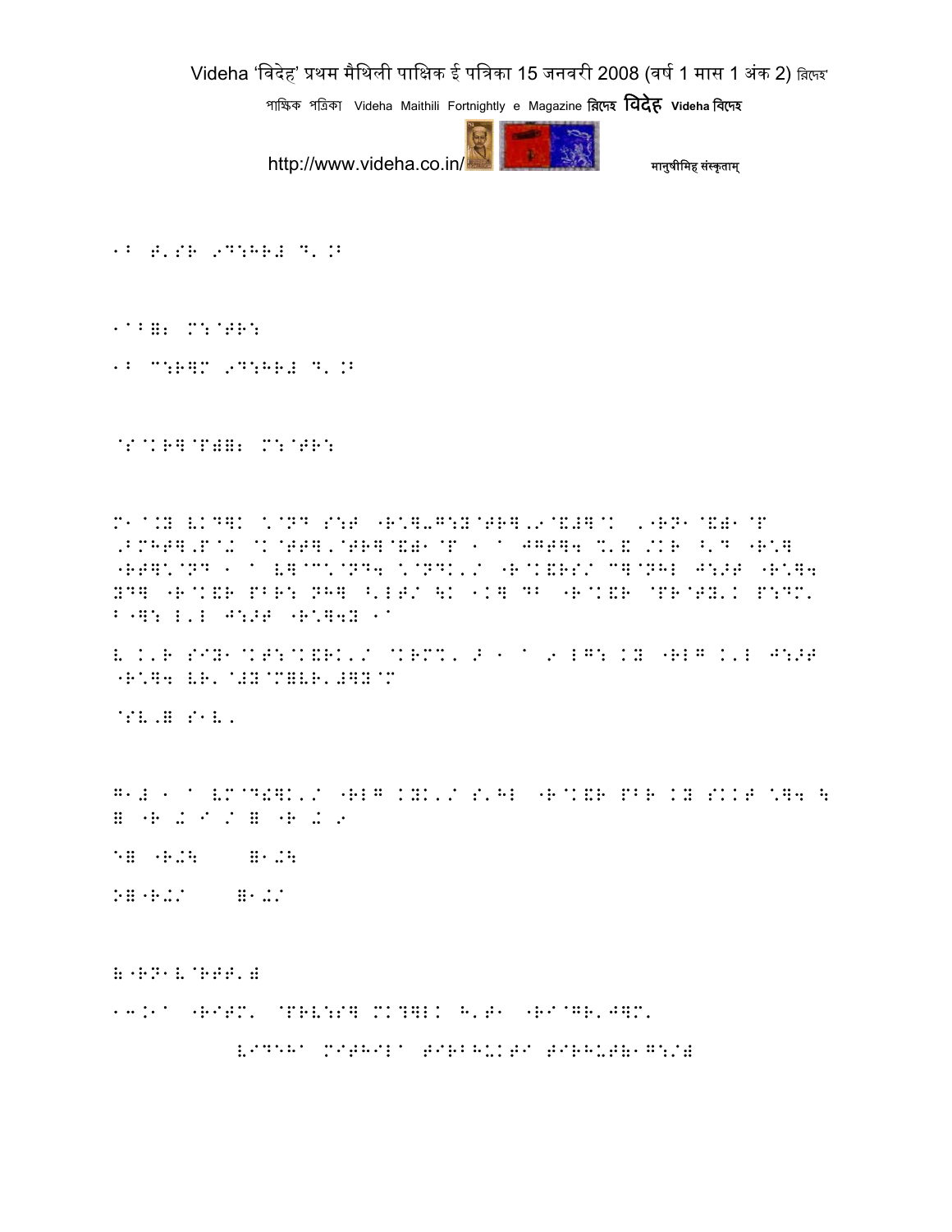1◌ ◌'◌◌ ◌◌◌◌◌◌ ◌'◌◌

1◌◌◌◌ ◌◌◌◌◌◌

1◌ ◌◌◌◌◌ ◌◌◌◌◌◌ ◌'◌◌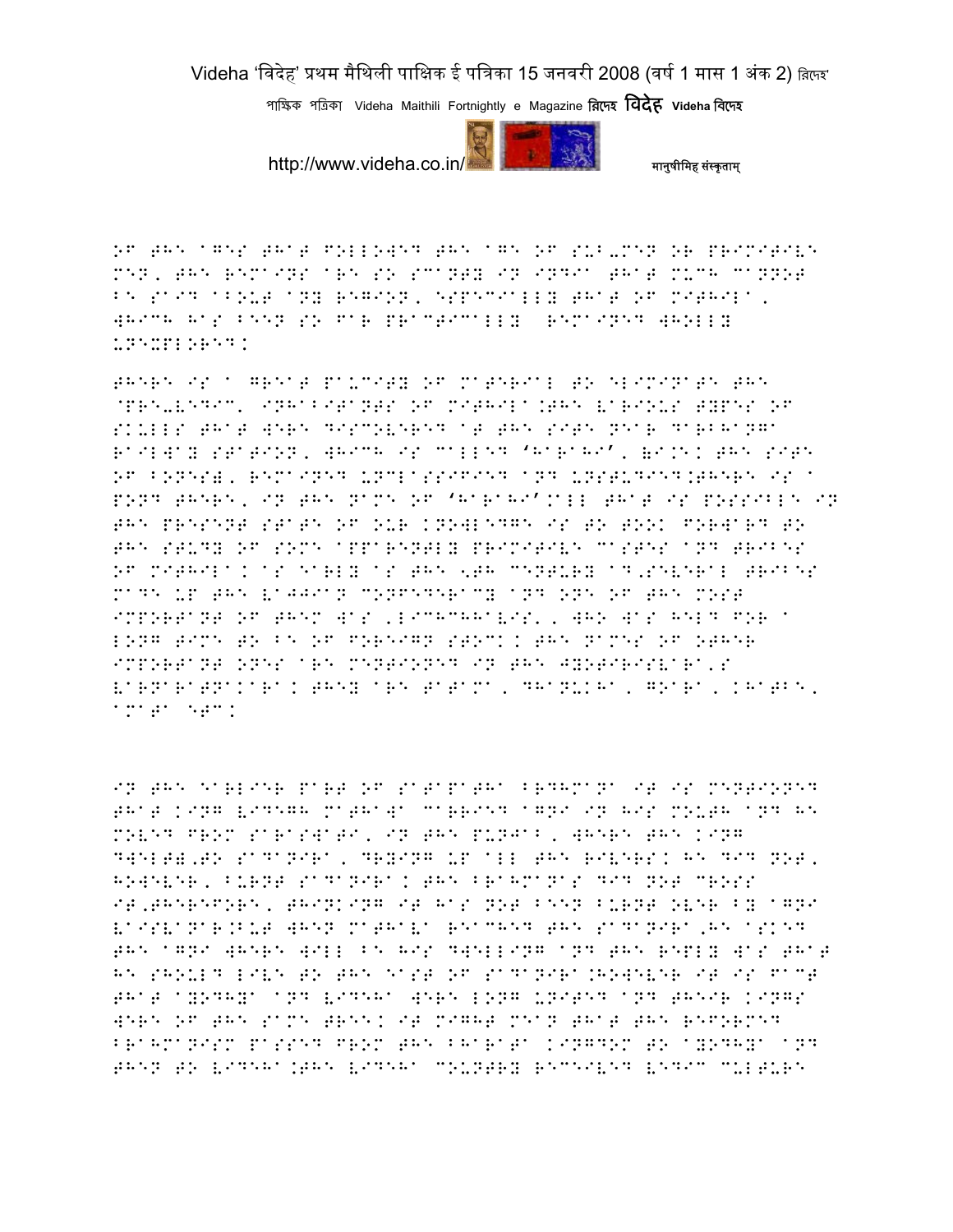OF THE AGES THAT FOLLOWED THE AGE OF SUB-MEN OR PRIMITIVE MEN, THE REMAINS ARE SO SCANTY IN INDIA THAT MUCH CANNOT BE SAID ABOUT ANY REGION, ESPECIALLY THAT OF MITHILA, WHICH HAS BEEN SO FAR PRACTICALLY REMAINED WHOLLY UNEXPLORED.

THERE IS A GREAT PAUCITY OF MATERIAL TO ELIMINATE THE 'PRE-VEDIC' INHABITANTS OF MITHILA.THE VARIOUS TYPES OF SKULLS THAT WERE DISCOVERED AT THE SITE NEAR DARBHANGA RAILWAY STATION, WHICH IS CALLED 'HARAHI', (I.E. THE SITE OF BONES), REMAINED UNCLASSIFIED AND UNSTUDIED.THERE IS A POND THERE, IN THE NAME OF 'HARAHI'.ALL THAT IS POSSIBLE IN THE PRESENT STATE OF OUR KNOWLEDGE IS TO TOOK FORWARD TO THE STUDY OF SOME APPARENTLY PRIMITIVE CASTES AND TRIBES OF MITHILA. AS EARLY AS THE 6TH CENTURY AD,SEVERAL TRIBES MADE UP THE VAJJIAN CONFEDERACY AND ONE OF THE MOST IMPORTANT OF THEM WAS 'LICHCHHAVIS', WHO WAS HELD FOR A LONG TIME TO BE OF FOREIGN STOCK. THE NAMES OF OTHER IMPORTANT ONES ARE MENTIONED IN THE JYOTIRISVARA'S VARNARATNAKARA. THEY ARE TATAMA, DHANUKHA, GOARA, KHATBE, AMATA ETC.

IN THE EARLIER PART OF SATAPATHA BRAHMANA IT IS MENTIONED THAT KING VIDEGH MATHAWA CARRIED AGNI IN HIS MOUTH AND HE MOVED FROM SARASWATI, IN THE PUNJAB, WHERE THE KING DWELT),TO SADANIRA, DRYING UP ALL THE RIVERS. HE DID NOT, HOWEVER, BURNT SADANIRA. THE BRAHMANAS DID NOT CROSS IT,THEREFORE, THINKING IT HAS NOT BEEN BURNT OVER BY AGNI VAISVANAR.BUT WHEN MATHAVA REACHED THE SADANIRA,HE ASKED THE AGNI WHERE WILL BE HIS DWELLING AND THE REPLY WAS THAT HE SHOULD LIVE TO THE EAST OF SADANIRA.HOWEVER IT IS FACT THAT AYODHYA AND VIDEHA WERE LONG UNITED AND THEIR KINGS WERE OF THE SAME TREE. IT MIGHT MEAN THAT THE REFORMED BRAHMANISM PASSED FROM THE BHARATA KINGDOM TO AYODHYA AND THEN TO VIDEHA.THE VIDEHA COUNTRY RECEIVED VEDIC CULTURE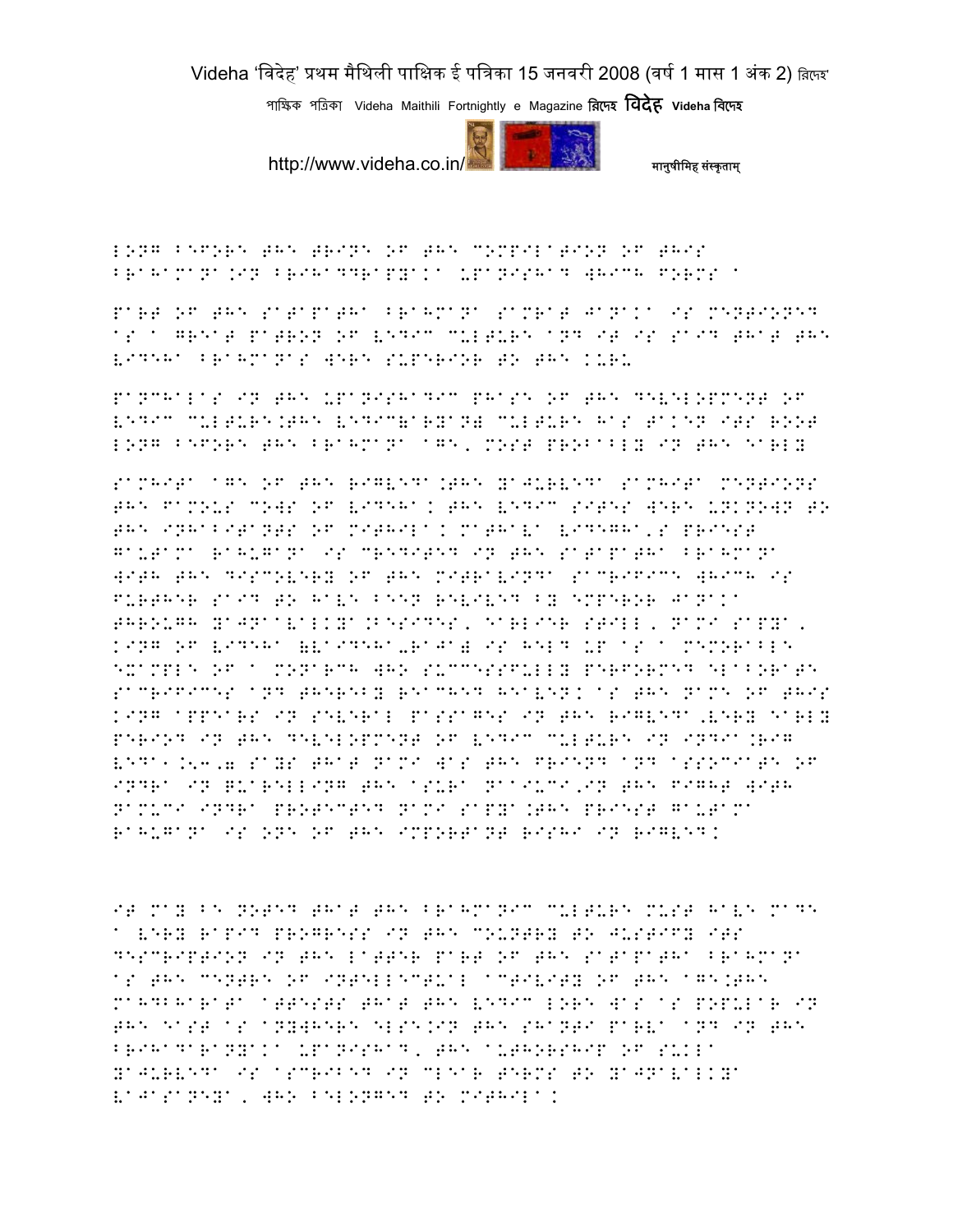LONG BEFORE THE TRINE OF THE COMPILATION OF THIS BRAHMANA.IN BRIHADDRANYAKA UPANISHAD WHICH FORMS A

PART OF THE SATAPATHA BRAHMANA SAMRAT JANAKA IS MENTIONED AS A GREAT PATRON OF VEDIC CULTURE AND IT IS SAID THAT THE VIDEHA BRAHMANAS WERE SUPERIOR TO THE KURU

PANCHALAS IN THE UPANISHADIC PHASE OF THE DEVELOPMENT OF VEDIC CULTURE.THE VEDIC(ARYAN) CULTURE HAS TAKEN ITS ROOT LONG BEFORE THE BRAHMANA AGE, MOST PROBABLY IN THE EARLY

SAMHITA AGE OF THE RIGVEDA.THE YAJURVEDA SAMHITA MENTIONS THE FAMOUS COWS OF VIDEHA. THE VEDIC SITES WERE UNKNOWN TO THE INHABITANTS OF MITHILA. MATHAVA VIDEGHA,S PRIEST GAUTAMA RAHUGANA IS CREDITED IN THE SATAPATHA BRAHMANA WITH THE DISCOVERY OF THE MITRAVINDA SACRIFICE WHICH IS FURTHER SAID TO HAVE BEEN REVIVED BY EMPEROR JANAKA THROUGH YAJNAAVALKYA.BESIDES, EARLIER STILL, NAMI SAPYA, KING OF VIDEHA (VAIDEHA-RAJA) IS HELD UP AS A MEMORABLE EXAMPLE OF A MONARCH WHO SUCCESSFULLY PERFORMED ELABORATE SACRIFICES AND THEREBY REACHED HEAVEN. AS THE NAME OF THIS KING APPEARS IN SEVERAL PASSAGES IN THE RIGVEDA,VERY EARLY PERIOD IN THE DEVELOPMENT OF VEDIC CULTURE IN INDIA.RIG VEDA1.53,7 SAYS THAT NAMI WAS THE FRIEND AND ASSOCIATE OF INDRA IN QUARELLING THE ASURA NAMUCI,IN THE FIGHT WITH NAMUCI INDRA PROTECTED NAMI SAPYA.THE PRIEST GAUTAMA RAHUGANA IS ONE OF THE IMPORTANT RISHI IN RIGVED.

IT MAY BE NOTED THAT THE BRAHMANIC CULTURE MUST HAVE MADE A VERY RAPID PROGRESS IN THE COUNTRY TO JUSTIFY ITS DESCRIPTION IN THE LATTER PART OF THE SATAPATHA BRAHMANA AS THE CENTRE OF INTELLECTUAL ACTIVITY OF THE AGE.THE MAHDBHARATA ATTESTS THAT THE VEDIC LORE WAS AS POPULAR IN THE EAST AS ANYWHERE ELSE.IN THE SHANTI PARVA AND IN THE BRIHADARANYAKA UPANISHAD, THE AUTHORSHIP OF SUKLA YAJURVEDA IS ASCRIBED IN CLEAR TERMS TO YAJNAVALKYA VAJASANEYA, WHO BELONGED TO MITHILA.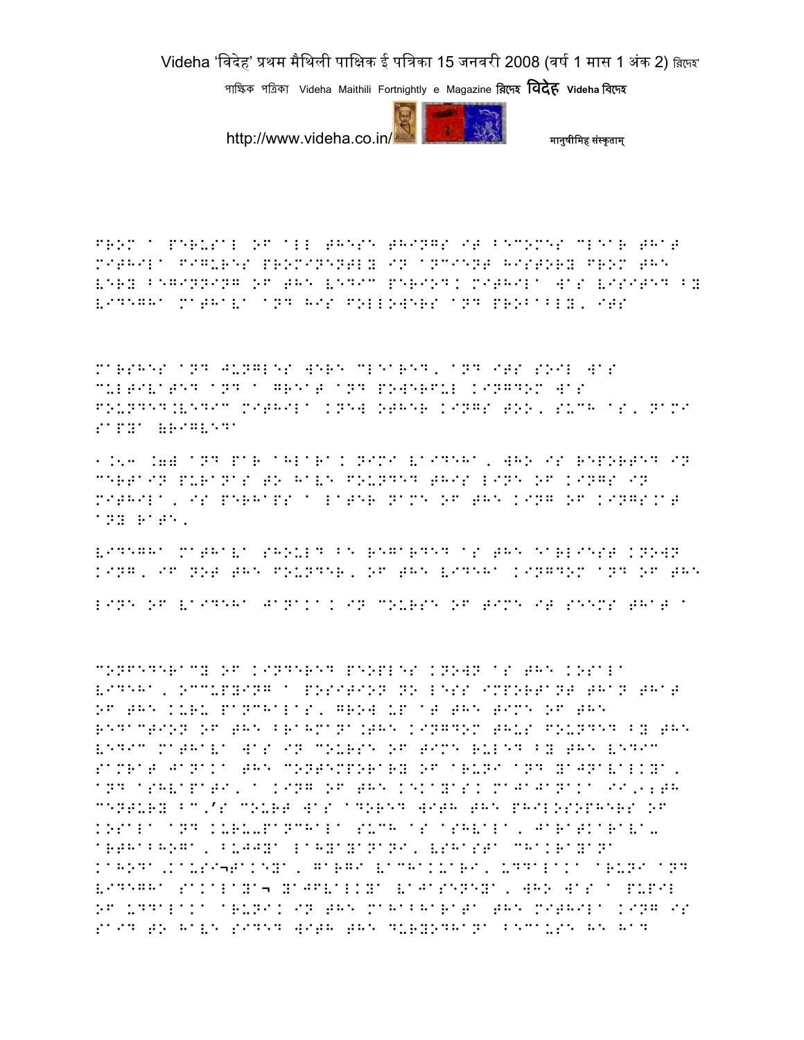FROM A PERUSAL OF ALL THESE THINGS IT BECOMES CLEAR THAT MITHILA FIGURES PROMINENTLY IN ANCIENT HISTORY FROM THE VERY BEGINNING OF THE VEDIC PERIOD. MITHILA WAS VISITED BY VIDEGHA MATHAVA AND HIS FOLLOWERS AND PROBABLY, ITS

MARSHES AND JUNGLES WERE CLEARED, AND ITS SOIL WAS CULTIVATED AND A GREAT AND POWERFUL KINGDOM WAS FOUNDED.VEDIC MITHILA KNEW OTHER KINGS TOO, SUCH AS, NAMI SAPYA (RIGVEDA

1.53 .7) AND PAR AHLARA. NIMI VAIDEHA, WHO IS REPORTED IN CERTAIN PURANAS TO HAVE FOUNDED THIS LINE OF KINGS IN MITHILA, IS PERHAPS A LATER NAME OF THE KING OF KINGS.AT ANY RATE,

VIDEGHA MATHAVA SHOULD BE REGARDED AS THE EARLIEST KNOWN KING, IF NOT THE FOUNDER, OF THE VIDEHA KINGDOM AND OF THE

LINE OF VAIDEHA JANAKA. IN COURSE OF TIME IT SEEMS THAT A

CONFEDERACY OF KINDERED PEOPLES KNOWN AS THE KOSALA VIDEHA, OCCUPYING A POSITION NO LESS IMPORTANT THAN THAT OF THE KURU PANCHALAS, GREW UP AT THE TIME OF THE REDACTION OF THE BRAHMANA.THE KINGDOM THUS FOUNDED BY THE VEDIC MATHAVA WAS IN COURSE OF TIME RULED BY THE VEDIC SAMRAT JANAKA THE CONTEMPORARY OF ARUNI AND YAJNAVALKYA, AND ASHVAPATI, A KING OF THE KEKAYAS. MAJAJANAKA II,12TH CENTURY BC,'S COURT WAS ADORED WITH THE PHILOSOPHERS OF KOSALA AND KURU-PANCHALA SUCH AS ASHVALA, JARATKARAVA-ARTHABHOGA, BUJJYA LAHYAYANANI, VSHASTA CHAKRAYANA KAHODA,KAUSI¬TAKEYA, GARGI VACHAKUARI, UDDALAKA ARUNI AND VIDEGHA SAKALAYA¬ YAJFVALKYA VAJASENEYA, WHO WAS A PUPIL OF UDDALAKA ARUNI. IN THE MAHABHARATA THE MITHILA KING IS SAID TO HAVE SIDED WITH THE DURYODHANA BECAUSE HE HAD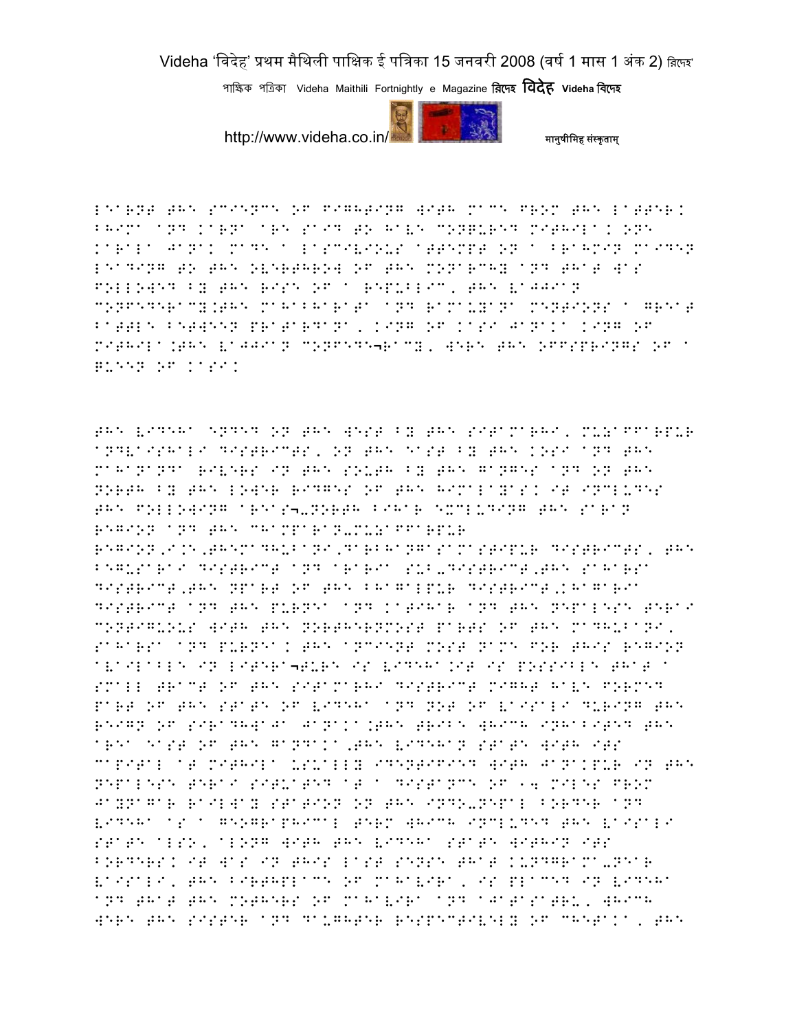learnt the science of fighting with mace from the latter. Bhima and Karna are said to have conquered Mithila. One Karala Janak made a lascivious attempt on a Brahmin maiden leading to the overthrow of the monarchy and that was followed by the rise of a republic, the Vajjian confederacy.The Mahabharata and Ramayana mentions a great battle between Pratardana, king of Kasi Janaka king of Mithila.The Vajjian confede¬racy, were the offsprings of a queen of Kasi.

The Videha ended on the west by the Sitamarhi, Muzaffarpur andVaishali districts, on the east by the Kosi and the Mahananda rivers in the south by the Ganges and on the north by the lower ridges of the Himalayas. It includes the following areas¬-North Bihar excluding the Saran region and the Champaran-Muzaffarpur region,i.e,theMadhubani,DarbhangaSamastipur districts, the Begusarai district and Araria sub-district,the Saharsa district,the Npart of the Bhagalpur district,Khagaria district and the Purnea and Katihar and the Nepalese terai contiguous with the northernmost parts of the Madhubani, Saharsa and Purnea. The ancient most name for this region available in litera¬ture is Videha.It is possible that a small tract of the Sitamarhi district might have formed part of the state of Videha and not of Vaisali during the reign of Siradhwaja Janaka.The tribe which inhabited the area east of the Gandaka,the Videhan state with its capital at Mithila usually identified with Janakpur in the Nepalese terai situated at a distance of 14 miles from Jaynagar railway station on the Indo-Nepal border and Videha as a geographical term which included the Vaisali state also, along with the Videha state within its borders. It was in this last sense that Kundgrama-near Vaisali, the birthplace of Mahavira, is placed in Videha and that the mothers of Mahavira and Ajatasatru, which were the sister and daughter respectively of Chetaka, the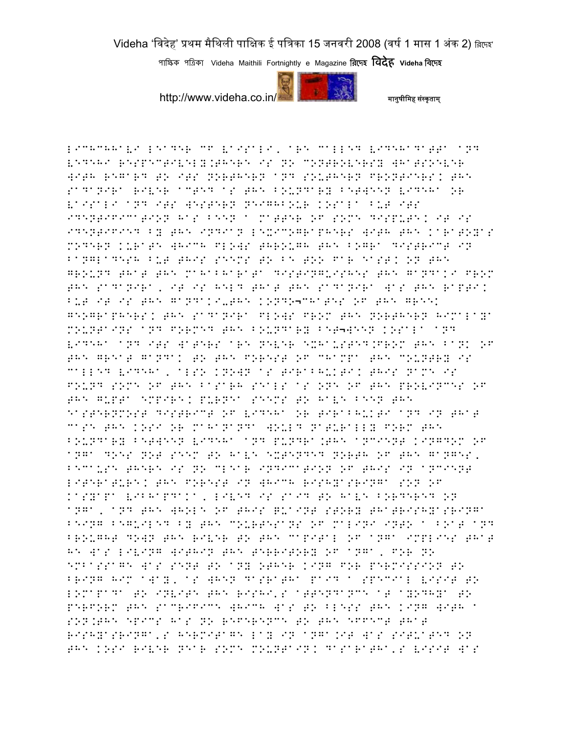LICHCHHAVI LEADER OF VAISALI, ARE CALLED VIDEHADATTA AND VEDEHI RESPECTIVELY.THERE IS NO CONTROVERSY WHATSOEVER WITH REGARD TO ITS NORTHERN AND SOUTHERN FRONTIERS. THE SADANIRA RIVER ACTED AS THE BOUNDARY BETWEEN VIDEHA OR VAISALI AND ITS WESTERN NEIGHBOUR KOSALA BUT ITS IDENTIFICATION HAS BEEN A MATTER OF SOME DISPUTE. IT IS IDENTIFIED BY THE INDIAN LEXICOGRAPHERS WITH THE KARATOYA'S MODERN KURATE WHICH FLOWS THROUGH THE BOGRA DISTRICT IN BANGLADESH BUT THIS SEEMS TO BE TOO FAR EAST. ON THE GROUND THAT THE MAHABHARATA DISTINGUISHES THE GANDAKI FROM THE SADANIRA, IT IS HELD THAT THE SADANIRA WAS THE RAPTI. BUT IT IS THE GANDAKI-THE KONDO¬CHATES OF THE GREEK GEOGRAPHERS. THE SADANIRA FLOWS FROM THE NORTHERN HIMALAYA MOUNTAINS AND FORMED THE BOUNDARY BET¬WEEN KOSALA AND VIDEHA AND ITS WATERS ARE NEVER EXHAUSTED.FROM THE BANK OF THE GREAT GANDAK TO THE FOREST OF CHAMPA THE COUNTRY IS CALLED VIDEHA, ALSO KNOWN AS TIRABHUKTI. THIS NAME IS FOUND SOME OF THE BASARH SEALS AS ONE OF THE PROVINCES OF THE GUPTA EMPIRE. PURNEA SEEMS TO HAVE BEEN THE EASTERNMOST DISTRICT OF VIDEHA OR TIRABHUKTI AND IN THAT CASE THE KOSI OR MAHANANDA WOULD NATURALLY FORM THE BOUNDARY BETWEEN VIDEHA AND PUNDRA.THE ANCIENT KINGDOM OF ANGA DOES NOT SEEM TO HAVE EXTENDED NORTH OF THE GANGES, BECAUSE THERE IS NO CLEAR INDICATION OF THIS IN ANCIENT LITERATURE. THE FOREST IN WHICH RISHYASRINGA SON OF KASYAPA VIBHAPDAKA, LIVED IS SAID TO HAVE BORDERED ON ANGA, AND THE WHOLE OF THIS QUAINT STORY THATRISHYASRINGA BEING BEGUILED BY THE COURTESANS OF MALINI INTO A BOAT AND BROUGHT DOWN THE RIVER TO THE CAPITAL OF ANGA IMPLIES THAT HE WAS LIVING WITHIN THE TERRITORY OF ANGA, FOR NO EMBASSAGE WAS SENT TO ANY OTHER KING FOR PERMISSION TO BRING HIM AWAY, AS WHEN DASRATHA PAID A SPECIAL VISIT TO LOMAPADA TO INVITE THE RISHI'S ATTENDANCE AT AYODHYA TO PERFORM THE SACRIFICE WHICH WAS TO BLESS THE KING WITH A SON.THE EPICS HAS NO REFERENCE TO THE EFFECT THAT RISHYASRINGA'S HERMITAGE LAY IN ANGA.IT WAS SITUATED ON THE KOSI RIVER NEAR SOME MOUNTAIN. DASARATHA'S VISIT WAS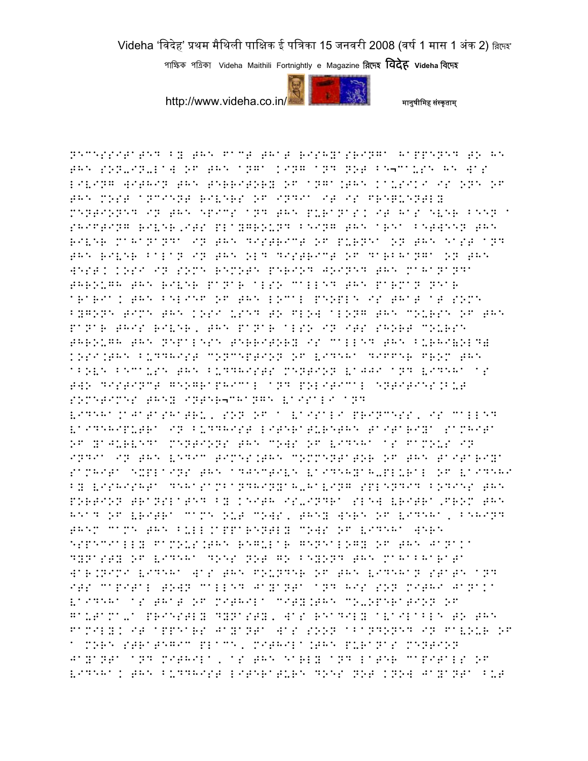NECESSITATED BY THE FACT THAT RISHYASRINGA HAPPENED TO BE THE SON-IN-LAW OF THE ANGA KING AND NOT BE¬CAUSE HE WAS LIVING WITHIN THE TERRITORY OF ANGA.THE KAUSIKI IS ONE OF THE MOST ANCIENT RIVERS OF INDIA IT IS FREQUENTLY MENTIONED IN THE EPICS AND THE PURANAS; IT HAS EVER BEEN A SHIFTING RIVER,ITS PLAYGROUND BEING THE AREA BETWEEN THE RIVER MAHANANDA IN THE DISTRICT OF PURNEA ON THE EAST AND THE RIVER BALAN IN THE OLD DISTRICT OF DARBHANGA ON THE WEST; KOSI IN SOME REMOTE PERIOD JOINED THE MAHANANDA THROUGH THE RIVER PANAR ALSO CALLED THE PARMAN NEAR ARARIA; THE BELIEF OF THE LOCAL PEOPLE IS THAT AT SOME BYGONE TIME THE KOSI USED TO FLOW ALONG THE COURSE OF THE PANAR THIS RIVER, THE PANAR ALSO IN ITS SHORT COURSE THROUGH THE NEPALESE TERRITORY IS CALLED THE BURHI(OLD) KOSI.THE BUDDHIST CONCEPTION OF VIDEHA DIFFER FROM THE ABOVE BECAUSE THE BUDDHISTS MENTION VAJJI AND VIDEHA AS TWO DISTINCT GEOGRAPHICAL AND POLITICAL ENTITIES.BUT SOMETIMES THEY INTER¬CHANGE VAISALI AND VIDEHA.AJATASHATRU, SON OF A VAISALI PRINCESS, IS CALLED VAIDEHIPUTRA IN BUDDHIST LITERATURETHE TAITARIYA SAMHITA OF YAJURVEDA MENTIONS THE COWS OF VIDEHA AS FAMOUS IN INDIA IN THE VEDIC TIMES.THE COMMENTATOR OF THE TAITARIYA SAMHITA EXPLAINS THE ADJECTIVE VAIDEHYAH-PLURAL OF VAIDEHI BY VISHISHTA DEHASAMBANDHINYAH-HAVING SPLENDID BODIES THE PORTION TRANSLATED BY KEITH IS-INDRA SLEW VRITRA,FROM THE HEAD OF VRITRA CAME OUT COWS, THEY WERE OF VIDEHA, BEHIND THEM CAME THE BULL.APPARENTLY COWS OF VIDEHA WERE ESPECIALLY FAMOUS.THE REGULAR GENEALOGY OF THE JANAKA DYNASTY OF VIDEHA DOES NOT GO BEYOND THE MAHABHARATA WAR.NIMI VIDEHA WAS THE FOUNDER OF THE VIDEHAN STATE AND ITS CAPITAL TOWN CALLED JAYANTA AND HIS SON MITHI JANAKA VAIDEHA AS THAT OF MITHILA CITY.THE CO-OPERATION OF GAUTAMA-A PRIESTLY DYNASTY, WAS READILY AVAILABLE TO THE FAMILY; IT APPEARS JAYANTA WAS SOON ABANDONED IN FAVOUR OF A MORE STRATEGIC PLACE, MITHILA.THE PURANAS MENTION JAYANTA AND MITHILA, AS THE EARLY AND LATER CAPITALS OF VIDEHA; THE BUDDHIST LITERATURE DOES NOT KNOW JAYANTA BUT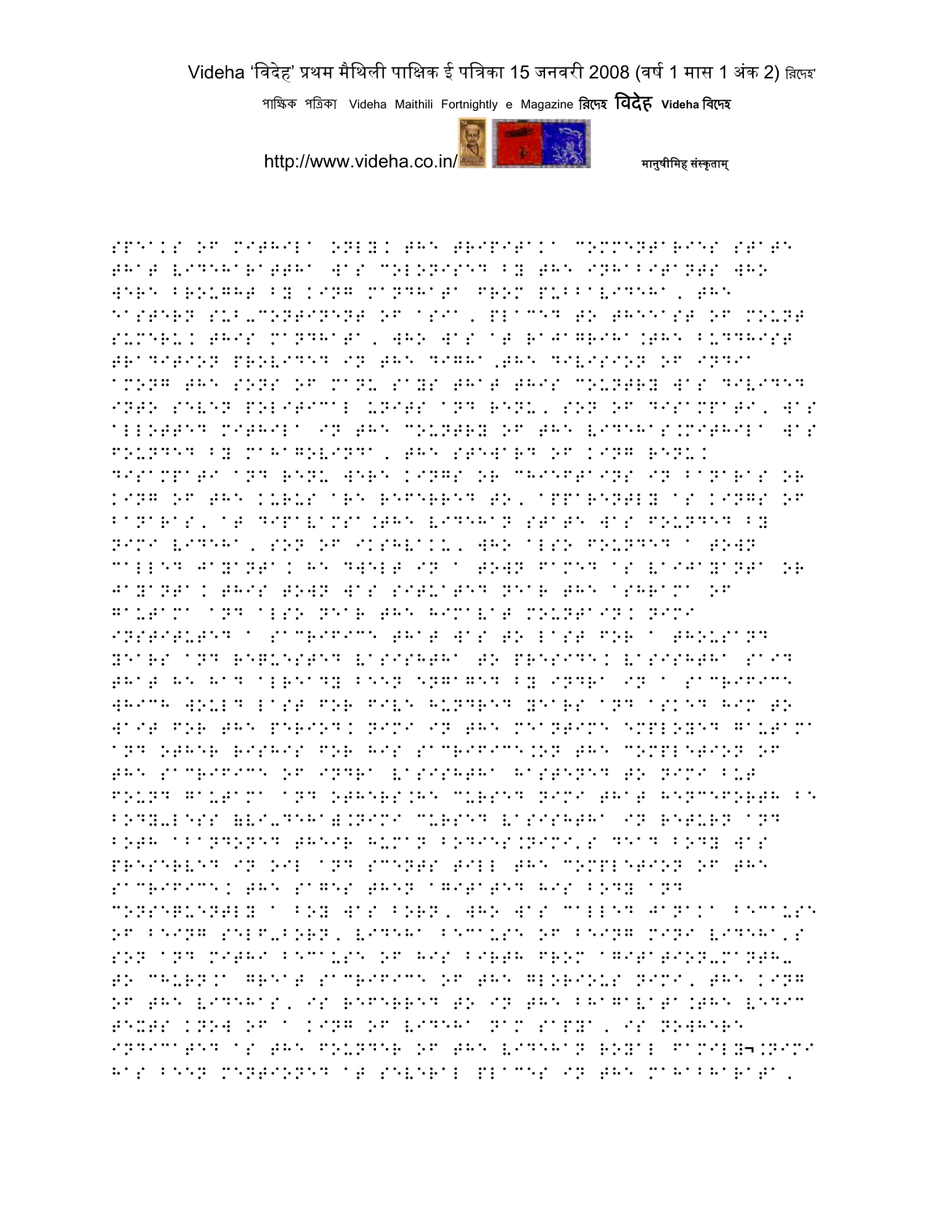SPEAKS OF MITHILA ONLY. THE TRIPITAKA COMMENTARIES STATE THAT VIDEHARATTHA WAS COLONISED BY THE INHABITANTS WHO WERE BROUGHT BY KING MANDHATA FROM PUBBAVIDEHA, THE EASTERN SUB-CONTINENT OF ASIA, PLACED TO THEEAST OF MOUNT SUMERU. THIS MANDHATA, WHO WAS AT RAJAGRIHA.THE BUDDHIST TRADITION PROVIDED IN THE DIGHA,THE DIVISION OF INDIA AMONG THE SONS OF MANU SAYS THAT THIS COUNTRY WAS DIVIDED INTO SEVEN POLITICAL UNITS AND RENU, SON OF DISAMPATI, WAS ALLOTTED MITHILA IN THE COUNTRY OF THE VIDEHAS.MITHILA WAS FOUNDED BY MAHAGOVINDA, THE STEWARD OF KING RENU. DISAMPATI AND RENU WERE KINGS OR CHIEFTAINS IN BANARAS OR KING OF THE KURUS ARE REFERRED TO, APPARENTLY AS KINGS OF BANARAS, AT DIPAVAMSA.THE VIDEHAN STATE WAS FOUNDED BY NIMI VIDEHA, SON OF IKSHVAKU, WHO ALSO FOUNDED A TOWN CALLED JAYANTA. HE DWELT IN A TOWN FAMED AS VAIJAYANTA OR JAYANTA. THIS TOWN WAS SITUATED NEAR THE ASHRAMA OF GAUTAMA AND ALSO NEAR THE HIMAVAT MOUNTAIN. NIMI INSTITUTED A SACRIFICE THAT WAS TO LAST FOR A THOUSAND YEARS AND REQUESTED VASISHTHA TO PRESIDE. VASISHTHA SAID THAT HE HAD ALREADY BEEN ENGAGED BY INDRA IN A SACRIFICE WHICH WOULD LAST FOR FIVE HUNDRED YEARS AND ASKED HIM TO WAIT FOR THE PERIOD. NIMI IN THE MEANTIME EMPLOYED GAUTAMA AND OTHER RISHIS FOR HIS SACRIFICE.ON THE COMPLETION OF THE SACRIFICE OF INDRA VASISHTHA HASTENED TO NIMI BUT FOUND GAUTAMA AND OTHERS.HE CURSED NIMI THAT HENCEFORTH BE BODY-LESS (VI-DEHA).NIMI CURSED VASISHTHA IN RETURN AND BOTH ABANDONED THEIR HUMAN BODIES.NIMI'S DEAD BODY WAS PRESERVED IN OIL AND SCENTS TILL THE COMPLETION OF THE SACRIFICE. THE SAGES THEN AGITATED HIS BODY AND CONSEQUENTLY A BOY WAS BORN, WHO WAS CALLED JANAKA BECAUSE OF BEING SELF-BORN, VIDEHA BECAUSE OF BEING NIMI VIDEHA'S SON AND MITHI BECAUSE OF HIS BIRTH FROM AGITATION-MANTH- TO CHURN.A GREAT SACRIFICE OF THE GLORIOUS NIMI, THE KING OF THE VIDEHAS, IS REFERRED TO IN THE BHAGAVATA.THE VEDIC TEXTS KNOW OF A KING OF VIDEHA NAMI SAPYA, IS NOWHERE INDICATED AS THE FOUNDER OF THE VIDEHAN ROYAL FAMILY¬.NIMI HAS BEEN MENTIONED AT SEVERAL PLACES IN THE MAHABHARATA,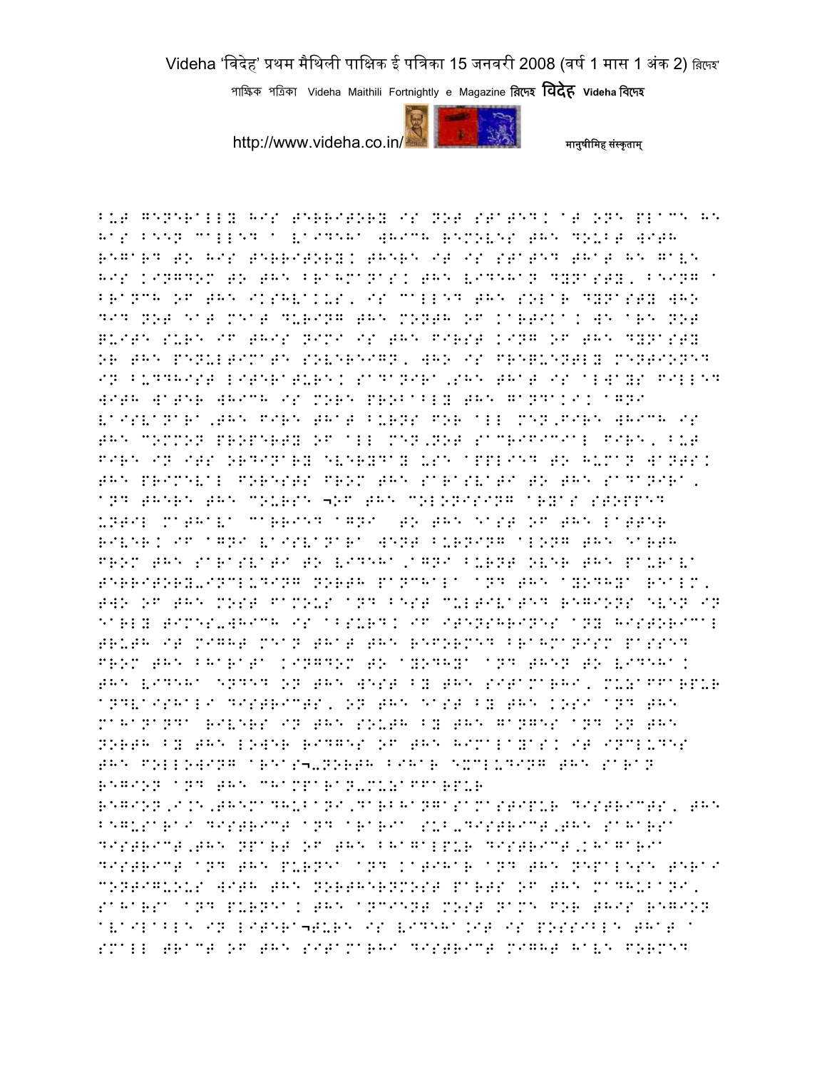BUT GENERALLY HIS TERRITORY IS NOT STATED. AT ONE PLACE HE HAS BEEN CALLED A VAIDEHA WHICH REMOVES THE DOUBT WITH REGARD TO HIS TERRITORY. THERE IT IS STATED THAT HE GAVE HIS KINGDOM TO THE BRAHMANAS. THE VIDEHAN DYNASTY, BEING A BRANCH OF THE IKSHVAKUS, IS CALLED THE SOLAR DYNASTY WHO DID NOT EAT MEAT DURING THE MONTH OF KARTIKA. WE ARE NOT QUITE SURE IF THIS NIMI IS THE FIRST KING OF THE DYNASTY OR THE PENULTIMATE SOVEREIGN, WHO IS FREQUENTLY MENTIONED IN BUDDHIST LITERATURE. SADANIRA,SHE THAT IS ALWAYS FILLED WITH WATER WHICH IS MORE PROBABLY THE GANDAKI. AGNI VAISVANARA,THE FIRE THAT BURNS FOR ALL MEN,FIRE WHICH IS THE COMMON PROPERTY OF ALL MEN,NOT SACRIFICIAL FIRE, BUT FIRE IN ITS ORDINARY EVERYDAY USE APPLIED TO HUMAN WANTS. THE PRIMEVAL FORESTS FROM THE SARASVATI TO THE SADANIRA, AND THERE THE COURSE ¬OF THE COLONISING ARYAS STOPPED UNTIL MATHAVA CARRIED AGNI TO THE EAST OF THE LATTER RIVER. IF AGNI VAISVANARA WENT BURNING ALONG THE EARTH FROM THE SARASVATI TO VIDEHA,AGNI BURNT OVER THE PAURAVA TERRITORY-INCLUDING NORTH PANCHALA AND THE AYODHYA REALM, TWO OF THE MOST FAMOUS AND BEST CULTIVATED REGIONS EVEN IN EARLY TIMES-WHICH IS ABSURD. IF ITENSHRINES ANY HISTORICAL TRUTH IT MIGHT MEAN THAT THE REFORMED BRAHMANISM PASSED FROM THE BHARATA KINGDOM TO AYODHYA AND THEN TO VIDEHA. THE VIDEHA ENDED ON THE WEST BY THE SITAMARHI, MUZAFFARPUR ANDVAISHALI DISTRICTS, ON THE EAST BY THE KOSI AND THE MAHANANDA RIVERS IN THE SOUTH BY THE GANGES AND ON THE NORTH BY THE LOWER RIDGES OF THE HIMALAYAS. IT INCLUDES THE FOLLOWING AREAS¬-NORTH BIHAR EXCLUDING THE SARAN REGION AND THE CHAMPARAN-MUZAFFARPUR REGION,I.E,THEMADHUBANI,DARBHANGASAMASTIPUR DISTRICTS, THE BEGUSARAI DISTRICT AND ARARIA SUB-DISTRICT,THE SAHARSA DISTRICT,THE NPART OF THE BHAGALPUR DISTRICT,KHAGARIA DISTRICT AND THE PURNEA AND KATIHAR AND THE NEPALESE TERAI CONTIGUOUS WITH THE NORTHERNMOST PARTS OF THE MADHUBANI, SAHARSA AND PURNEA. THE ANCIENT MOST NAME FOR THIS REGION AVAILABLE IN LITERA¬TURE IS VIDEHA.IT IS POSSIBLE THAT A SMALL TRACT OF THE SITAMARHI DISTRICT MIGHT HAVE FORMED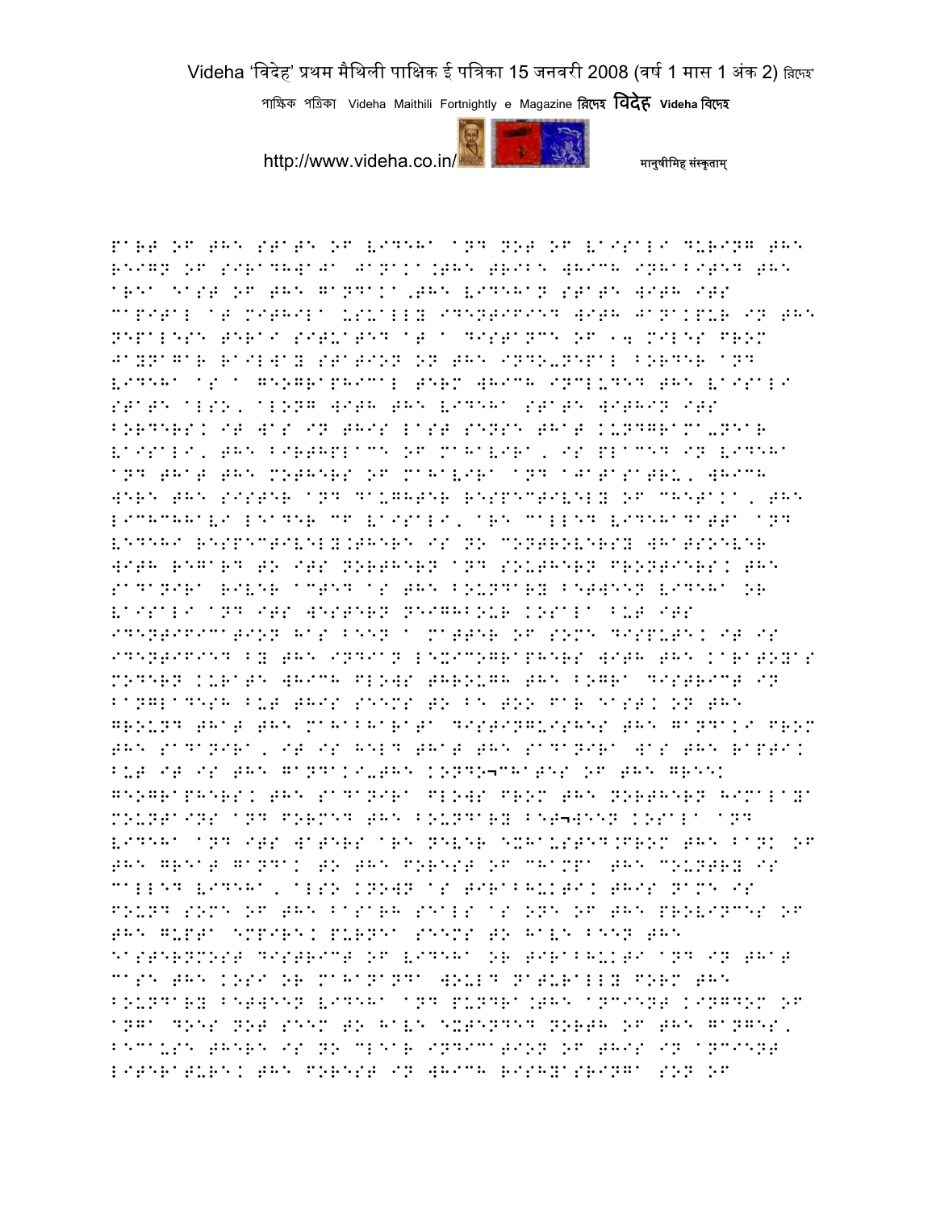part of the state of Videha and not of Vaisali during the reign of Siradhwaja Janaka.The tribe which inhabited the area east of the Gandaka,the Videhan state with its capital at Mithila usually identified with Janakpur in the Nepalese Terai situated at a distance of 14 miles from Jaynagar railway station on the Indo-Nepal border and Videha as a geographical term which included the Vaisali state also, along with the Videha state within its borders. It was in this last sense that Kundgrama-near Vaisali, the birthplace of Mahavira, is placed in Videha and that the mothers of Mahavira and Ajatasatru, which were the sister and daughter respectively of Chetaka, the Lichchhavi leader of Vaisali, are called Videhadatta and Vedehi respectively.There is no controversy whatsoever with regard to its northern and southern frontiers. The Sadanira river acted as the boundary between Videha or Vaisali and its western neighbour Kosala but its identification has been a matter of some dispute. It is identified by the Indian lexicographers with the Karatoyas modern Kurate which flows through the Bogra district in Bangladesh but this seems to be too far east. On the ground that the Mahabharata distinguishes the Gandaki from the Sadanira, it is held that the Sadanira was the Rapti. But it is the Gandaki-the Kondo¬chates of the Greek geographers. The Sadanira flows from the northern Himalaya mountains and formed the boundary bet¬ween Kosala and Videha and its waters are never exhausted.From the bank of the great Gandak to the forest of Champa the country is called Videha, also known as Tirabhukti. This name is found some of the Basarh seals as one of the provinces of the Gupta empire. Purnea seems to have been the easternmost district of Videha or Tirabhukti and in that case the Kosi or Mahananda would naturally form the boundary between Videha and Pundra.The ancient kingdom of Anga does not seem to have extended north of the Ganges, because there is no clear indication of this in ancient literature. The forest in which Rishyasringa son of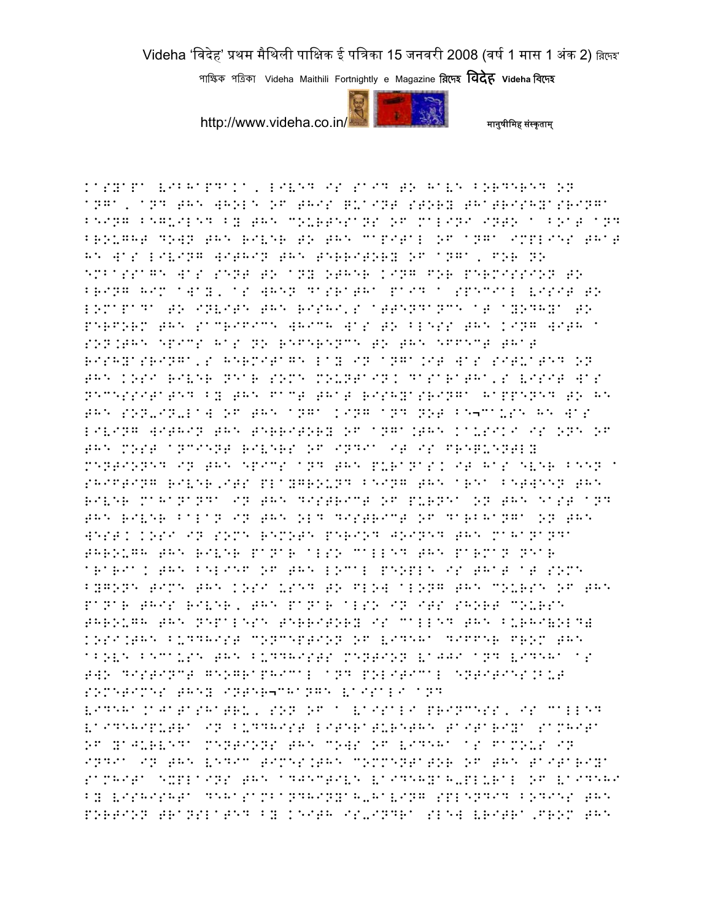Kasyapa Vibhandaka, lived is said to have bordered on Anga, and the whole of this quaint story thatRishyasringa being beguiled by the courtesans of Malini into a boat and brought down the river to the capital of Anga implies that he was living within the territory of Anga, for no embassage was sent to any other king for permission to bring him away, as when Dasratha paid a special visit to Lomapada to invite the Rishi's attendance at Ayodhya to perform the sacrifice which was to bless the king with a son.The epics has no reference to the effect that Rishyasringa's hermitage lay in Anga.It was situated on the Kosi river near some mountain. Dasaratha's visit was necessitated by the fact that Rishyasringa happened to be the son-in-law of the Anga king and not be¬cause he was living within the territory of Anga.The Kausiki is one of the most ancient rivers of India it is frequently mentioned in the epics and the Puranas. It has ever been a shifting river,its playground being the area between the river Mahananda in the district of Purnea on the east and the river Balan in the old district of Darbhanga on the west. Kosi in some remote period joined the Mahananda through the river Panar also called the Parman near Araria. The belief of the local people is that at some bygone time the Kosi used to flow along the course of the Panar this river, the Panar also in its short course through the Nepalese territory is called the Burhi(old) Kosi.The Buddhist conception of Videha differ from the above because the Buddhists mention Vajji and Videha as two distinct geographical and political entities.But sometimes they inter¬change Vaisali and Videha.Ajatashatru, son of a Vaisali princess, is called Vaidehiputra in Buddhist literatureThe Taittriya Samhita of Yajurveda mentions the cows of Videha as famous in India in the Vedic times.The commentator of the Taittriya Samhita explains the adjective Vaidehyah-plural of Vaidehi by Visishta dehasambandhinyah-having splendid bodies the portion translated by Keith is-Indra slew Vritra,from the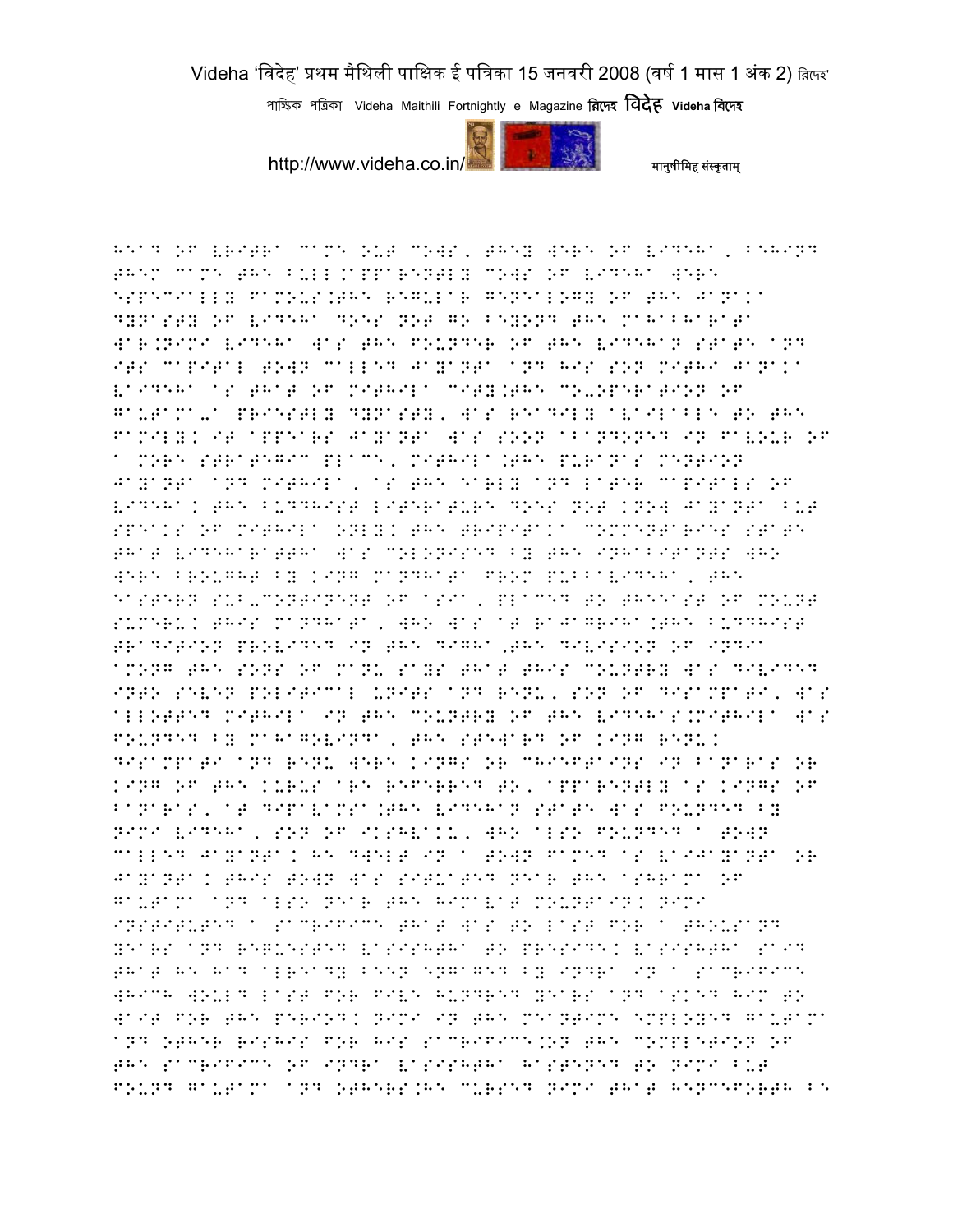head of Vritra came out cows, they were of Videha, behind them came the bull.apparently cows of Videha were especially famous.the regular genealogy of the Janaka dynasty of Videha does not go beyond the Mahabharata war.Nimi Videha was the founder of the Videhan state and its capital town called Jayanta and his son Mithi Janaka Vaideha as that of Mithila city.the co-operation of Gautama-a priestly dynasty, was readily available to the family. it appears Jayanta was soon abandoned in favour of a more strategic place, Mithila.the Puranas mention Jayanta and Mithila, as the early and later capitals of Videha. the Buddhist literature does not know Jayanta but speaks of Mithila only. the Tripitaka commentaries state that Videharattha was colonised by the inhabitants who were brought by king Mandhata from Pubbavideha, the eastern sub-continent of Asia, placed to theeast of mount Sumeru. this Mandhata, who was at Rajagriha.the Buddhist tradition provided in the Digha,the division of India among the sons of Manu says that this country was divided into seven political units and Renu, son of Disampati, was allotted Mithila in the country of the Videhas.Mithila was founded by Mahagovinda, the steward of king Renu. Disampati and Renu were kings or chieftains in Banaras or king of the Kurus are referred to, apparently as kings of Banaras, at Dipavamsa.the Videhan state was founded by Nimi Videha, son of Ikshvaku, who also founded a town called Jayanta. he dwelt in a town famed as Vaijayanta or Jayanta. this town was situated near the ashrama of Gautama and also near the Himavat mountain. Nimi instituted a sacrifice that was to last for a thousand years and requested Vasishtha to preside. Vasishtha said that he had already been engaged by Indra in a sacrifice which would last for five hundred years and asked him to wait for the period. Nimi in the meantime employed Gautama and other rishis for his sacrifice.on the completion of the sacrifice of Indra Vasishtha hastened to Nimi but found Gautama and others.he cursed Nimi that henceforth be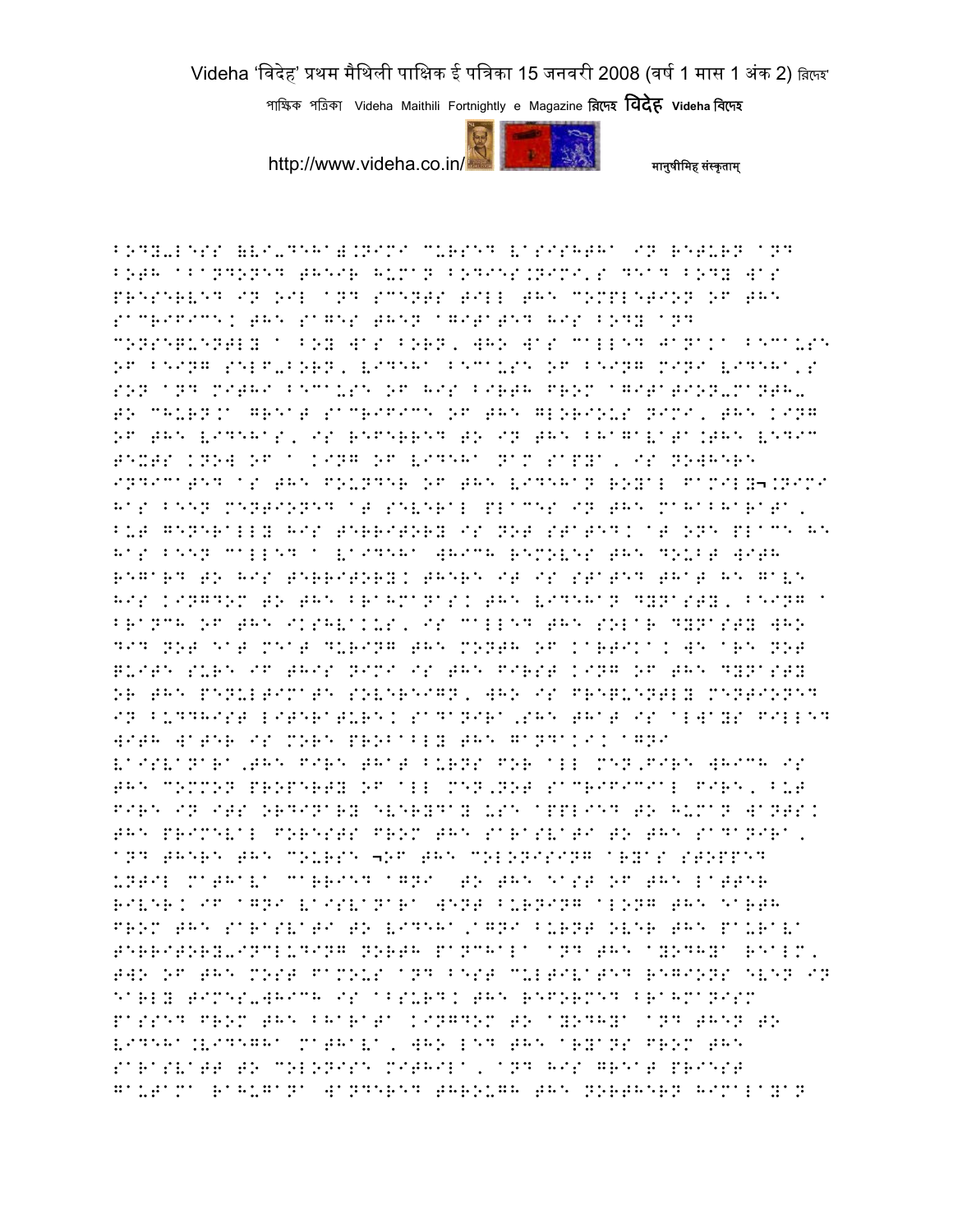BODY-LESS (VI-DEHA).NIMI CURSED VASISHTHA IN RETURN AND BOTH ABANDONED THEIR HUMAN BODIES.NIMI'S DEAD BODY WAS PRESERVED IN OIL AND SCENTS TILL THE COMPLETION OF THE SACRIFICE. THE SAGES THEN AGITATED HIS BODY AND CONSEQUENTLY A BOY WAS BORN, WHO WAS CALLED JANAKA BECAUSE OF BEING SELF-BORN, VIDEHA BECAUSE OF BEING NIMI VIDEHA'S SON AND MITHI BECAUSE OF HIS BIRTH FROM AGITATION-MANTH- TO CHURN.A GREAT SACRIFICE OF THE GLORIOUS NIMI, THE KING OF THE VIDEHAS, IS REFERRED TO IN THE BHAGAVATA.THE VEDIC TEXTS KNOW OF A KING OF VIDEHA NAM SAPYA, IS NOWHERE INDICATED AS THE FOUNDER OF THE VIDEHAN ROYAL FAMILY¬.NIMI HAS BEEN MENTIONED AT SEVERAL PLACES IN THE MAHABHARATA, BUT GENERALLY HIS TERRITORY IS NOT STATED. AT ONE PLACE HE HAS BEEN CALLED A VAIDEHA WHICH REMOVES THE DOUBT WITH REGARD TO HIS TERRITORY. THERE IT IS STATED THAT HE GAVE HIS KINGDOM TO THE BRAHMANAS. THE VIDEHAN DYNASTY, BEING A BRANCH OF THE IKSHVAKUS, IS CALLED THE SOLAR DYNASTY WHO DID NOT EAT MEAT DURING THE MONTH OF KARTIKA. WE ARE NOT QUITE SURE IF THIS NIMI IS THE FIRST KING OF THE DYNASTY OR THE PENULTIMATE SOVEREIGN, WHO IS FREQUENTLY MENTIONED IN BUDDHIST LITERATURE. SADANIRA,SHE THAT IS ALWAYS FILLED WITH WATER IS MORE PROBABLY THE GANDAKI. AGNI VAISVANARA,THE FIRE THAT BURNS FOR ALL MEN,FIRE WHICH IS THE COMMON PROPERTY OF ALL MEN,NOT SACRIFICIAL FIRE, BUT FIRE IN ITS ORDINARY EVERYDAY USE APPLIED TO HUMAN WANTS. THE PRIMEVAL FORESTS FROM THE SARASVATI TO THE SADANIRA, AND THERE THE COURSE ¬OF THE COLONISING ARYAS STOPPED UNTIL MATHAVA CARRIED AGNI TO THE EAST OF THE LATTER RIVER. IF AGNI VAISVANARA WENT BURNING ALONG THE EARTH FROM THE SARASVATI TO VIDEHA,AGNI BURNT OVER THE PAURAVA TERRITORY-INCLUDING NORTH PANCHALA AND THE AYODHYA REALM, TWO OF THE MOST FAMOUS AND BEST CULTIVATED REGIONS EVEN IN EARLY TIMES-WHICH IS ABSURD. THE REFORMED BRAHMANISM PASSED FROM THE BHARATA KINGDOM TO AYODHYA AND THEN TO VIDEHA.VIDEGHA MATHAVA, WHO LED THE ARYANS FROM THE SARASVATT TO COLONISE MITHILA, AND HIS GREAT PRIEST GAUTAMA RAHUGANA WANDERED THROUGH THE NORTHERN HIMALAYAN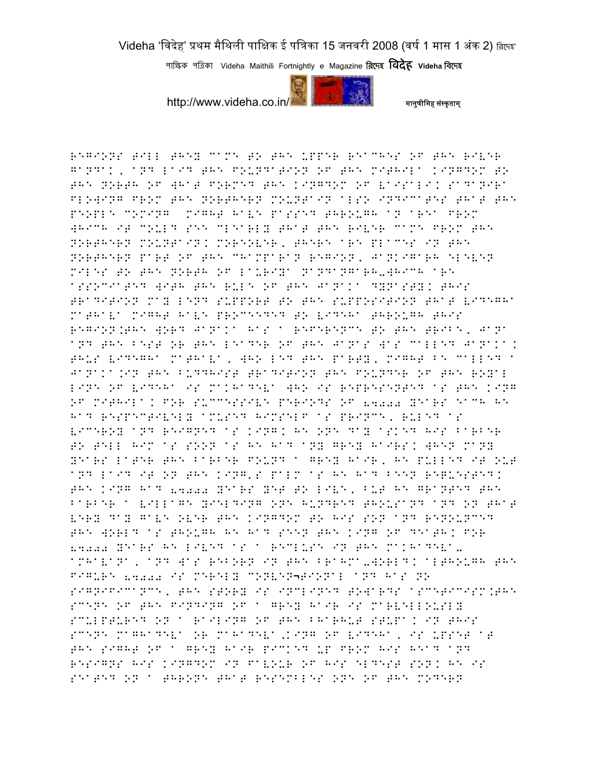regions till they came to the upper reaches of the river Gandak, and laid the foundation of the Mithila kingdom to the north of what formed the kingdom of Vaisali. Sadanira flowing from the northern mountain also indicates that the people coming might have passed through an area from which it could see clearly that the river came from the northern mountain. Moreover, there are places in the northern part of the Champaran region, Jankigarh eleven miles to the north of Lauriya Nandangarh-which are associated with the rule of the Janaka dynasty. This tradition may lend support to the supposition that Videgha Mathava might have proceeded to Videha through this region.The word Janaka has a reference to the tribe, Jana and the best or the leader of the Janas was called Janaka. Thus Videgha Mathava, who led the party, might be called a Janaka.In the Buddhist tradition the founder of the royal line of Videha is Makhadeva who is represented as the king of Mithila. For successive periods of 84000 years each he had respectively amused himself as prince, ruled as viceroy and reigned as king. He one day asked his barber to tell him as soon as he had any grey hairs. When many years later the barber found a grey hair, he pulled it out and laid it on the king,s palm as he had been requested. The king had 84000 years yet to live, but he granted the barber a village yielding one hundred thousand and on that very day gave over the kingdom to his son and renounced the world as though he had seen the king of death. For 84000 years he lived as a recluse in the Makhadeva-amhavana, and was reborn in the Brahma-world. Although the figure 84000 is merely conven¬tional and has no significance, the story is inclined towards ascetcism.The scene of the finding of a grey hair is marvellously sculptured on a railing of the Bharhut stupa. In this scene Maghadeva or Makhadeva,king of Videha, is upset at the sight of a grey hair picked up from his head and resigns his kingdom in favour of his eldest son. He is seated on a throne that resembles one of the modern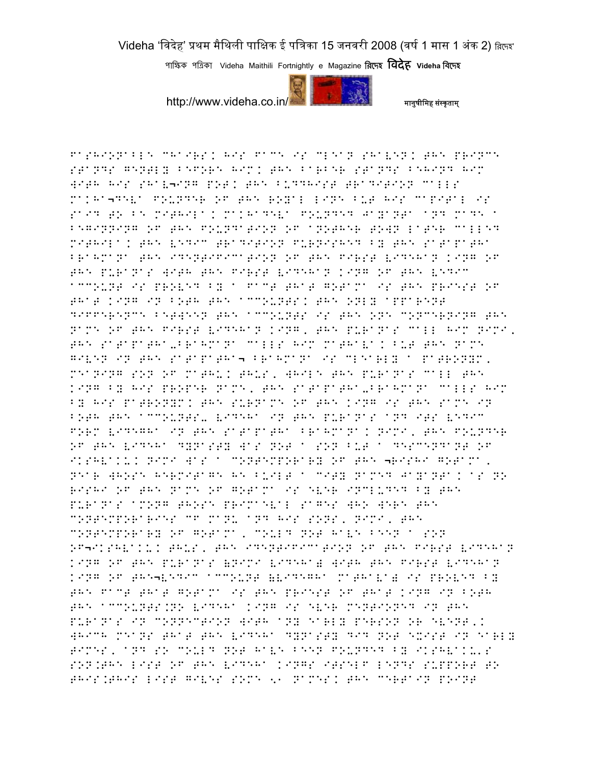fashionable chairs. His face is clean shaven. The prince stands gently before him. The barber stands behind him with his shav¬ing pot. The Buddhist tradition calls Makha¬deva founder of the royal line but his capital is said to be Mithila. Makhadeva founded Jayanta and made a beginning of the foundation of another town later called Mithila. The Vedic tradition furnished by the Satapatha Brahmana the identification of the first Videhan king of the Puranas with the first Videhan king of the Vedic account is proved by a fact that Gotama is the priest of that king in both the accounts. The only apparent difference between the accounts is the one concerning the name of the first Videhan king, the Puranas call him Nimi, the Satapatha-Brahmana calls him Mathava. But the name given in the Satapatha¬ Brahmana is clearly a patronym, meaning son of Mathu. Thus, while the Puranas call the king by his proper name, the Satapatha-Brahmana calls him by his patronym. The surname of the king is the same in both the accounts- Videha in the Puranas and its Vedic form Videgha in the Satapatha Brahmana. Nimi, the founder of the Videha dynasty was not a son but a descendant of Ikshvaku. Nimi was a contemporary of the ¬Rishi Gotama, near whose hermitage he built a city named Jayanta. As no rishi of the name of Gotama is ever included by the Puranas among those primaeval sages who were the contemporaries cf Manu and his sons, Nimi, the contemporary of Gotama, could not have been a son of¬Ikshvaku. Thus, the identification of the first Videhan king of the Puranas (Nimi Videha) with the first Videhan king of the¬Vedic account (Videgha Mathava) is proved by the fact that Gotama is the priest of that king in both the accounts.No Videha king is ever mentioned in the Puranas in connection with any early person or event'. Which means that the Videha dynasty did not exist in early times, and so could not have been founded by Ikshvaku's son.The list of the Videha kings itself lends support to this.This list gives some 51 names. The certain point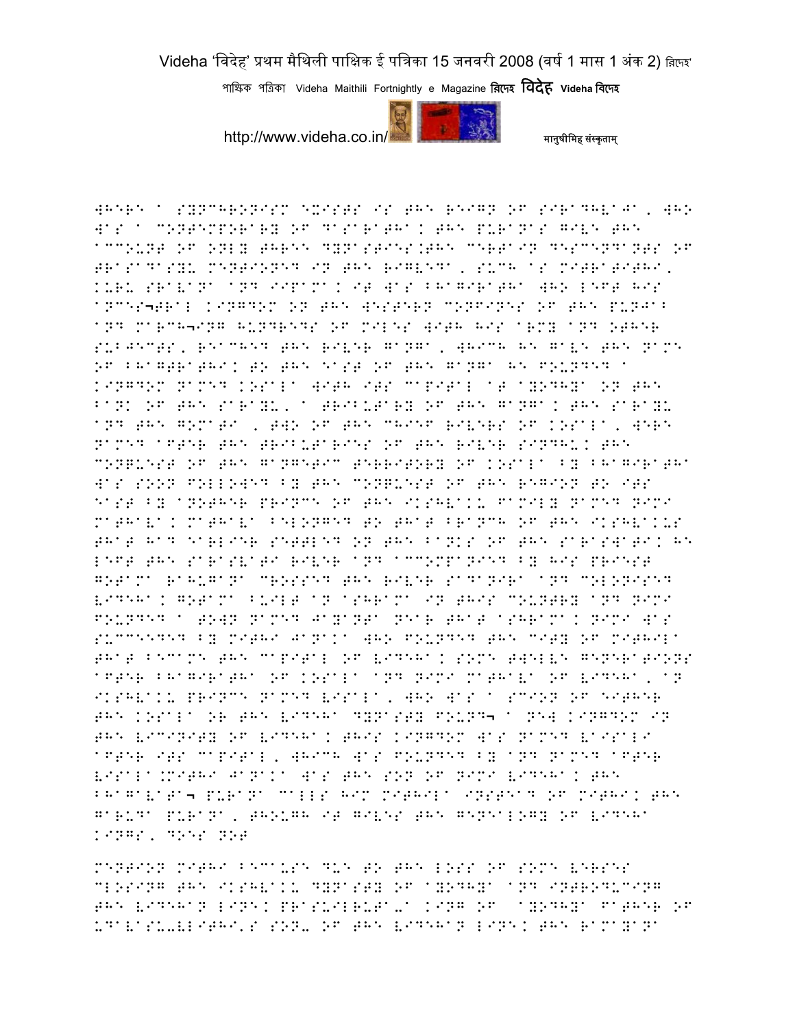WHERE A SYNCHRONISM EXISTS IS THE REIGN OF SIRADHVAJA, WHO WAS A CONTEMPORARY OF DASARATHA. THE PURANAS GIVE THE ACCOUNT OF ONLY THREE DYNASTIES.THE CERTAIN DESCENDANTS OF TRASADASYU MENTIONED IN THE RIGVEDA, SUCH AS MITRATITHI, KURU SRAVANA AND UPAMA. IT WAS BHAGIRATHA WHO LEFT HIS ANCES¬TRAL KINGDOM ON THE WESTERN CONFINES OF THE PUNJAB AND MARCH¬ING HUNDREDS OF MILES WITH HIS ARMY AND OTHER SUBJECTS, REACHED THE RIVER GANGA, WHICH HE GAVE THE NAME OF BHAGIRATHI. TO THE EAST OF THE GANGA HE FOUNDED A KINGDOM NAMED KOSALA WITH ITS CAPITAL AT AYODHYA ON THE BANK OF THE SARAYU, A TRIBUTARY OF THE GANGA. THE SARAYU AND THE GOMATI , TWO OF THE CHIEF RIVERS OF KOSALA, WERE NAMED AFTER THE TRIBUTARIES OF THE RIVER SINDHU. THE CONQUEST OF THE GANGETIC TERRITORY OF KOSALA BY BHAGIRATHA WAS SOON FOLLOWED BY THE CONQUEST OF THE REGION TO ITS EAST BY ANOTHER PRINCE OF THE IKSHVAKU FAMILY NAMED NIMI MATHAVA. MATHAVA BELONGED TO THAT BRANCH OF THE IKSHVAKUS THAT HAD EARLIER SETTLED ON THE BANKS OF THE SARASWATI. HE LEFT THE SARASVATI RIVER AND ACCOMPANIED BY HIS PRIEST GOTAMA RAHUGANA CROSSED THE RIVER SADANIRA AND COLONISED VIDEHA. GOTAMA BUILT AN ASHRAMA IN THIS COUNTRY AND NIMI FOUNDED A TOWN NAMED JAYANTA NEAR THAT ASHRAMA. NIMI WAS SUCCEEDED BY MITHI JANAKA WHO FOUNDED THE CITY OF MITHILA THAT BECAME THE CAPITAL OF VIDEHA. SOME TWELVE GENERATIONS AFTER BHAGIRATHA OF KOSALA AND NIMI MATHAVA OF VIDEHA, AN IKSHVAKU PRINCE NAMED VISALA, WHO WAS A SCION OF EITHER THE KOSALA OR THE VIDEHA DYNASTY FOUND¬ A NEW KINGDOM IN THE VICINITY OF VIDEHA. THIS KINGDOM WAS NAMED VAISALI AFTER ITS CAPITAL, WHICH WAS FOUNDED BY AND NAMED AFTER VISALA.MITHI JANAKA WAS THE SON OF NIMI VIDEHA. THE BHAGAVATA¬ PURANA CALLS HIM MITHILA INSTEAD OF MITHI. THE GARUDA PURANA, THOUGH IT GIVES THE GENEALOGY OF VIDEHA KINGS, DOES NOT

MENTION MITHI BECAUSE DUE TO THE LOSS OF SOME VERSES CLOSING THE IKSHVAKU DYNASTY OF AYODHYA AND INTRODUCING THE VIDEHAN LINE. PRASUSRUTA-A KING OF AYODHYA FATHER OF UDAVASU-MITHI'S SON- OF THE VIDEHAN LINE. THE RAMAYANA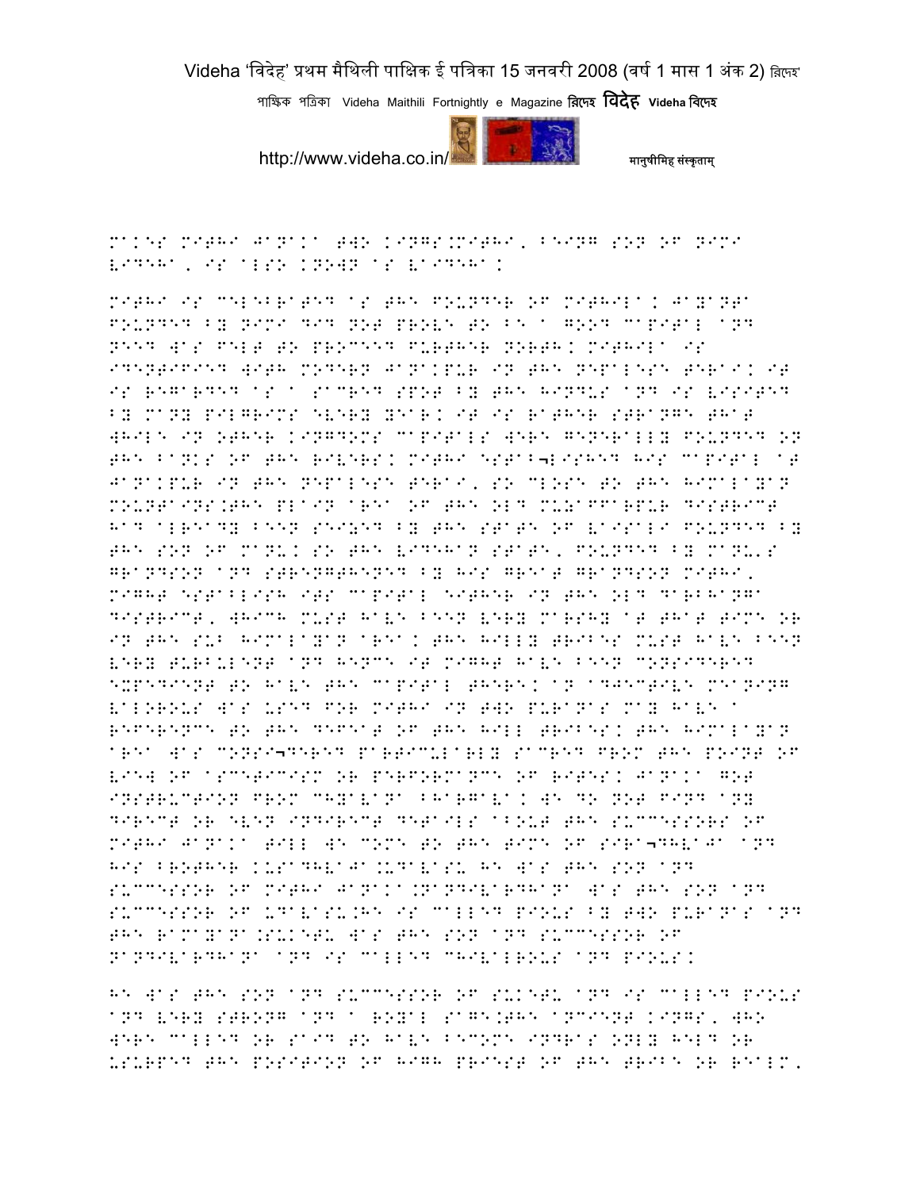MAKES MITHI JANAKA TWO KINGS.MITHI, BEING SON OF NIMI VIDEHA, IS ALSO KNOWN AS VAIDEHA.

MITHI IS CELEBRATED AS THE FOUNDER OF MITHILA. JAYANTA FOUNDED BY NIMI DID NOT PROVE TO BE A GOOD CAPITAL AND NEED WAS FELT TO PROCEED FURTHER NORTH. MITHILA IS IDENTIFIED WITH MODERN JANAKPUR IN THE NEPALESE TERAI. IT IS REGARDED AS A SACRED SPOT BY THE HINDUS AND IS VISITED BY MANY PILGRIMS EVERY YEAR. IT IS RATHER STRANGE THAT WHILE IN OTHER KINGDOMS CAPITALS WERE GENERALLY FOUNDED ON THE BANKS OF THE RIVERS. MITHI ESTAB¬LISHED HIS CAPITAL AT JANAKPUR IN THE NEPALESE TERAI, SO CLOSE TO THE HIMALAYAN MOUNTAINS.THE PLAIN AREA OF THE OLD MUZAFFARPUR DISTRICT HAD ALREADY BEEN SEIZED BY THE STATE OF VAISALI FOUNDED BY THE SON OF MANU. SO THE VIDEHAN STATE, FOUNDED BY MANU'S GRANDSON AND STRENGTHENED BY HIS GREAT GRANDSON MITHI, MIGHT ESTABLISH ITS CAPITAL EITHER IN THE OLD DARBHANGA DISTRICT, WHICH MUST HAVE BEEN VERY MARSHY AT THAT TIME OR IN THE SUB HIMALAYAN AREA. THE HILLY TRIBES MUST HAVE BEEN VERY TURBULENT AND HENCE IT MIGHT HAVE BEEN CONSIDERED EXPEDIENT TO HAVE THE CAPITAL THERE. AN ADJECTIVE MEANING VALOROUS WAS USED FOR MITHI IN TWO PURANAS MAY HAVE A REFERENCE TO THE DEFEAT OF THE HILL TRIBES. THE HIMALAYAN AREA WAS CONSI¬DERED PARTICULARLY SACRED FROM THE POINT OF VIEW OF ASCETICISM OR PERFORMANCE OF RITES. JANAKA GOT INSTRUCTION FROM CHYAVANA BHARGAVA. WE DO NOT FIND ANY DIRECT OR EVEN INDIRECT DETAILS ABOUT THE SUCCESSORS OF MITHI JANAKA TILL WE COME TO THE TIME OF SIRA¬DHVAJA AND HIS BROTHER KUSADHVAJA.UDAVASU HE WAS THE SON AND SUCCESSOR OF MITHI JANAKA.NANDIVARDHANA WAS THE SON AND SUCCESSOR OF UDAVASU.HE IS CALLED PIOUS BY TWO PURANAS AND THE RAMAYANA.SUKETU WAS THE SON AND SUCCESSOR OF NANDIVARDHANA AND IS CALLED CHIVALROUS AND PIOUS.

HE WAS THE SON AND SUCCESSOR OF SUKETU AND IS CALLED PIOUS AND VERY STRONG AND A ROYAL SAGE.THE ANCIENT KINGS, WHO WERE CALLED OR SAID TO HAVE BECOME INDRAS ONLY HELD OR USURPED THE POSITION OF HIGH PRIEST OF THE TRIBE OR REALM,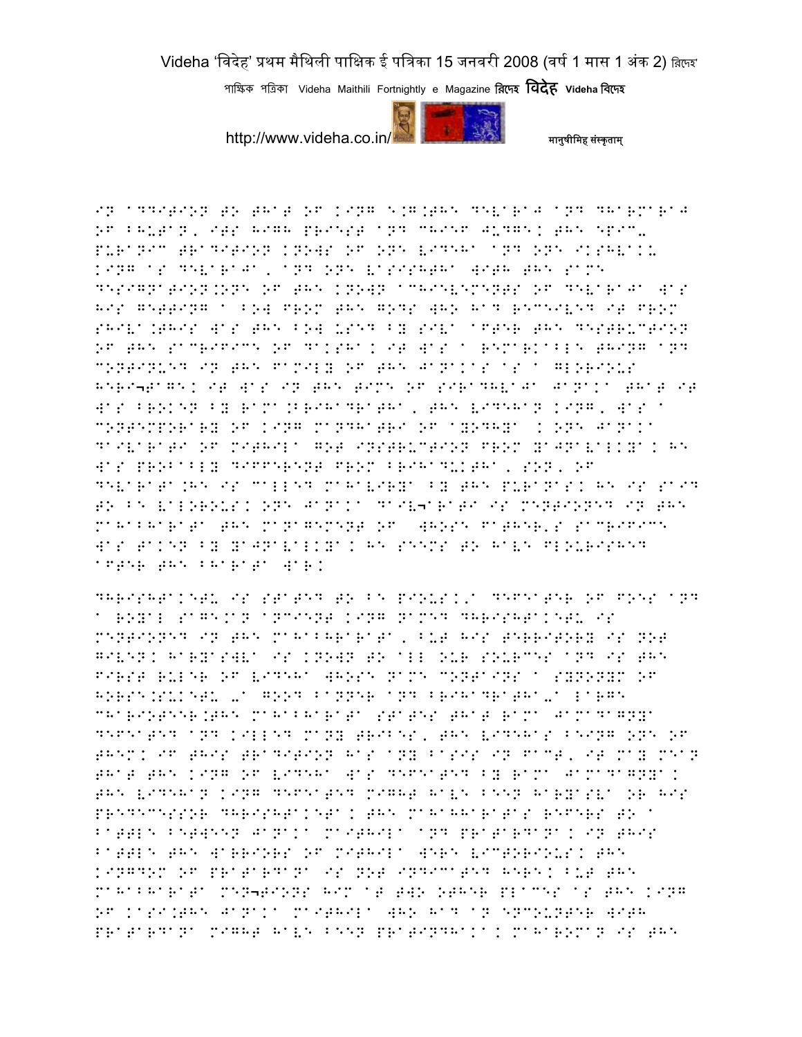IN ADDITION TO THAT OF KING E.G.THE DEVARAJ AND DHARMARAJ OF BHUTAN, ITS HIGH PRIEST AND CHIEF JUDGE. THE EPIC-PURANIC TRADITION KNOWS OF ONE VIDEHA AND ONE IKSHVAKU KING AS DEVARAJA, AND ONE VASISHTHA WITH THE SAME DESIGNATION.ONE OF THE KNOWN ACHIEVEMENTS OF DEVARAJA WAS HIS GETTING A BOW FROM THE GODS WHO HAD RECEIVED IT FROM SHIVA.THIS WAS THE BOW USED BY SIVA AFTER THE DESTRUCTION OF THE SACRIFICE OF DAKSHA. IT WAS A REMARKABLE THING AND CONTINUED IN THE FAMILY OF THE JANAKAS AS A GLORIOUS HERI¬TAGE. IT WAS IN THE TIME OF SIRADHVAJA JANAKA THAT IT WAS BROKEN BY RAMA.BRIHADRATHA, THE VIDEHAN KING, WAS A CONTEMPORARY OF KING MANDHATRI OF AYODHYA . ONE JANAKA DAIVARATI OF MITHILA GOT INSTRUCTION FROM YAJNAVALKYA. HE WAS PROBABLY DIFFERENT FROM BRIHADUKTHA, SON, OF DEVARATA.HE IS CALLED MAHAVIRYA BY THE PURANAS. HE IS SAID TO BE VALOROUS. ONE JANAKA DAIV¬ARATI IS MENTIONED IN THE MAHABHARATA THE MANAGEMENT OF WHOSE FATHER'S SACRIFICE WAS TAKEN BY YAJNAVALKYA. HE SEEMS TO HAVE FLOURISHED AFTER THE BHARATA WAR.

DHRISHTAKETU IS STATED TO BE PIOUS.A DEFEATER OF FOES AND A ROYAL SAGE.AN ANCIENT KING NAMED DHRISHTAKETU IS MENTIONED IN THE MAHABHARATA, BUT HIS TERRITORY IS NOT GIVEN. HARYASWA IS KNOWN TO ALL OUR SOURCES AND IS THE FIRST RULER OF VIDEHA WHOSE NAME CONTAINS A SYNONYM OF HORSE.SUKETU -A GOOD BANNER AND BRIHADRATHA-A LARGE CHARIOTEER.THE MAHABHARATA STATES THAT RAMA JAMADAGNYA DEFEATED AND KILLED MANY TRIBES, THE VIDEHAS BEING ONE OF THEM. IF THIS TRADITION HAS ANY BASIS IN FACT, IT MAY MEAN THAT THE KING OF VIDEHA WAS DEFEATED BY RAMA JAMADAGNYA. THE VIDEHAN KING DEFEATED MIGHT HAVE BEEN HARYASVA OR HIS PREDECESSOR DHRISHTAKETA. THE MAHABHARATAS REFERS TO A BATTLE BETWEEN JANAKA MAITHILA AND PRATARDANA. IN THIS BATTLE THE WARRIORS OF MITHILA WERE VICTORIOUS. THE KINGDOM OF PRATARDANA IS NOT INDICATED HERE. BUT THE MAHABHARATA MEN¬TIONS HIM AT TWO OTHER PLACES AS THE KING OF KASI.THE JANAKA MAITHILA WHO HAD AN ENCOUNTER WITH PRATARDANA MIGHT HAVE BEEN PRATINDHAKA. MAHAROMAN IS THE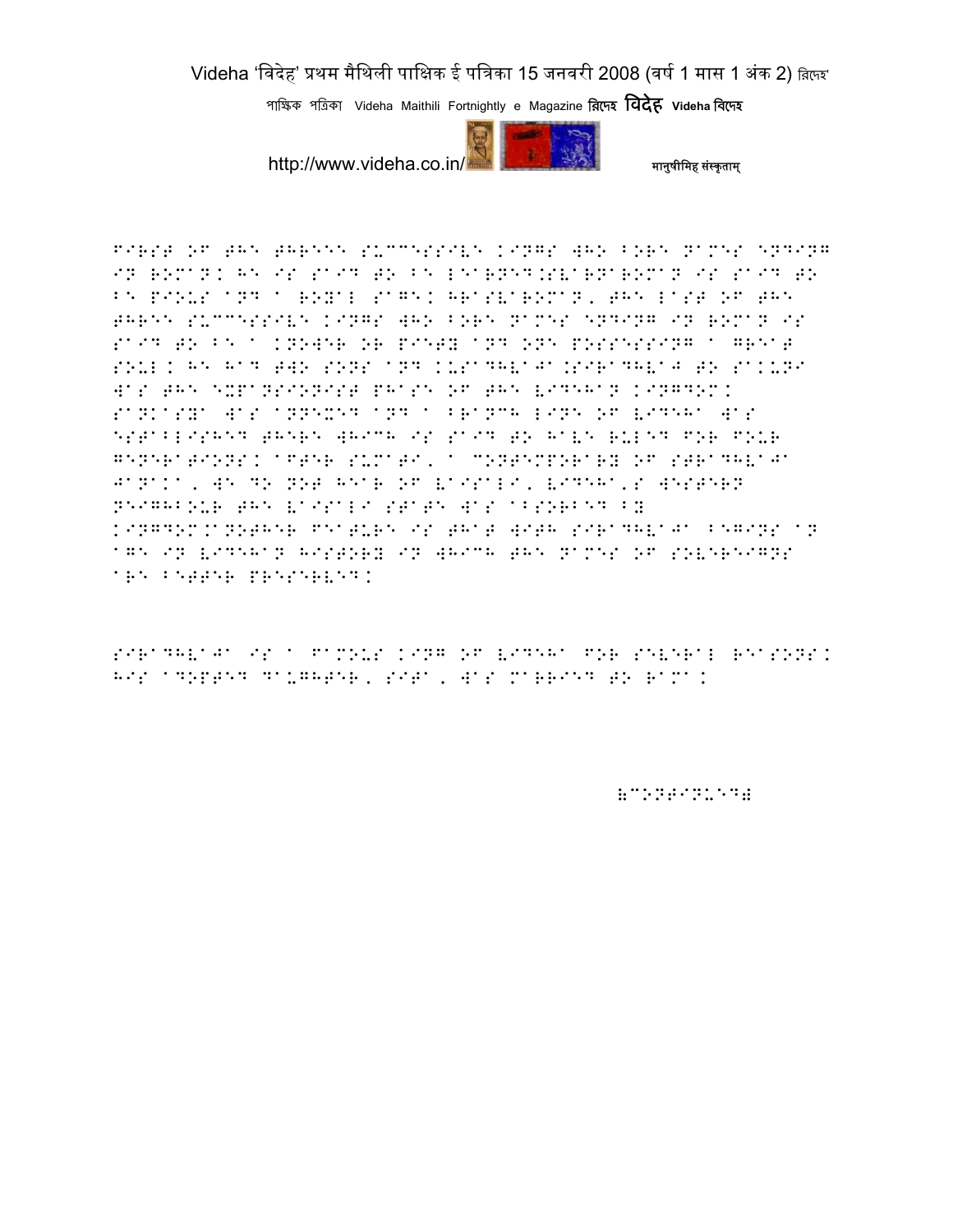FIRST OF THE THREEE SUCCESSIVE KINGS WHO BORE NAMES ENDING IN ROMAN. HE IS SAID TO BE LEARNED.SVARNAROMAN IS SAID TO BE PIOUS AND A ROYAL SAGE. HRASVAROMAN, THE LAST OF THE THREEE SUCCESSIVE KINGS WHO BORE NAMES ENDING IN ROMAN IS SAID TO BE A KNOWER OF PIETY AND ONE POSSESSING A GREAT SOUL. HE HAD TWO SONS AND KUSADHVAJA.SIRADHVAJ TO SAKUNI WAS THE EXPANSIONIST PHASE OF THE VIDEHAN KINGDOM. SANKASYA WAS ANNEXED AND A BRANCH LINE OF VIDEHA WAS ESTABLISHED THERE WHICH IS SAID TO HAVE RULED FOR FOUR GENERATIONS. AFTER SUMATI, A CONTEMPORARY OF SIRADHVAJA JANAKA, WE DO NOT HEAR OF VAISALI. VIDEHA,S WESTERN NEIGHBOUR THE VAISALI STATE WAS ABSORBED BY KINGDOM.ANOTHER FEATURE IS THAT WITH SIRADHVAJA BEGINS AN AGE IN VIDEHAN HISTORY IN WHICH THE NAMES OF SOVEREIGNS ARE BETTER PRESERVED.

SIRADHVAJA IS A FAMOUS KING OF VIDEHA FOR SEVERAL REASONS. HIS ADOPTED DAUGHTER, SITA, WAS MARRIED TO RAMA.

(CONTINUED)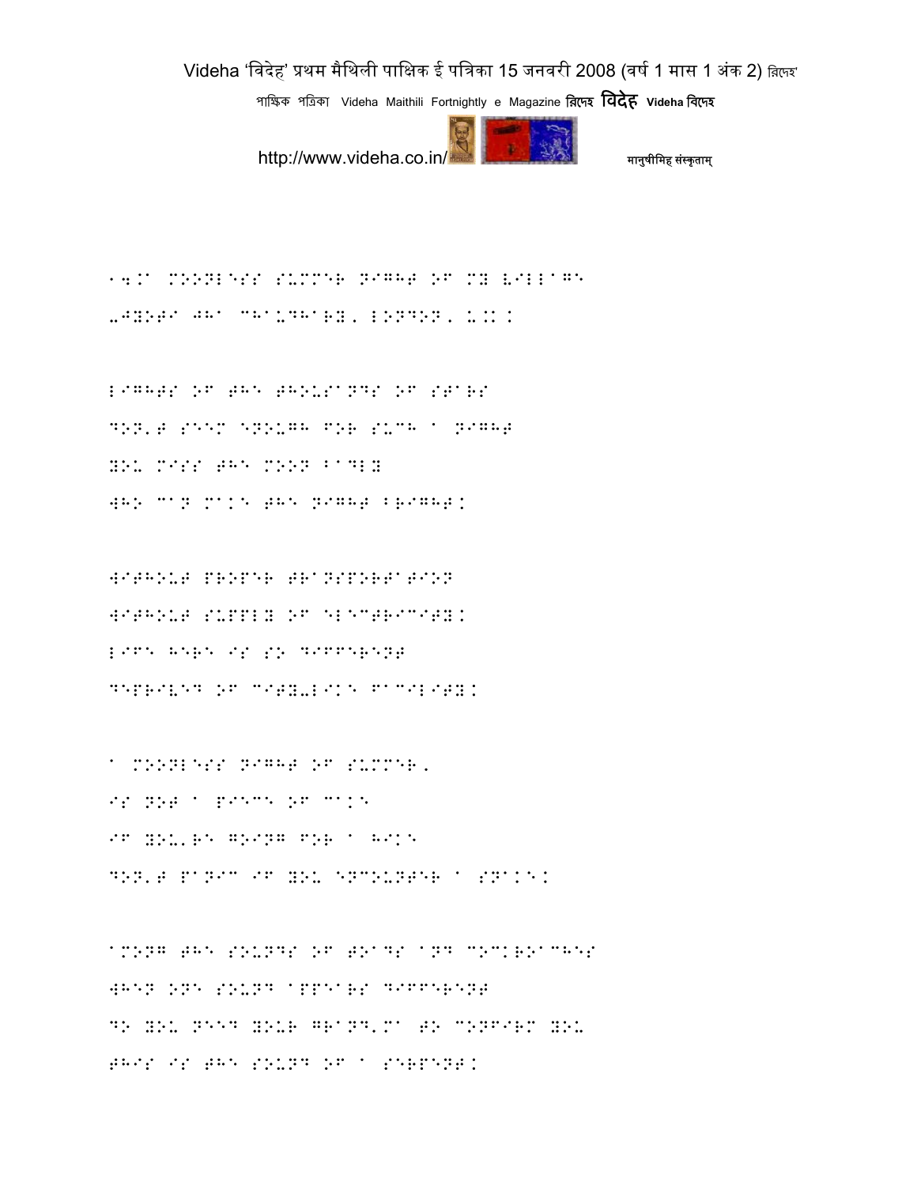14.A moonless summer night of my village
-Jyoti Jha Chaudhary, London, U.K.

Lights of the thousands of stars
Don't seem enough for such a night
You miss the moon badly
Who can make the night bright.

Without proper transportation
Without supply of electricity.
Life here is so different
Deprived of city-like facility.

A moonless night of summer,
Is not a piece of cake
If you're going for a hike
Don't panic if you encounter a snake.

Among the sounds of toads and cockroaches
When one sound appears different
Do you need your grand'ma to confirm you
This is the sound of a serpent.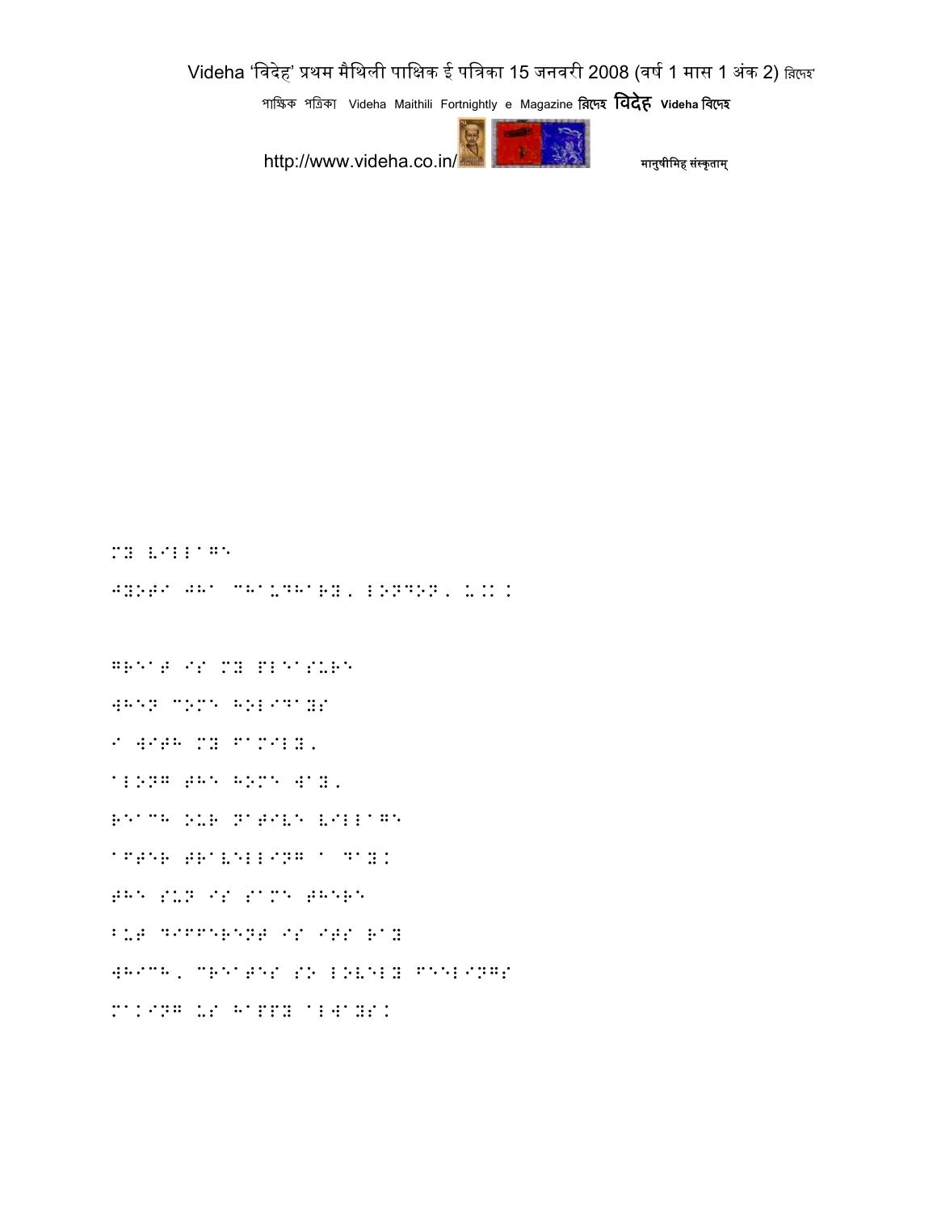MY VILLAGE

JYOTI JHA CHAUDHARY, LONDON, U.K.

GREAT IS MY PLEASURE
WHEN COME HOLIDAYS
I WITH MY FAMILY,
ALONG THE HOME WAY,
REACH OUR NATIVE VILLAGE
AFTER TRAVELLING A DAY.
THE SUN IS SAME THERE
BUT DIFFERENT IS ITS RAY
WHICH, CREATES SO LOVELY FEELINGS
MAKING US HAPPY ALWAYS.